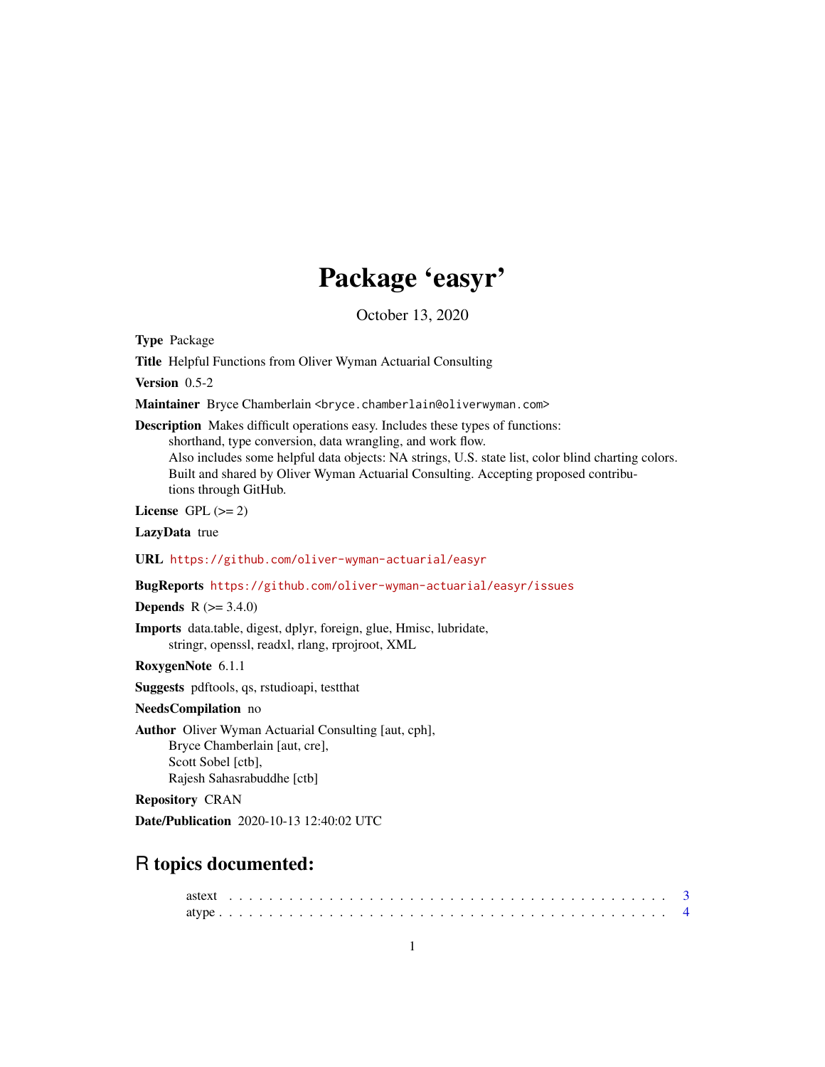# Package 'easyr'

October 13, 2020

**Type** Package

**Title** Helpful Functions from Oliver Wyman Actuarial Consulting

**Version** 0.5-2

**Maintainer** Bryce Chamberlain <bryce.chamberlain@oliverwyman.com>

**Description** Makes difficult operations easy. Includes these types of functions: shorthand, type conversion, data wrangling, and work flow.
Also includes some helpful data objects: NA strings, U.S. state list, color blind charting colors.
Built and shared by Oliver Wyman Actuarial Consulting. Accepting proposed contributions through GitHub.

**License** GPL (>= 2)

**LazyData** true

**URL** https://github.com/oliver-wyman-actuarial/easyr

**BugReports** https://github.com/oliver-wyman-actuarial/easyr/issues

**Depends** R (>= 3.4.0)

**Imports** data.table, digest, dplyr, foreign, glue, Hmisc, lubridate, stringr, openssl, readxl, rlang, rprojroot, XML

**RoxygenNote** 6.1.1

**Suggests** pdftools, qs, rstudioapi, testthat

**NeedsCompilation** no

**Author** Oliver Wyman Actuarial Consulting [aut, cph],
Bryce Chamberlain [aut, cre],
Scott Sobel [ctb],
Rajesh Sahasrabuddhe [ctb]

**Repository** CRAN

**Date/Publication** 2020-10-13 12:40:02 UTC

## R topics documented:

astext . . . . . . . . . . . . . . . . . . . . . . . . . . . . . . . . . . . . . . . . . . 3
atype . . . . . . . . . . . . . . . . . . . . . . . . . . . . . . . . . . . . . . . . . . . 4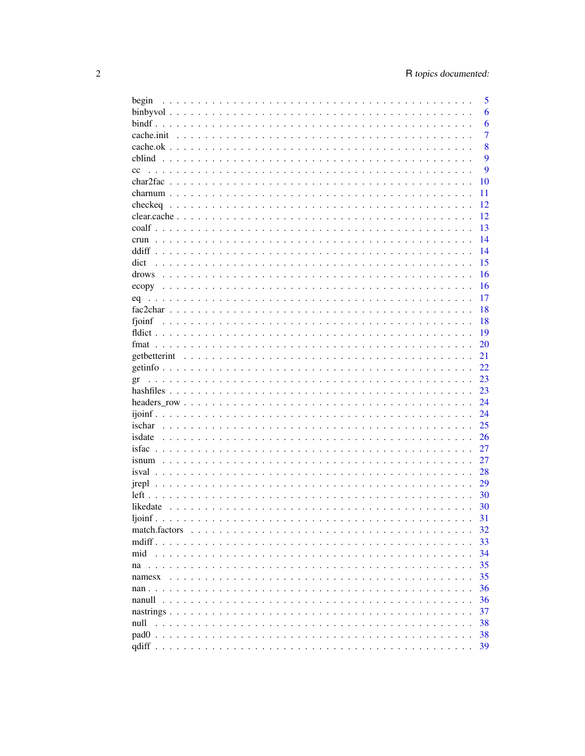| | |
|---|---|
| begin | 5 |
| binbyvol | 6 |
| bindf | 6 |
| cache.init | 7 |
| cache.ok | 8 |
| cblind | 9 |
| cc | 9 |
| char2fac | 10 |
| charnum | 11 |
| checkeq | 12 |
| clear.cache | 12 |
| coalf | 13 |
| crun | 14 |
| ddiff | 14 |
| dict | 15 |
| drows | 16 |
| ecopy | 16 |
| eq | 17 |
| fac2char | 18 |
| fjoinf | 18 |
| fldict | 19 |
| fmat | 20 |
| getbetterint | 21 |
| getinfo | 22 |
| gr | 23 |
| hashfiles | 23 |
| headers_row | 24 |
| ijoinf | 24 |
| ischar | 25 |
| isdate | 26 |
| isfac | 27 |
| isnum | 27 |
| isval | 28 |
| jrepl | 29 |
| left | 30 |
| likedate | 30 |
| ljoinf | 31 |
| match.factors | 32 |
| mdiff | 33 |
| mid | 34 |
| na | 35 |
| namesx | 35 |
| nan | 36 |
| nanull | 36 |
| nastrings | 37 |
| null | 38 |
| pad0 | 38 |
| qdiff | 39 |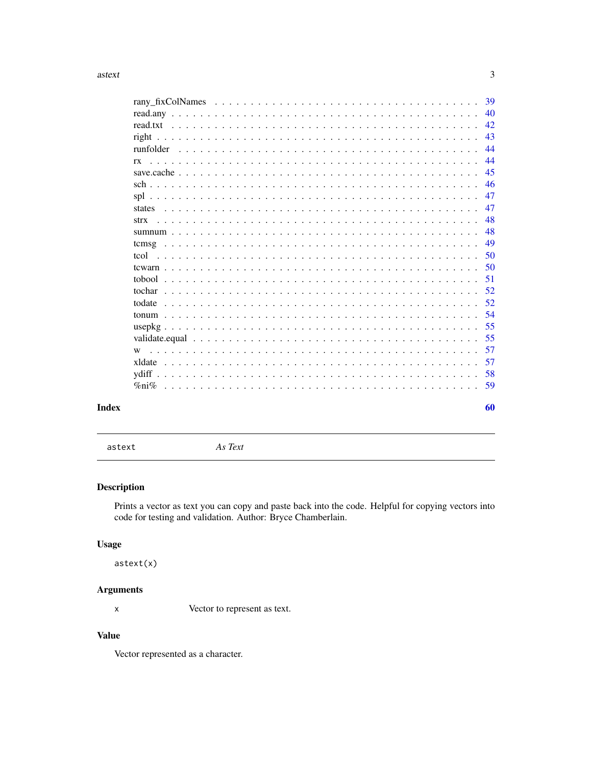rany_fixColNames . . . . . . . . . . . . . . . . . . . . . . . . . . . . . . . . . . 39
read.any . . . . . . . . . . . . . . . . . . . . . . . . . . . . . . . . . . . . . . 40
read.txt . . . . . . . . . . . . . . . . . . . . . . . . . . . . . . . . . . . . . . 42
right . . . . . . . . . . . . . . . . . . . . . . . . . . . . . . . . . . . . . . . 43
runfolder . . . . . . . . . . . . . . . . . . . . . . . . . . . . . . . . . . . . . 44
rx . . . . . . . . . . . . . . . . . . . . . . . . . . . . . . . . . . . . . . . . 44
save.cache . . . . . . . . . . . . . . . . . . . . . . . . . . . . . . . . . . . . 45
sch . . . . . . . . . . . . . . . . . . . . . . . . . . . . . . . . . . . . . . . . 46
spl . . . . . . . . . . . . . . . . . . . . . . . . . . . . . . . . . . . . . . . . 47
states . . . . . . . . . . . . . . . . . . . . . . . . . . . . . . . . . . . . . . 47
strx . . . . . . . . . . . . . . . . . . . . . . . . . . . . . . . . . . . . . . . 48
sumnum . . . . . . . . . . . . . . . . . . . . . . . . . . . . . . . . . . . . . . 48
tcmsg . . . . . . . . . . . . . . . . . . . . . . . . . . . . . . . . . . . . . . . 49
tcol . . . . . . . . . . . . . . . . . . . . . . . . . . . . . . . . . . . . . . . 50
tcwarn . . . . . . . . . . . . . . . . . . . . . . . . . . . . . . . . . . . . . . 50
tobool . . . . . . . . . . . . . . . . . . . . . . . . . . . . . . . . . . . . . . 51
tochar . . . . . . . . . . . . . . . . . . . . . . . . . . . . . . . . . . . . . . 52
todate . . . . . . . . . . . . . . . . . . . . . . . . . . . . . . . . . . . . . . 52
tonum . . . . . . . . . . . . . . . . . . . . . . . . . . . . . . . . . . . . . . . 54
usepkg . . . . . . . . . . . . . . . . . . . . . . . . . . . . . . . . . . . . . . 55
validate.equal . . . . . . . . . . . . . . . . . . . . . . . . . . . . . . . . . . 55
w . . . . . . . . . . . . . . . . . . . . . . . . . . . . . . . . . . . . . . . . . 57
xldate . . . . . . . . . . . . . . . . . . . . . . . . . . . . . . . . . . . . . . 57
ydiff . . . . . . . . . . . . . . . . . . . . . . . . . . . . . . . . . . . . . . . 58
%ni% . . . . . . . . . . . . . . . . . . . . . . . . . . . . . . . . . . . . . . . 59

**Index** **60**

---

`astext` *As Text*

---

## Description

Prints a vector as text you can copy and paste back into the code. Helpful for copying vectors into code for testing and validation. Author: Bryce Chamberlain.

## Usage

```
astext(x)
```

## Arguments

`x` Vector to represent as text.

## Value

Vector represented as a character.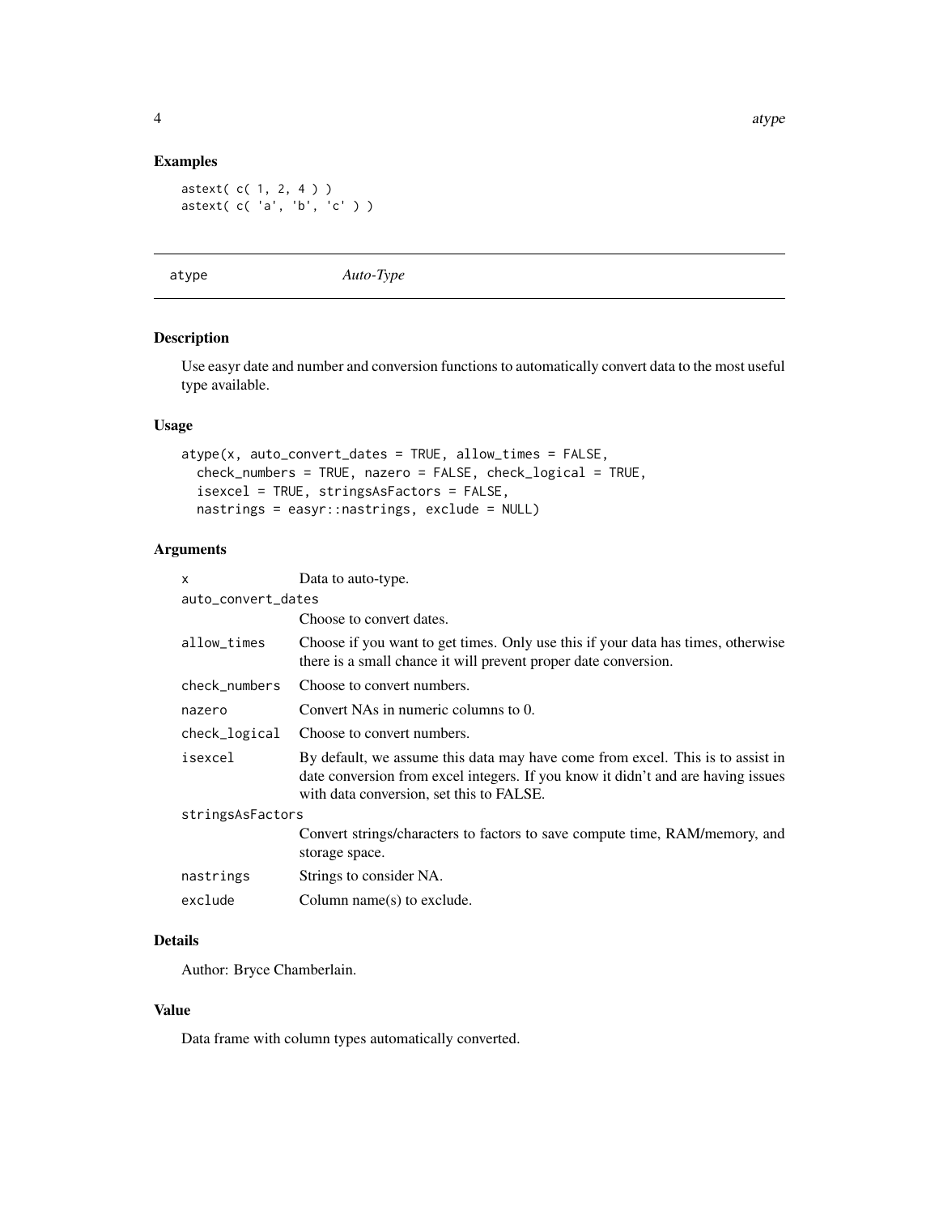### Examples

```
astext( c( 1, 2, 4 ) )
astext( c( 'a', 'b', 'c' ) )
```

## atype *Auto-Type*

### Description

Use easyr date and number and conversion functions to automatically convert data to the most useful type available.

### Usage

```
atype(x, auto_convert_dates = TRUE, allow_times = FALSE,
  check_numbers = TRUE, nazero = FALSE, check_logical = TRUE,
  isexcel = TRUE, stringsAsFactors = FALSE,
  nastrings = easyr::nastrings, exclude = NULL)
```

### Arguments

| | |
|---|---|
| x | Data to auto-type. |
| auto_convert_dates | Choose to convert dates. |
| allow_times | Choose if you want to get times. Only use this if your data has times, otherwise there is a small chance it will prevent proper date conversion. |
| check_numbers | Choose to convert numbers. |
| nazero | Convert NAs in numeric columns to 0. |
| check_logical | Choose to convert numbers. |
| isexcel | By default, we assume this data may have come from excel. This is to assist in date conversion from excel integers. If you know it didn't and are having issues with data conversion, set this to FALSE. |
| stringsAsFactors | Convert strings/characters to factors to save compute time, RAM/memory, and storage space. |
| nastrings | Strings to consider NA. |
| exclude | Column name(s) to exclude. |

### Details

Author: Bryce Chamberlain.

### Value

Data frame with column types automatically converted.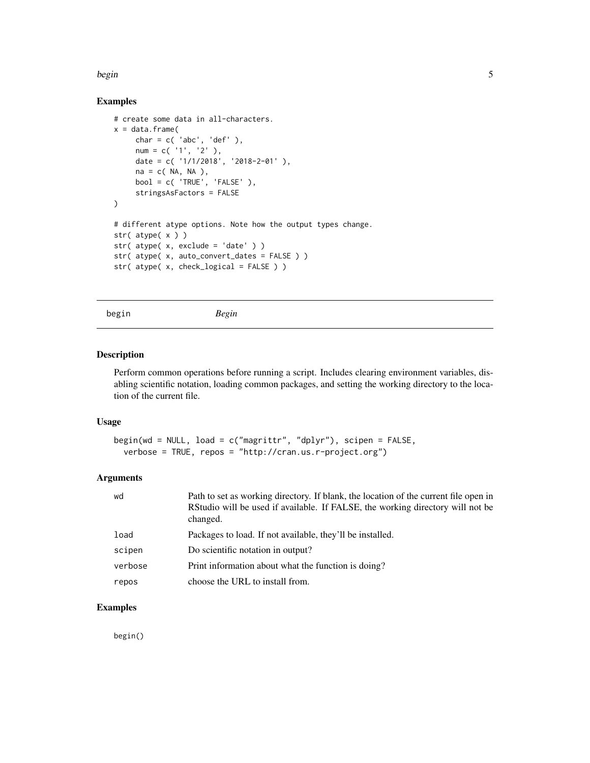## Examples

```
# create some data in all-characters.
x = data.frame(
     char = c( 'abc', 'def' ),
     num = c( '1', '2' ),
     date = c( '1/1/2018', '2018-2-01' ),
     na = c( NA, NA ),
     bool = c( 'TRUE', 'FALSE' ),
     stringsAsFactors = FALSE
)

# different atype options. Note how the output types change.
str( atype( x ) )
str( atype( x, exclude = 'date' ) )
str( atype( x, auto_convert_dates = FALSE ) )
str( atype( x, check_logical = FALSE ) )
```

---

# begin *Begin*

---

## Description

Perform common operations before running a script. Includes clearing environment variables, disabling scientific notation, loading common packages, and setting the working directory to the location of the current file.

## Usage

```
begin(wd = NULL, load = c("magrittr", "dplyr"), scipen = FALSE,
  verbose = TRUE, repos = "http://cran.us.r-project.org")
```

## Arguments

| | |
|---|---|
| `wd` | Path to set as working directory. If blank, the location of the current file open in RStudio will be used if available. If FALSE, the working directory will not be changed. |
| `load` | Packages to load. If not available, they'll be installed. |
| `scipen` | Do scientific notation in output? |
| `verbose` | Print information about what the function is doing? |
| `repos` | choose the URL to install from. |

## Examples

```
begin()
```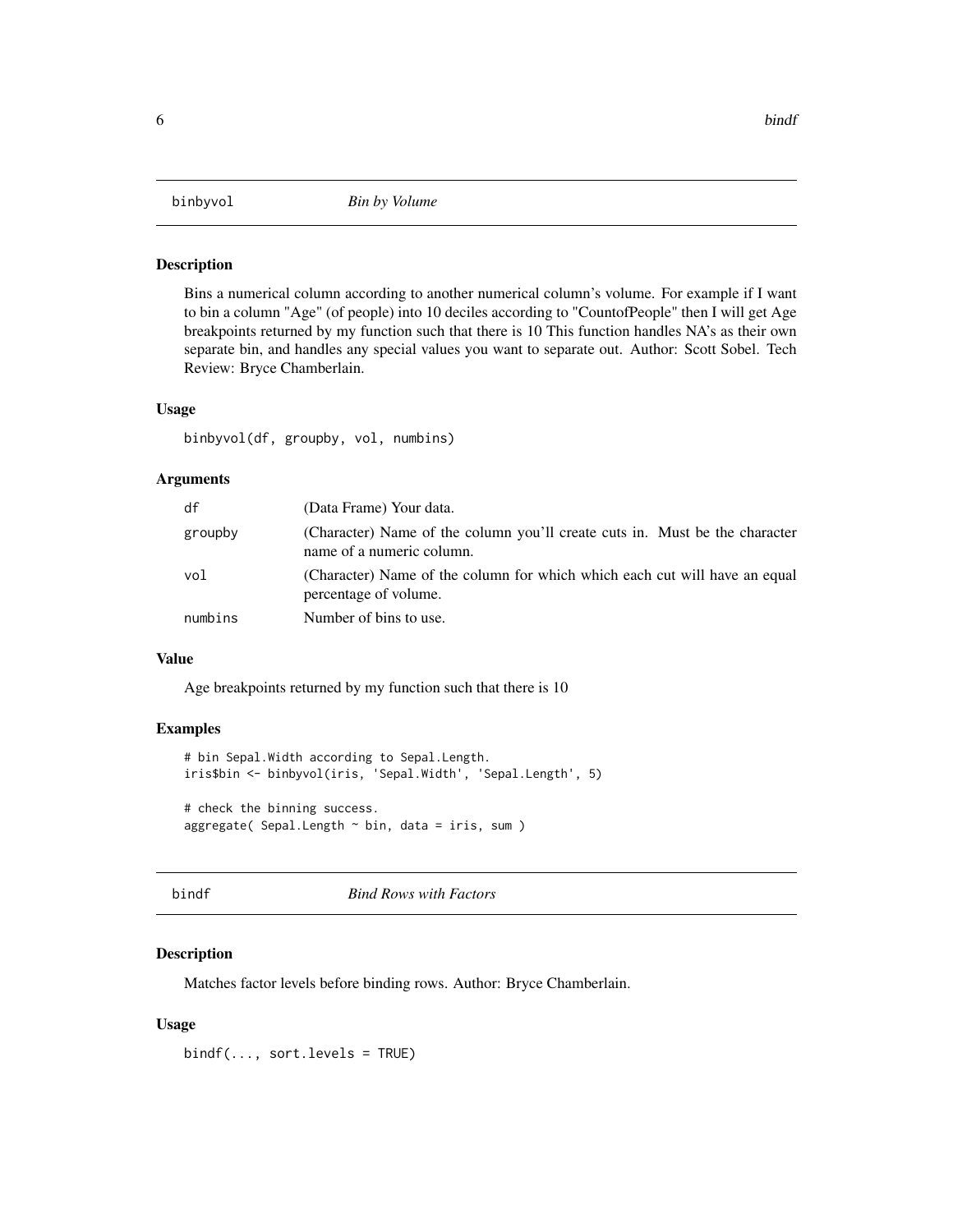## binbyvol — *Bin by Volume*

### Description

Bins a numerical column according to another numerical column's volume. For example if I want to bin a column "Age" (of people) into 10 deciles according to "CountofPeople" then I will get Age breakpoints returned by my function such that there is 10 This function handles NA's as their own separate bin, and handles any special values you want to separate out. Author: Scott Sobel. Tech Review: Bryce Chamberlain.

### Usage

```
binbyvol(df, groupby, vol, numbins)
```

### Arguments

| | |
|---|---|
| df | (Data Frame) Your data. |
| groupby | (Character) Name of the column you'll create cuts in. Must be the character name of a numeric column. |
| vol | (Character) Name of the column for which which each cut will have an equal percentage of volume. |
| numbins | Number of bins to use. |

### Value

Age breakpoints returned by my function such that there is 10

### Examples

```
# bin Sepal.Width according to Sepal.Length.
iris$bin <- binbyvol(iris, 'Sepal.Width', 'Sepal.Length', 5)

# check the binning success.
aggregate( Sepal.Length ~ bin, data = iris, sum )
```

## bindf — *Bind Rows with Factors*

### Description

Matches factor levels before binding rows. Author: Bryce Chamberlain.

### Usage

```
bindf(..., sort.levels = TRUE)
```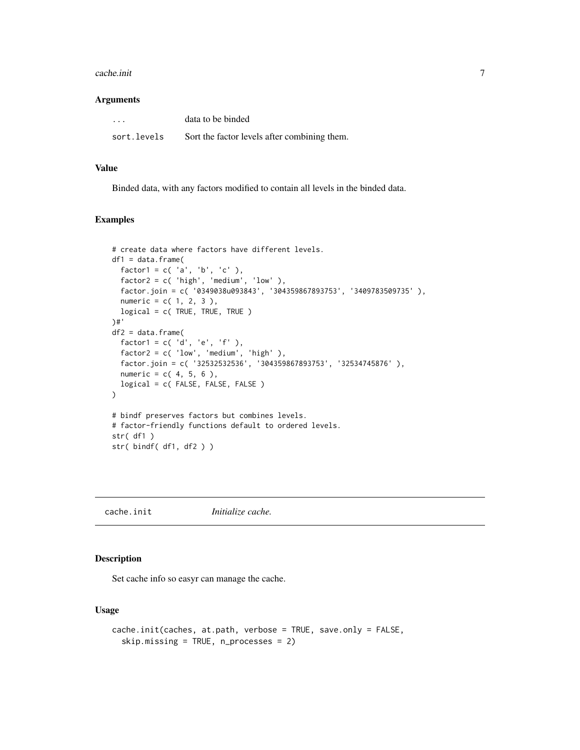### Arguments

| | |
|---|---|
| ... | data to be binded |
| sort.levels | Sort the factor levels after combining them. |

### Value

Binded data, with any factors modified to contain all levels in the binded data.

### Examples

```
# create data where factors have different levels.
df1 = data.frame(
  factor1 = c( 'a', 'b', 'c' ),
  factor2 = c( 'high', 'medium', 'low' ),
  factor.join = c( '0349038u093843', '304359867893753', '3409783509735' ),
  numeric = c( 1, 2, 3 ),
  logical = c( TRUE, TRUE, TRUE )
)#'
df2 = data.frame(
  factor1 = c( 'd', 'e', 'f' ),
  factor2 = c( 'low', 'medium', 'high' ),
  factor.join = c( '32532532536', '304359867893753', '32534745876' ),
  numeric = c( 4, 5, 6 ),
  logical = c( FALSE, FALSE, FALSE )
)

# bindf preserves factors but combines levels.
# factor-friendly functions default to ordered levels.
str( df1 )
str( bindf( df1, df2 ) )
```

---

## cache.init *Initialize cache.*

### Description

Set cache info so easyr can manage the cache.

### Usage

```
cache.init(caches, at.path, verbose = TRUE, save.only = FALSE,
  skip.missing = TRUE, n_processes = 2)
```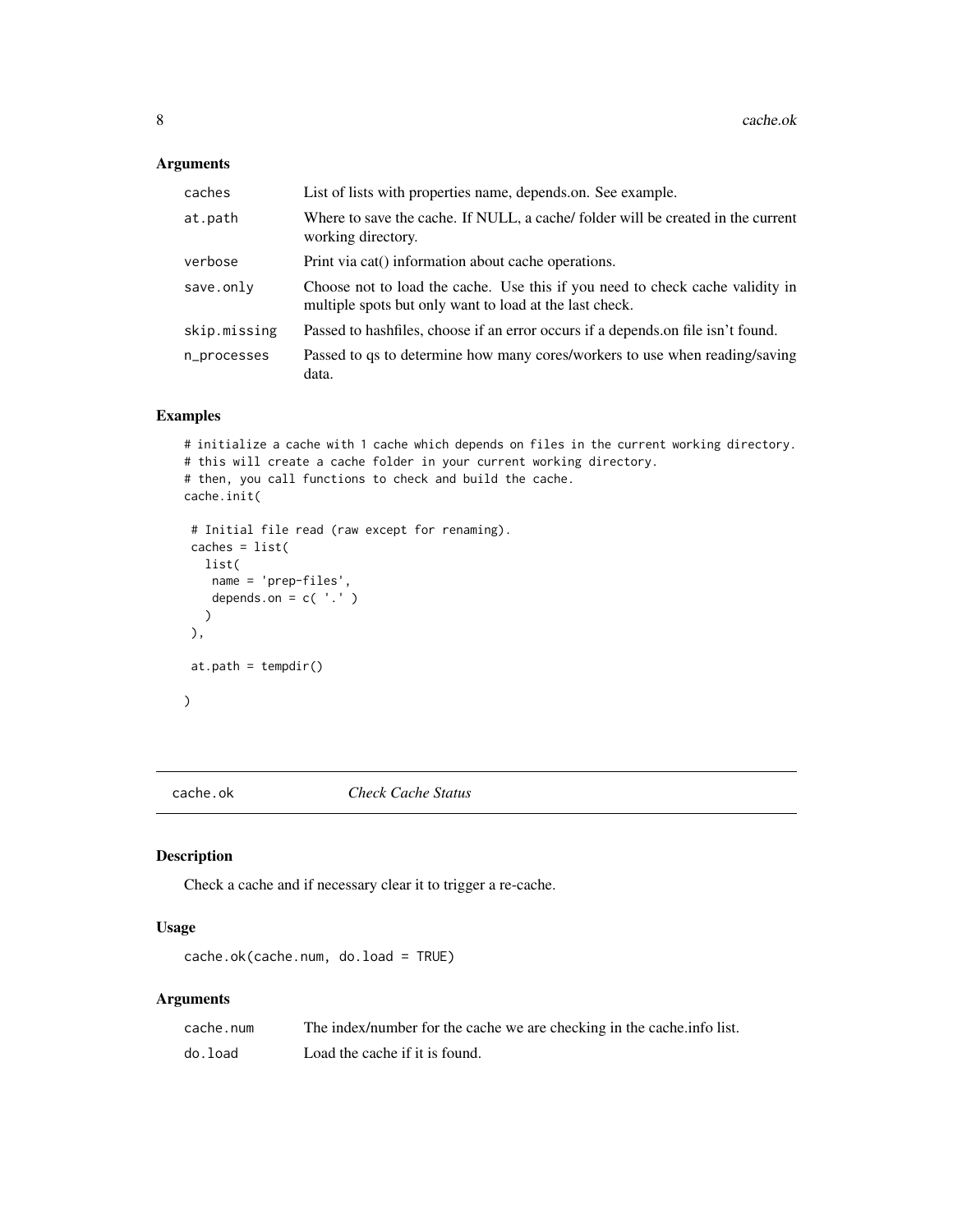### Arguments

| | |
|---|---|
| caches | List of lists with properties name, depends.on. See example. |
| at.path | Where to save the cache. If NULL, a cache/ folder will be created in the current working directory. |
| verbose | Print via cat() information about cache operations. |
| save.only | Choose not to load the cache. Use this if you need to check cache validity in multiple spots but only want to load at the last check. |
| skip.missing | Passed to hashfiles, choose if an error occurs if a depends.on file isn't found. |
| n_processes | Passed to qs to determine how many cores/workers to use when reading/saving data. |

### Examples

```
# initialize a cache with 1 cache which depends on files in the current working directory.
# this will create a cache folder in your current working directory.
# then, you call functions to check and build the cache.
cache.init(

 # Initial file read (raw except for renaming).
 caches = list(
   list(
    name = 'prep-files',
    depends.on = c( '.' )
   )
 ),

 at.path = tempdir()

)
```

## cache.ok — *Check Cache Status*

### Description

Check a cache and if necessary clear it to trigger a re-cache.

### Usage

```
cache.ok(cache.num, do.load = TRUE)
```

### Arguments

| | |
|---|---|
| cache.num | The index/number for the cache we are checking in the cache.info list. |
| do.load | Load the cache if it is found. |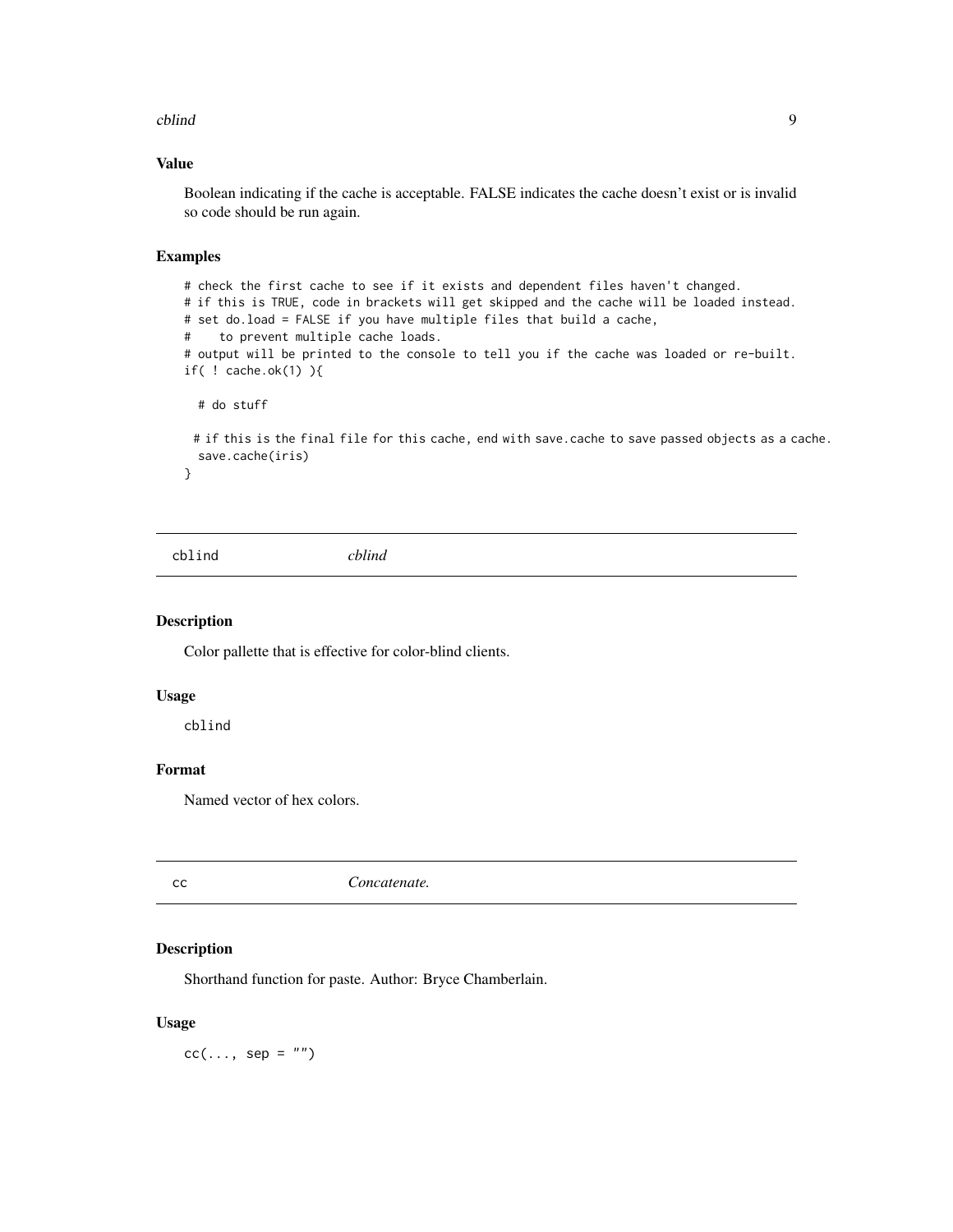### Value

Boolean indicating if the cache is acceptable. FALSE indicates the cache doesn't exist or is invalid so code should be run again.

### Examples

```
# check the first cache to see if it exists and dependent files haven't changed.
# if this is TRUE, code in brackets will get skipped and the cache will be loaded instead.
# set do.load = FALSE if you have multiple files that build a cache,
#    to prevent multiple cache loads.
# output will be printed to the console to tell you if the cache was loaded or re-built.
if( ! cache.ok(1) ){

  # do stuff

 # if this is the final file for this cache, end with save.cache to save passed objects as a cache.
  save.cache(iris)
}
```

---

## cblind — *cblind*

### Description

Color pallette that is effective for color-blind clients.

### Usage

```
cblind
```

### Format

Named vector of hex colors.

---

## cc — *Concatenate.*

### Description

Shorthand function for paste. Author: Bryce Chamberlain.

### Usage

```
cc(..., sep = "")
```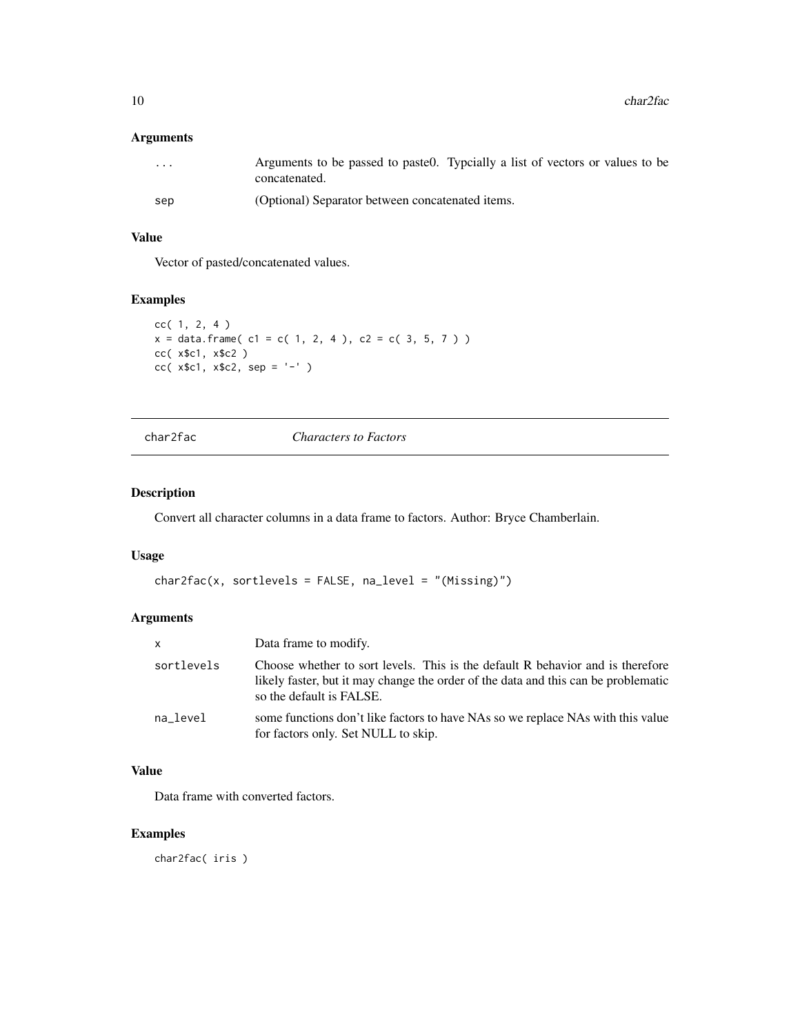### Arguments

| | |
|---|---|
| `...` | Arguments to be passed to paste0. Typcially a list of vectors or values to be concatenated. |
| `sep` | (Optional) Separator between concatenated items. |

### Value

Vector of pasted/concatenated values.

### Examples

```
cc( 1, 2, 4 )
x = data.frame( c1 = c( 1, 2, 4 ), c2 = c( 3, 5, 7 ) )
cc( x$c1, x$c2 )
cc( x$c1, x$c2, sep = '-' )
```

---

## `char2fac` *Characters to Factors*

---

### Description

Convert all character columns in a data frame to factors. Author: Bryce Chamberlain.

### Usage

```
char2fac(x, sortlevels = FALSE, na_level = "(Missing)")
```

### Arguments

| | |
|---|---|
| `x` | Data frame to modify. |
| `sortlevels` | Choose whether to sort levels. This is the default R behavior and is therefore likely faster, but it may change the order of the data and this can be problematic so the default is FALSE. |
| `na_level` | some functions don't like factors to have NAs so we replace NAs with this value for factors only. Set NULL to skip. |

### Value

Data frame with converted factors.

### Examples

```
char2fac( iris )
```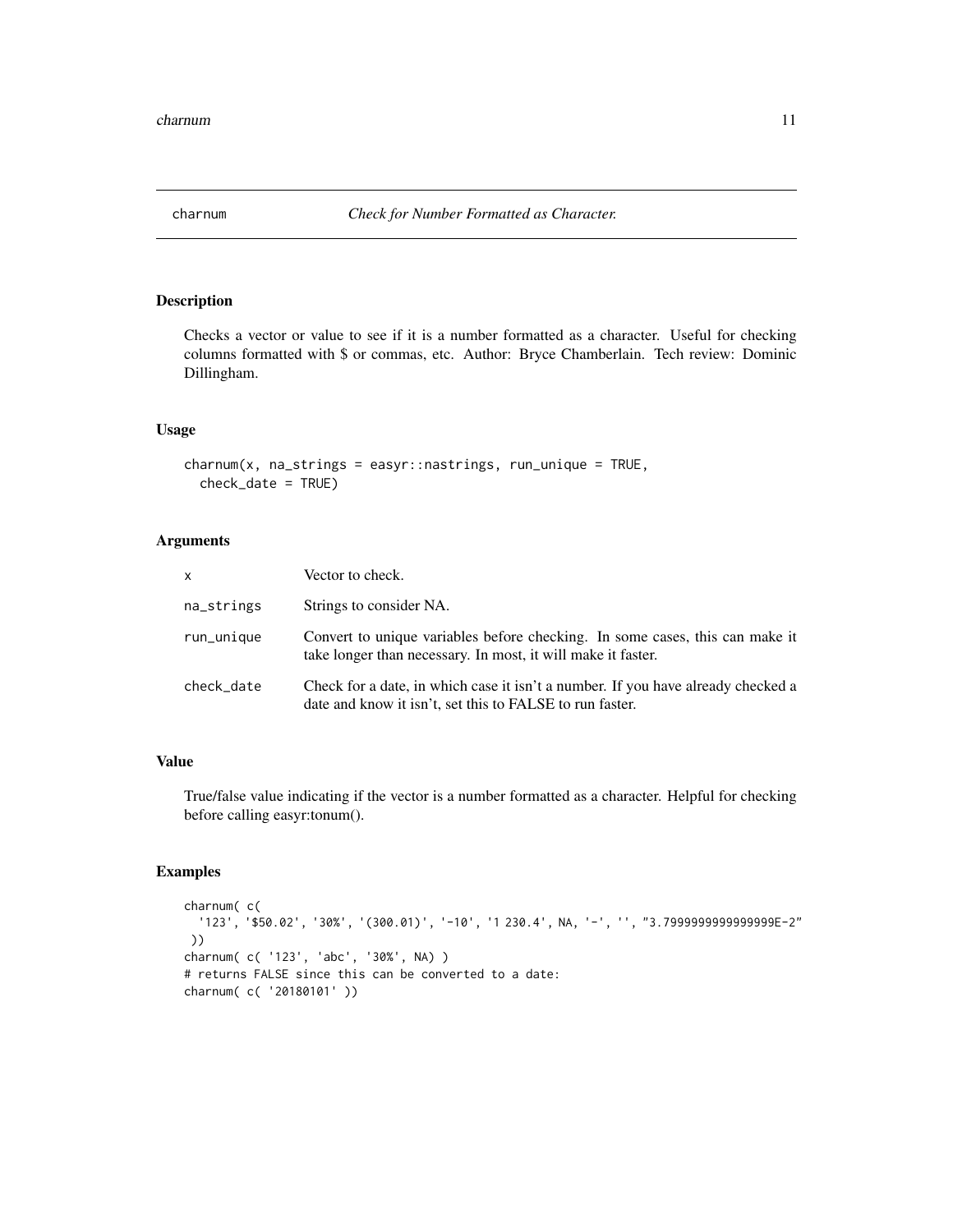# charnum — *Check for Number Formatted as Character.*

## Description

Checks a vector or value to see if it is a number formatted as a character. Useful for checking columns formatted with $ or commas, etc. Author: Bryce Chamberlain. Tech review: Dominic Dillingham.

## Usage

```
charnum(x, na_strings = easyr::nastrings, run_unique = TRUE,
  check_date = TRUE)
```

## Arguments

| | |
|---|---|
| x | Vector to check. |
| na_strings | Strings to consider NA. |
| run_unique | Convert to unique variables before checking. In some cases, this can make it take longer than necessary. In most, it will make it faster. |
| check_date | Check for a date, in which case it isn't a number. If you have already checked a date and know it isn't, set this to FALSE to run faster. |

## Value

True/false value indicating if the vector is a number formatted as a character. Helpful for checking before calling easyr:tonum().

## Examples

```
charnum( c(
  '123', '$50.02', '30%', '(300.01)', '-10', '1 230.4', NA, '-', '', "3.7999999999999999E-2"
 ))
charnum( c( '123', 'abc', '30%', NA) )
# returns FALSE since this can be converted to a date:
charnum( c( '20180101' ))
```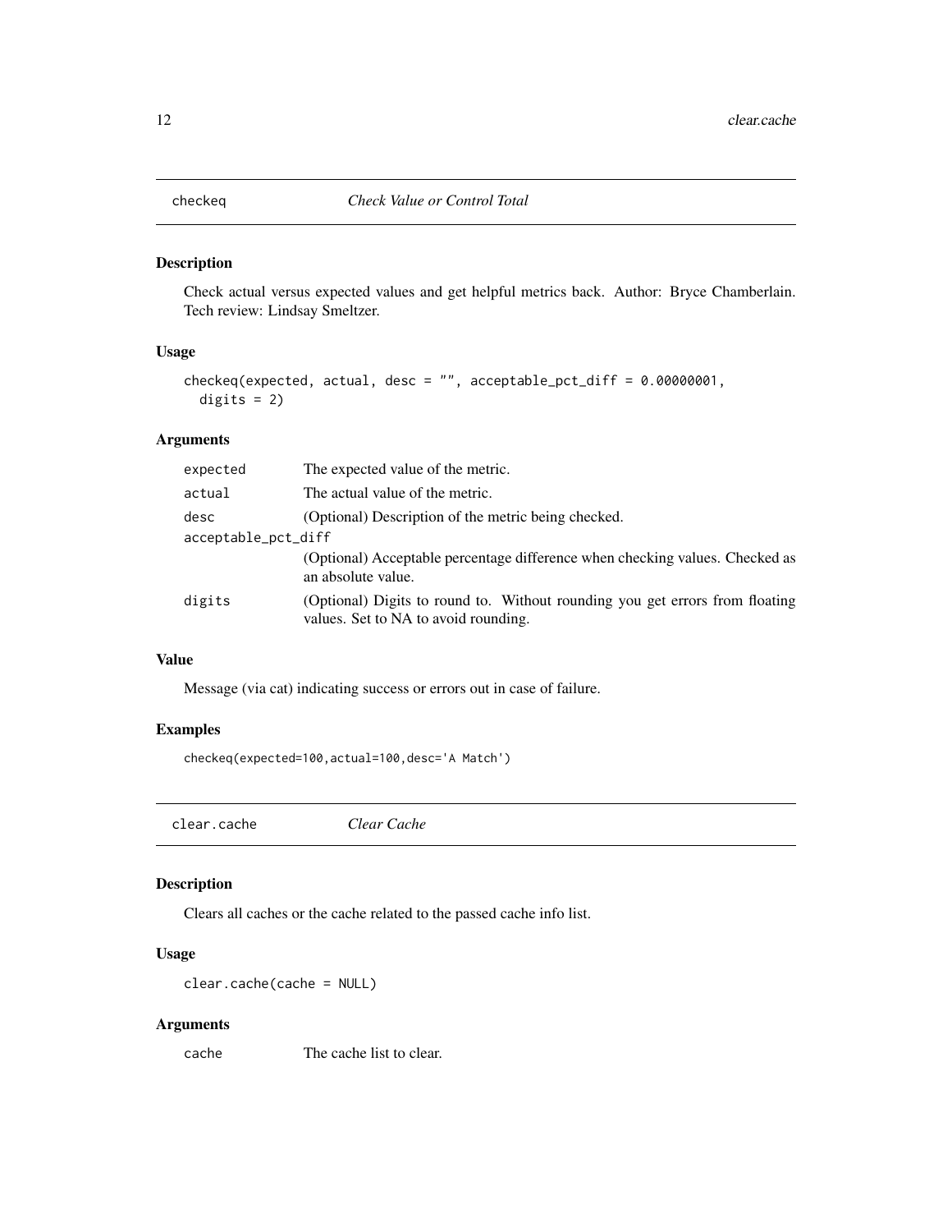## checkeq — *Check Value or Control Total*

### Description

Check actual versus expected values and get helpful metrics back. Author: Bryce Chamberlain. Tech review: Lindsay Smeltzer.

### Usage

```
checkeq(expected, actual, desc = "", acceptable_pct_diff = 0.00000001,
  digits = 2)
```

### Arguments

| | |
|---|---|
| `expected` | The expected value of the metric. |
| `actual` | The actual value of the metric. |
| `desc` | (Optional) Description of the metric being checked. |
| `acceptable_pct_diff` | (Optional) Acceptable percentage difference when checking values. Checked as an absolute value. |
| `digits` | (Optional) Digits to round to. Without rounding you get errors from floating values. Set to NA to avoid rounding. |

### Value

Message (via cat) indicating success or errors out in case of failure.

### Examples

```
checkeq(expected=100,actual=100,desc='A Match')
```

## clear.cache — *Clear Cache*

### Description

Clears all caches or the cache related to the passed cache info list.

### Usage

```
clear.cache(cache = NULL)
```

### Arguments

| | |
|---|---|
| `cache` | The cache list to clear. |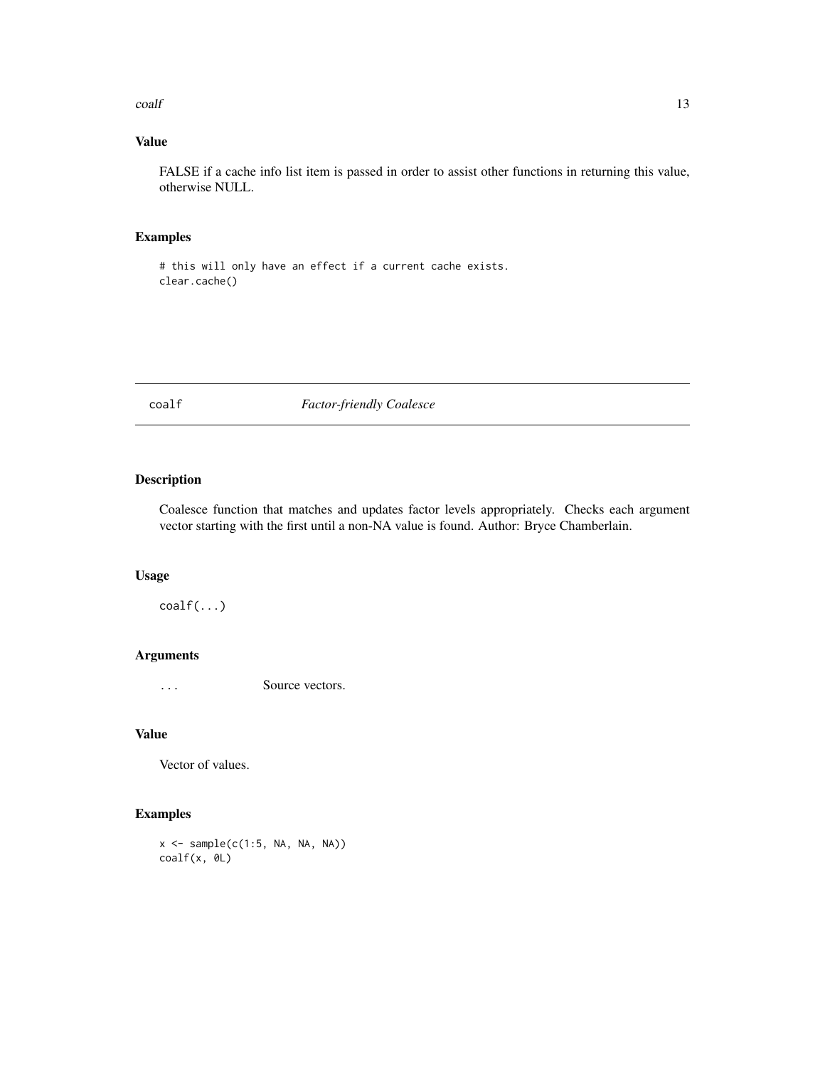### Value

FALSE if a cache info list item is passed in order to assist other functions in returning this value, otherwise NULL.

### Examples

```
# this will only have an effect if a current cache exists.
clear.cache()
```

## coalf *Factor-friendly Coalesce*

### Description

Coalesce function that matches and updates factor levels appropriately. Checks each argument vector starting with the first until a non-NA value is found. Author: Bryce Chamberlain.

### Usage

```
coalf(...)
```

### Arguments

| | |
|---|---|
| ... | Source vectors. |

### Value

Vector of values.

### Examples

```
x <- sample(c(1:5, NA, NA, NA))
coalf(x, 0L)
```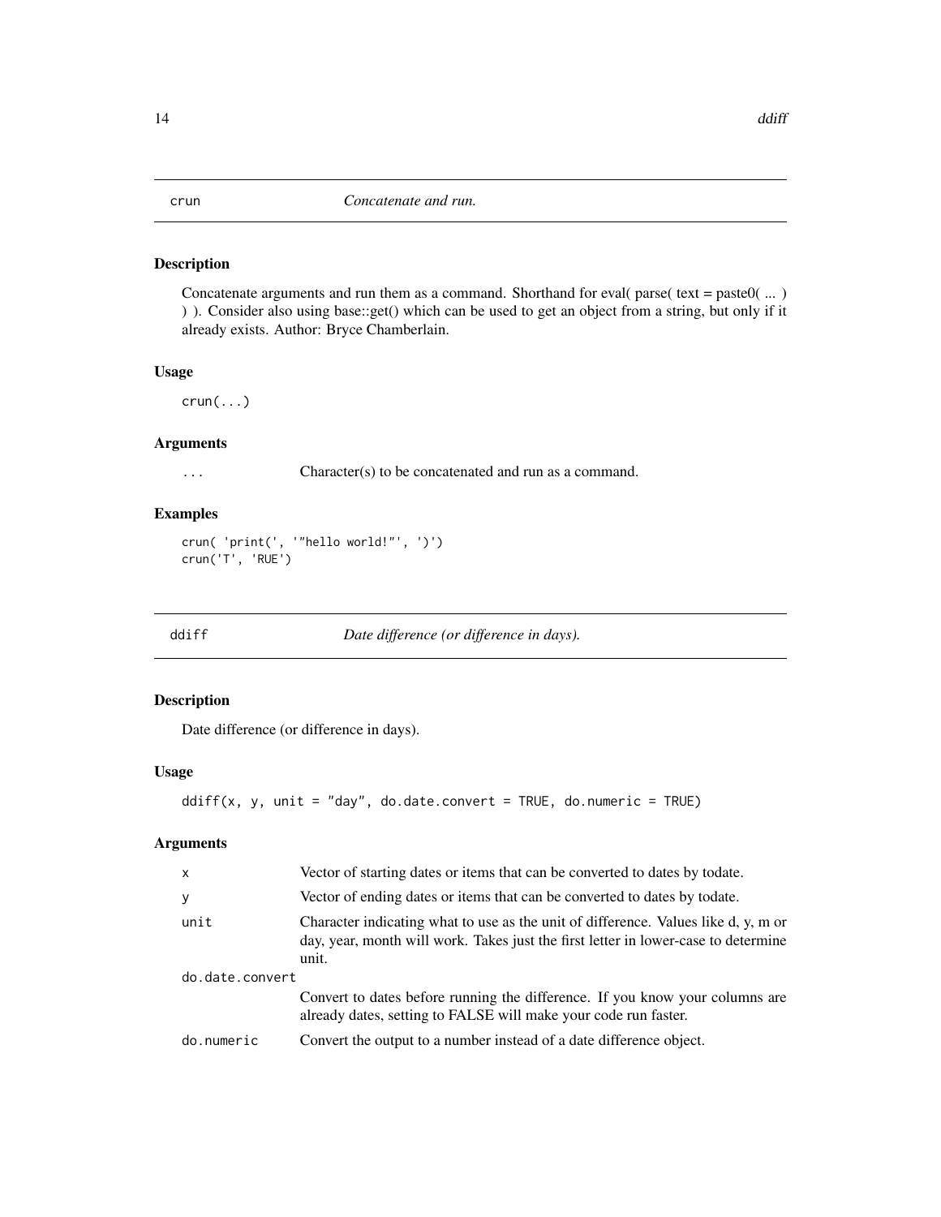## crun — *Concatenate and run.*

### Description

Concatenate arguments and run them as a command. Shorthand for eval( parse( text = paste0( ... ) ) ). Consider also using base::get() which can be used to get an object from a string, but only if it already exists. Author: Bryce Chamberlain.

### Usage

```
crun(...)
```

### Arguments

| | |
|---|---|
| ... | Character(s) to be concatenated and run as a command. |

### Examples

```
crun( 'print(', '"hello world!"', ')')
crun('T', 'RUE')
```

## ddiff — *Date difference (or difference in days).*

### Description

Date difference (or difference in days).

### Usage

```
ddiff(x, y, unit = "day", do.date.convert = TRUE, do.numeric = TRUE)
```

### Arguments

| | |
|---|---|
| x | Vector of starting dates or items that can be converted to dates by todate. |
| y | Vector of ending dates or items that can be converted to dates by todate. |
| unit | Character indicating what to use as the unit of difference. Values like d, y, m or day, year, month will work. Takes just the first letter in lower-case to determine unit. |
| do.date.convert | Convert to dates before running the difference. If you know your columns are already dates, setting to FALSE will make your code run faster. |
| do.numeric | Convert the output to a number instead of a date difference object. |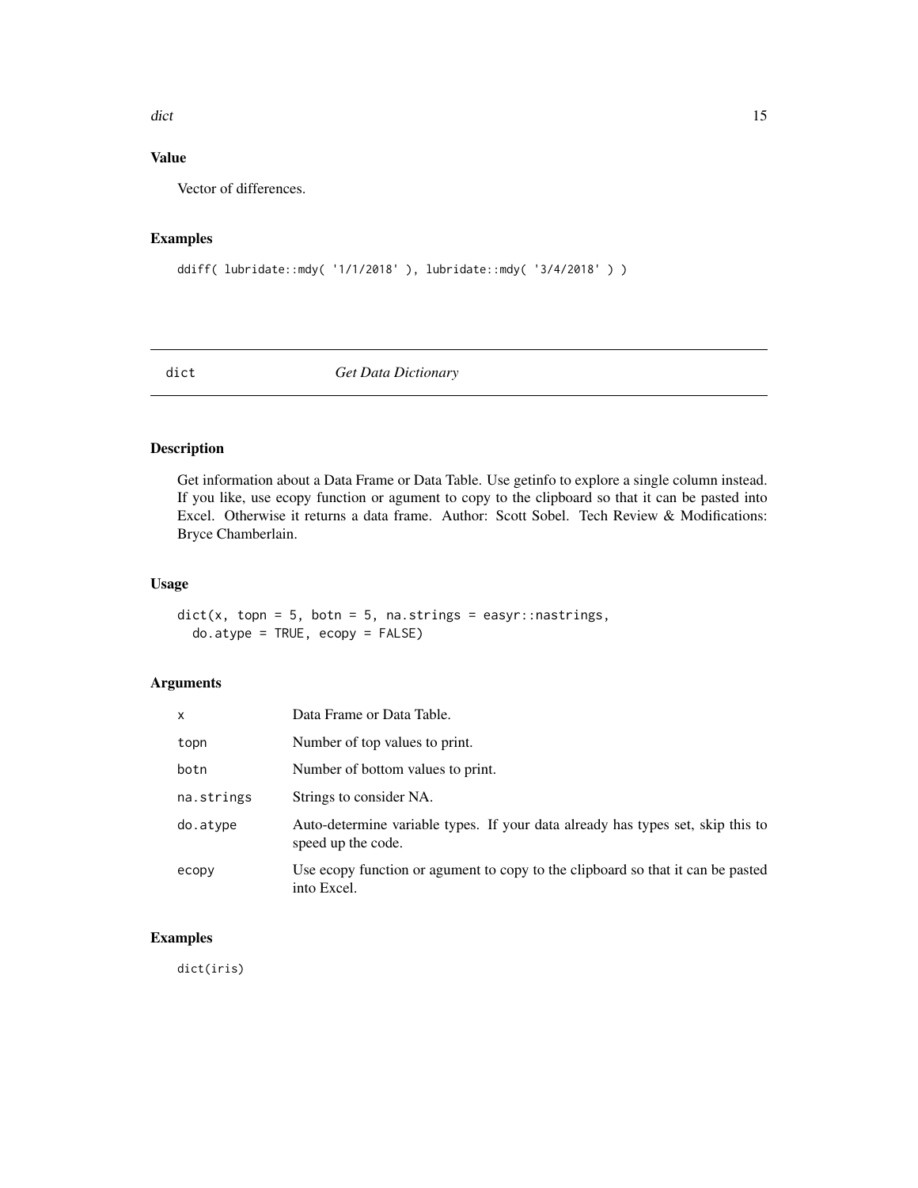## Value

Vector of differences.

## Examples

```
ddiff( lubridate::mdy( '1/1/2018' ), lubridate::mdy( '3/4/2018' ) )
```

---

# dict *Get Data Dictionary*

---

## Description

Get information about a Data Frame or Data Table. Use getinfo to explore a single column instead. If you like, use ecopy function or agument to copy to the clipboard so that it can be pasted into Excel. Otherwise it returns a data frame. Author: Scott Sobel. Tech Review & Modifications: Bryce Chamberlain.

## Usage

```
dict(x, topn = 5, botn = 5, na.strings = easyr::nastrings,
  do.atype = TRUE, ecopy = FALSE)
```

## Arguments

| | |
|---|---|
| x | Data Frame or Data Table. |
| topn | Number of top values to print. |
| botn | Number of bottom values to print. |
| na.strings | Strings to consider NA. |
| do.atype | Auto-determine variable types. If your data already has types set, skip this to speed up the code. |
| ecopy | Use ecopy function or agument to copy to the clipboard so that it can be pasted into Excel. |

## Examples

```
dict(iris)
```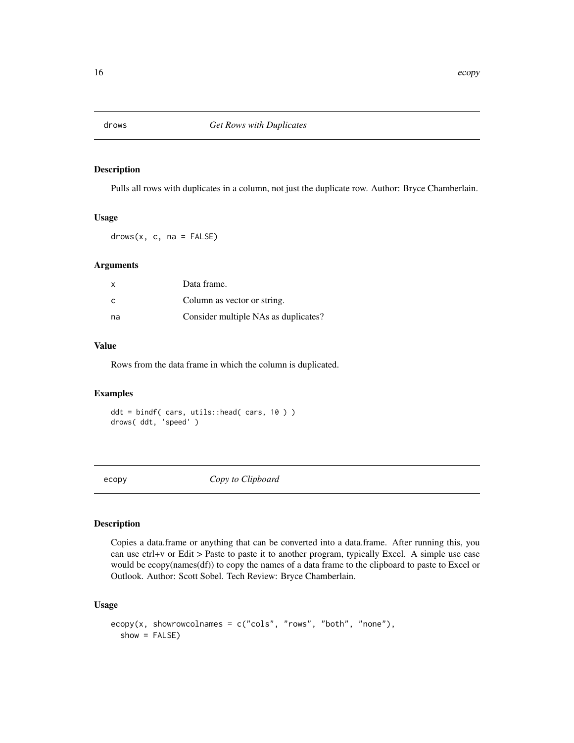## drows — *Get Rows with Duplicates*

### Description

Pulls all rows with duplicates in a column, not just the duplicate row. Author: Bryce Chamberlain.

### Usage

```
drows(x, c, na = FALSE)
```

### Arguments

| | |
|---|---|
| x | Data frame. |
| c | Column as vector or string. |
| na | Consider multiple NAs as duplicates? |

### Value

Rows from the data frame in which the column is duplicated.

### Examples

```
ddt = bindf( cars, utils::head( cars, 10 ) )
drows( ddt, 'speed' )
```

## ecopy — *Copy to Clipboard*

### Description

Copies a data.frame or anything that can be converted into a data.frame. After running this, you can use ctrl+v or Edit > Paste to paste it to another program, typically Excel. A simple use case would be ecopy(names(df)) to copy the names of a data frame to the clipboard to paste to Excel or Outlook. Author: Scott Sobel. Tech Review: Bryce Chamberlain.

### Usage

```
ecopy(x, showrowcolnames = c("cols", "rows", "both", "none"),
  show = FALSE)
```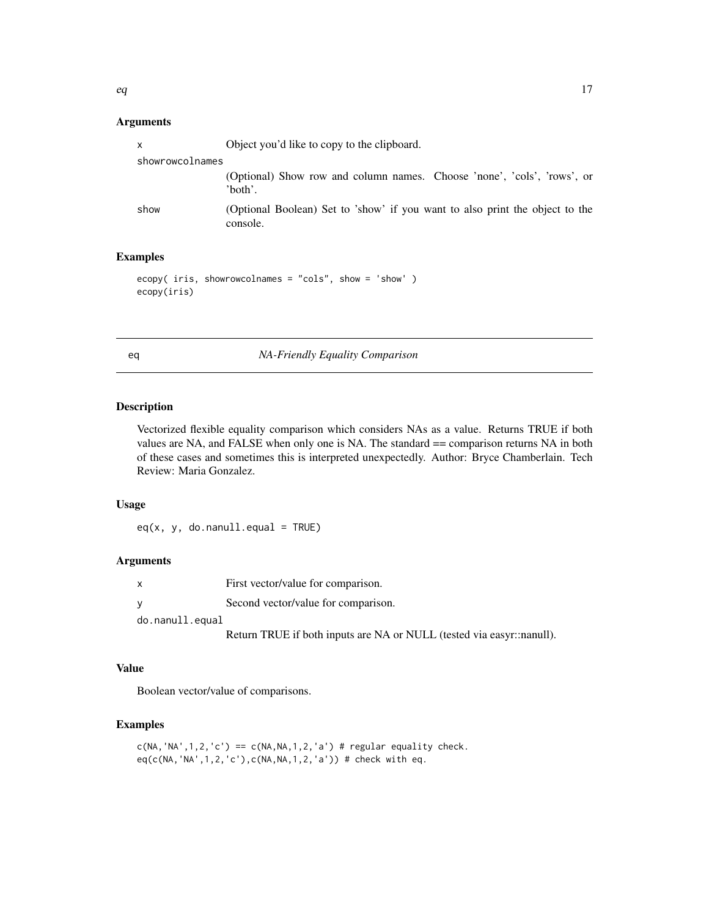### Arguments

| | |
|---|---|
| x | Object you'd like to copy to the clipboard. |
| showrowcolnames | (Optional) Show row and column names. Choose 'none', 'cols', 'rows', or 'both'. |
| show | (Optional Boolean) Set to 'show' if you want to also print the object to the console. |

### Examples

```
ecopy( iris, showrowcolnames = "cols", show = 'show' )
ecopy(iris)
```

---

## eq — *NA-Friendly Equality Comparison*

### Description

Vectorized flexible equality comparison which considers NAs as a value. Returns TRUE if both values are NA, and FALSE when only one is NA. The standard == comparison returns NA in both of these cases and sometimes this is interpreted unexpectedly. Author: Bryce Chamberlain. Tech Review: Maria Gonzalez.

### Usage

```
eq(x, y, do.nanull.equal = TRUE)
```

### Arguments

| | |
|---|---|
| x | First vector/value for comparison. |
| y | Second vector/value for comparison. |
| do.nanull.equal | Return TRUE if both inputs are NA or NULL (tested via easyr::nanull). |

### Value

Boolean vector/value of comparisons.

### Examples

```
c(NA,'NA',1,2,'c') == c(NA,NA,1,2,'a') # regular equality check.
eq(c(NA,'NA',1,2,'c'),c(NA,NA,1,2,'a')) # check with eq.
```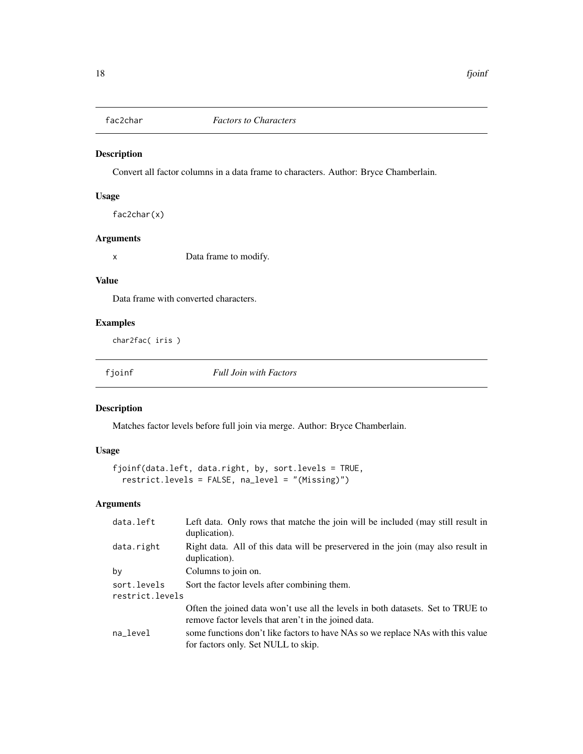## fac2char *Factors to Characters*

### Description

Convert all factor columns in a data frame to characters. Author: Bryce Chamberlain.

### Usage

```
fac2char(x)
```

### Arguments

| | |
|---|---|
| x | Data frame to modify. |

### Value

Data frame with converted characters.

### Examples

```
char2fac( iris )
```

## fjoinf *Full Join with Factors*

### Description

Matches factor levels before full join via merge. Author: Bryce Chamberlain.

### Usage

```
fjoinf(data.left, data.right, by, sort.levels = TRUE,
  restrict.levels = FALSE, na_level = "(Missing)")
```

### Arguments

| | |
|---|---|
| data.left | Left data. Only rows that matche the join will be included (may still result in duplication). |
| data.right | Right data. All of this data will be preservered in the join (may also result in duplication). |
| by | Columns to join on. |
| sort.levels | Sort the factor levels after combining them. |
| restrict.levels | Often the joined data won't use all the levels in both datasets. Set to TRUE to remove factor levels that aren't in the joined data. |
| na_level | some functions don't like factors to have NAs so we replace NAs with this value for factors only. Set NULL to skip. |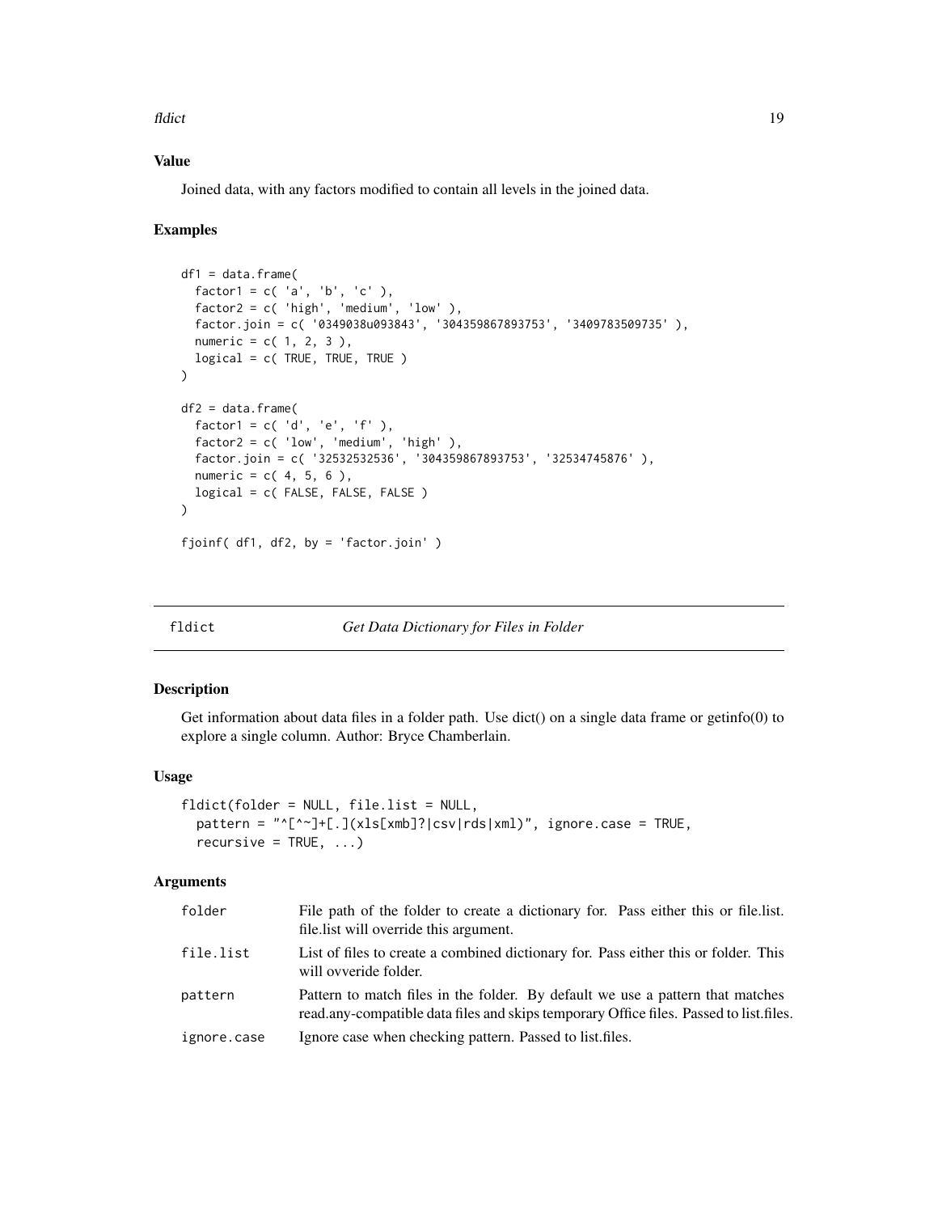### Value

Joined data, with any factors modified to contain all levels in the joined data.

### Examples

```
df1 = data.frame(
  factor1 = c( 'a', 'b', 'c' ),
  factor2 = c( 'high', 'medium', 'low' ),
  factor.join = c( '0349038u093843', '304359867893753', '3409783509735' ),
  numeric = c( 1, 2, 3 ),
  logical = c( TRUE, TRUE, TRUE )
)

df2 = data.frame(
  factor1 = c( 'd', 'e', 'f' ),
  factor2 = c( 'low', 'medium', 'high' ),
  factor.join = c( '32532532536', '304359867893753', '32534745876' ),
  numeric = c( 4, 5, 6 ),
  logical = c( FALSE, FALSE, FALSE )
)

fjoinf( df1, df2, by = 'factor.join' )
```

---

## fldict *Get Data Dictionary for Files in Folder*

### Description

Get information about data files in a folder path. Use dict() on a single data frame or getinfo(0) to explore a single column. Author: Bryce Chamberlain.

### Usage

```
fldict(folder = NULL, file.list = NULL,
  pattern = "^[^~]+[.](xls[xmb]?|csv|rds|xml)", ignore.case = TRUE,
  recursive = TRUE, ...)
```

### Arguments

| | |
|---|---|
| folder | File path of the folder to create a dictionary for. Pass either this or file.list. file.list will override this argument. |
| file.list | List of files to create a combined dictionary for. Pass either this or folder. This will ovveride folder. |
| pattern | Pattern to match files in the folder. By default we use a pattern that matches read.any-compatible data files and skips temporary Office files. Passed to list.files. |
| ignore.case | Ignore case when checking pattern. Passed to list.files. |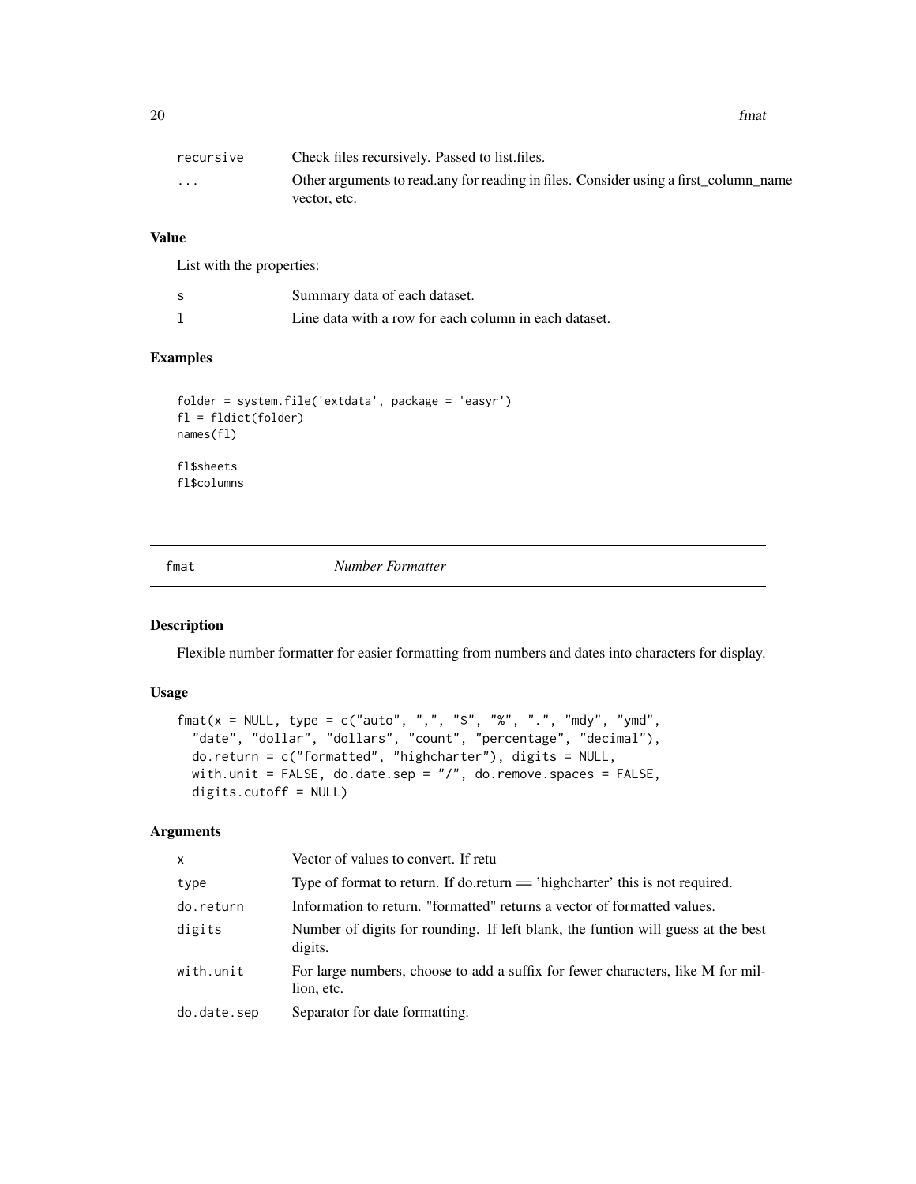| | |
|---|---|
| recursive | Check files recursively. Passed to list.files. |
| ... | Other arguments to read.any for reading in files. Consider using a first_column_name vector, etc. |

### Value

List with the properties:

| | |
|---|---|
| s | Summary data of each dataset. |
| l | Line data with a row for each column in each dataset. |

### Examples

```
folder = system.file('extdata', package = 'easyr')
fl = fldict(folder)
names(fl)

fl$sheets
fl$columns
```

---

## fmat *Number Formatter*

### Description

Flexible number formatter for easier formatting from numbers and dates into characters for display.

### Usage

```
fmat(x = NULL, type = c("auto", ",", "$", "%", ".", "mdy", "ymd",
  "date", "dollar", "dollars", "count", "percentage", "decimal"),
  do.return = c("formatted", "highcharter"), digits = NULL,
  with.unit = FALSE, do.date.sep = "/", do.remove.spaces = FALSE,
  digits.cutoff = NULL)
```

### Arguments

| | |
|---|---|
| x | Vector of values to convert. If retu |
| type | Type of format to return. If do.return == 'highcharter' this is not required. |
| do.return | Information to return. "formatted" returns a vector of formatted values. |
| digits | Number of digits for rounding. If left blank, the funtion will guess at the best digits. |
| with.unit | For large numbers, choose to add a suffix for fewer characters, like M for million, etc. |
| do.date.sep | Separator for date formatting. |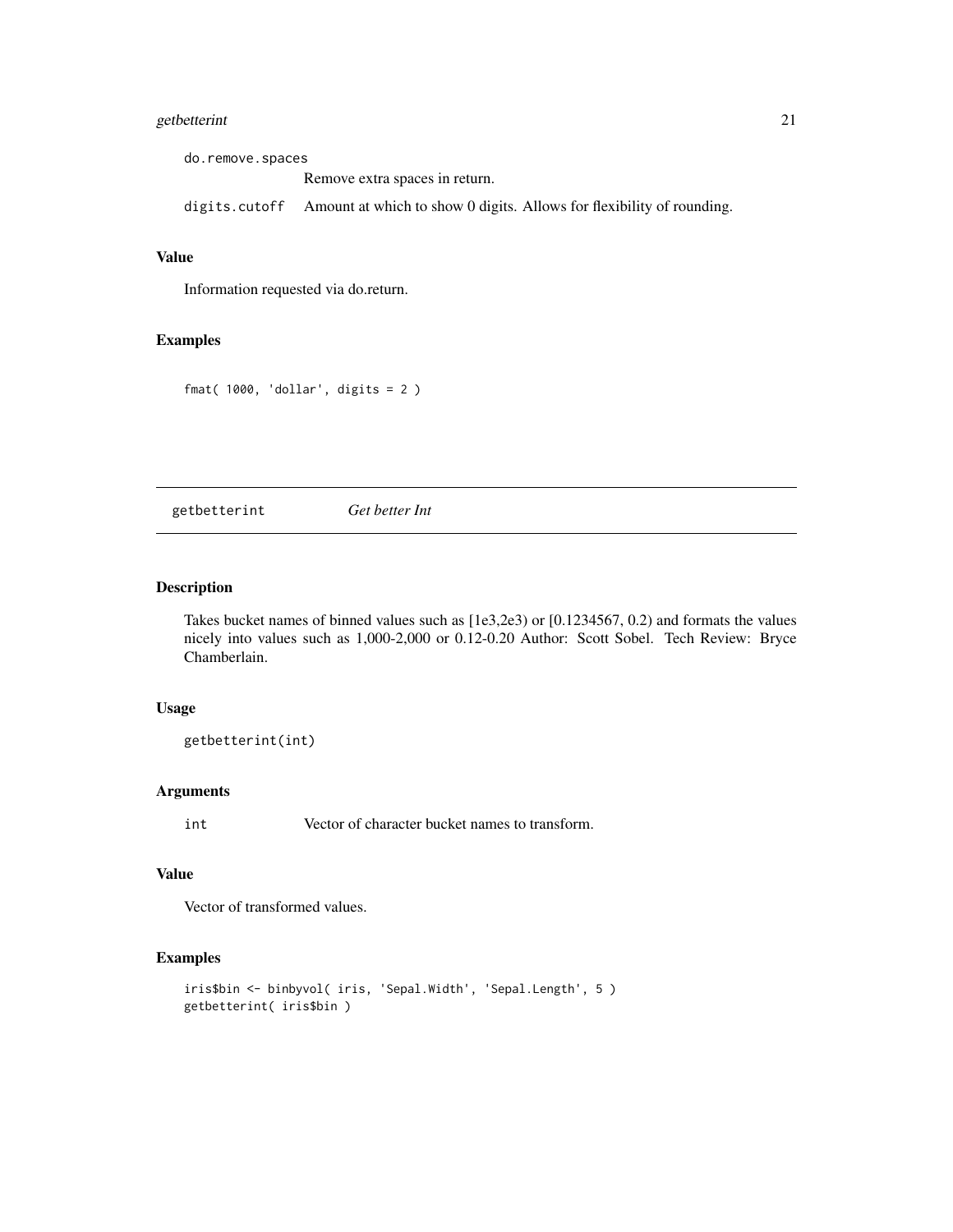do.remove.spaces
: Remove extra spaces in return.

digits.cutoff
: Amount at which to show 0 digits. Allows for flexibility of rounding.

### Value

Information requested via do.return.

### Examples

```
fmat( 1000, 'dollar', digits = 2 )
```

---

## getbetterint *Get better Int*

---

### Description

Takes bucket names of binned values such as [1e3,2e3) or [0.1234567, 0.2) and formats the values nicely into values such as 1,000-2,000 or 0.12-0.20 Author: Scott Sobel. Tech Review: Bryce Chamberlain.

### Usage

```
getbetterint(int)
```

### Arguments

int
: Vector of character bucket names to transform.

### Value

Vector of transformed values.

### Examples

```
iris$bin <- binbyvol( iris, 'Sepal.Width', 'Sepal.Length', 5 )
getbetterint( iris$bin )
```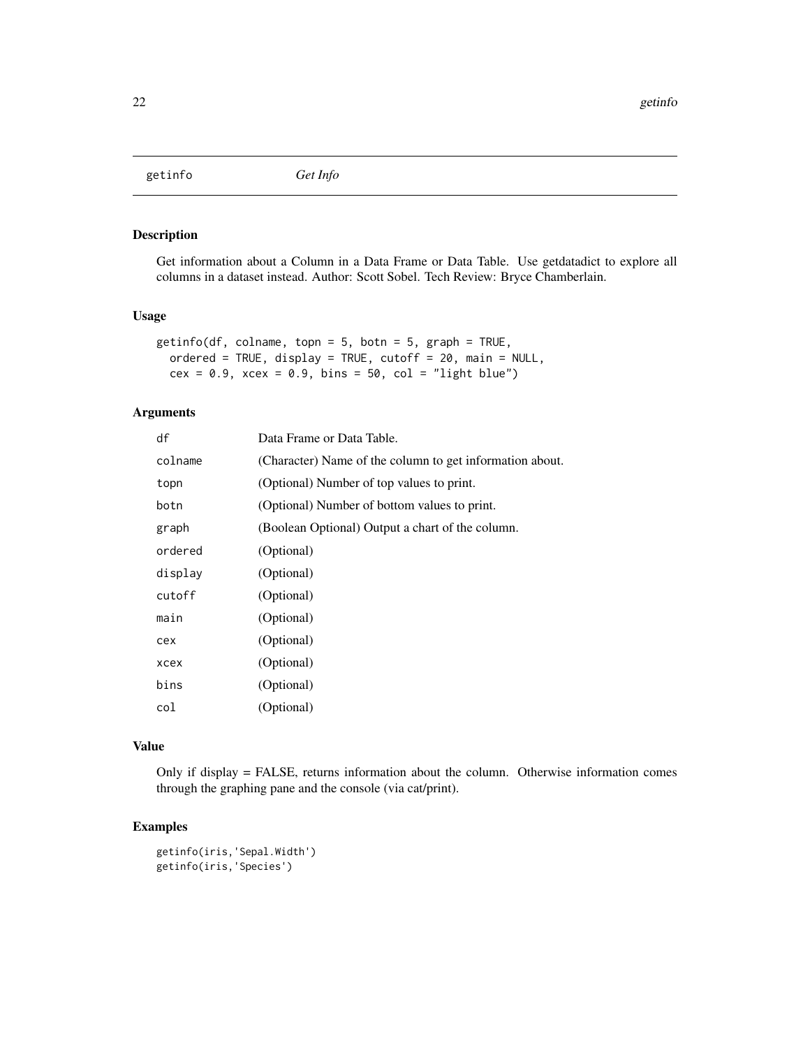## getinfo *Get Info*

### Description

Get information about a Column in a Data Frame or Data Table. Use getdatadict to explore all columns in a dataset instead. Author: Scott Sobel. Tech Review: Bryce Chamberlain.

### Usage

```
getinfo(df, colname, topn = 5, botn = 5, graph = TRUE,
  ordered = TRUE, display = TRUE, cutoff = 20, main = NULL,
  cex = 0.9, xcex = 0.9, bins = 50, col = "light blue")
```

### Arguments

| | |
|---|---|
| `df` | Data Frame or Data Table. |
| `colname` | (Character) Name of the column to get information about. |
| `topn` | (Optional) Number of top values to print. |
| `botn` | (Optional) Number of bottom values to print. |
| `graph` | (Boolean Optional) Output a chart of the column. |
| `ordered` | (Optional) |
| `display` | (Optional) |
| `cutoff` | (Optional) |
| `main` | (Optional) |
| `cex` | (Optional) |
| `xcex` | (Optional) |
| `bins` | (Optional) |
| `col` | (Optional) |

### Value

Only if display = FALSE, returns information about the column. Otherwise information comes through the graphing pane and the console (via cat/print).

### Examples

```
getinfo(iris,'Sepal.Width')
getinfo(iris,'Species')
```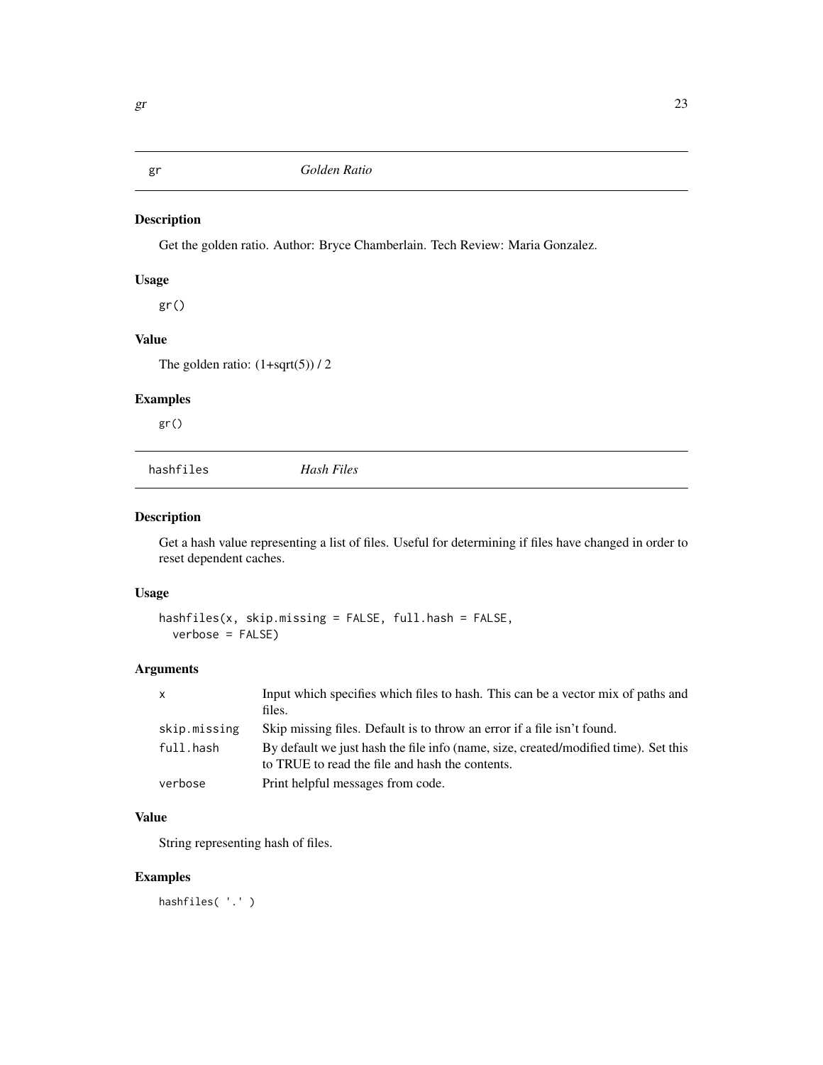## gr *Golden Ratio*

### Description

Get the golden ratio. Author: Bryce Chamberlain. Tech Review: Maria Gonzalez.

### Usage

```
gr()
```

### Value

The golden ratio: (1+sqrt(5)) / 2

### Examples

```
gr()
```

## hashfiles *Hash Files*

### Description

Get a hash value representing a list of files. Useful for determining if files have changed in order to reset dependent caches.

### Usage

```
hashfiles(x, skip.missing = FALSE, full.hash = FALSE,
  verbose = FALSE)
```

### Arguments

| | |
|---|---|
| x | Input which specifies which files to hash. This can be a vector mix of paths and files. |
| skip.missing | Skip missing files. Default is to throw an error if a file isn't found. |
| full.hash | By default we just hash the file info (name, size, created/modified time). Set this to TRUE to read the file and hash the contents. |
| verbose | Print helpful messages from code. |

### Value

String representing hash of files.

### Examples

```
hashfiles( '.' )
```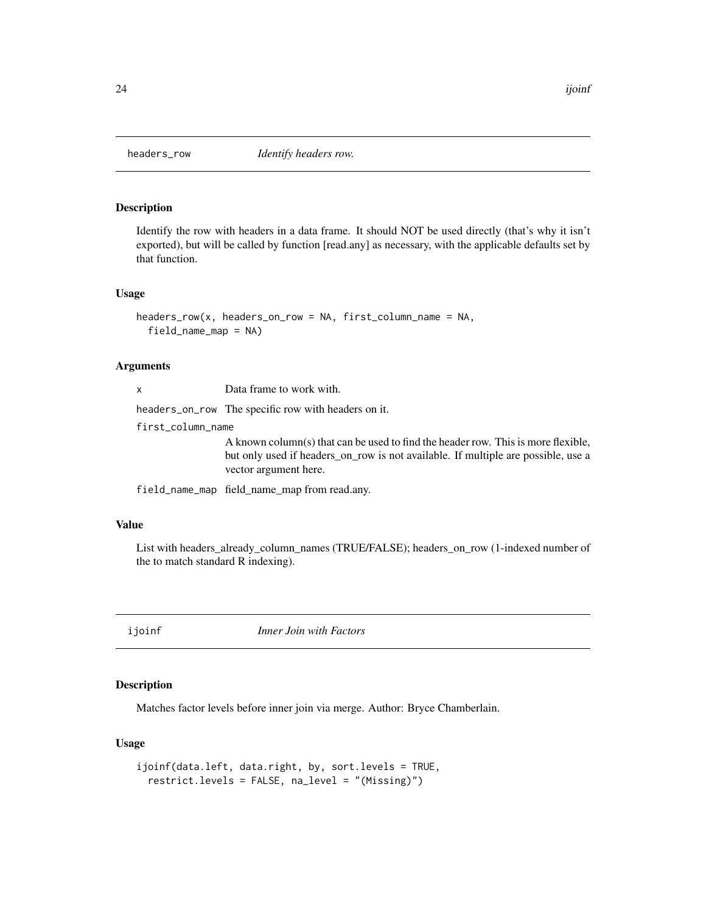## headers_row *Identify headers row.*

### Description

Identify the row with headers in a data frame. It should NOT be used directly (that's why it isn't exported), but will be called by function [read.any] as necessary, with the applicable defaults set by that function.

### Usage

```
headers_row(x, headers_on_row = NA, first_column_name = NA,
  field_name_map = NA)
```

### Arguments

| | |
|---|---|
| x | Data frame to work with. |
| headers_on_row | The specific row with headers on it. |
| first_column_name | A known column(s) that can be used to find the header row. This is more flexible, but only used if headers_on_row is not available. If multiple are possible, use a vector argument here. |
| field_name_map | field_name_map from read.any. |

### Value

List with headers_already_column_names (TRUE/FALSE); headers_on_row (1-indexed number of the to match standard R indexing).

## ijoinf *Inner Join with Factors*

### Description

Matches factor levels before inner join via merge. Author: Bryce Chamberlain.

### Usage

```
ijoinf(data.left, data.right, by, sort.levels = TRUE,
  restrict.levels = FALSE, na_level = "(Missing)")
```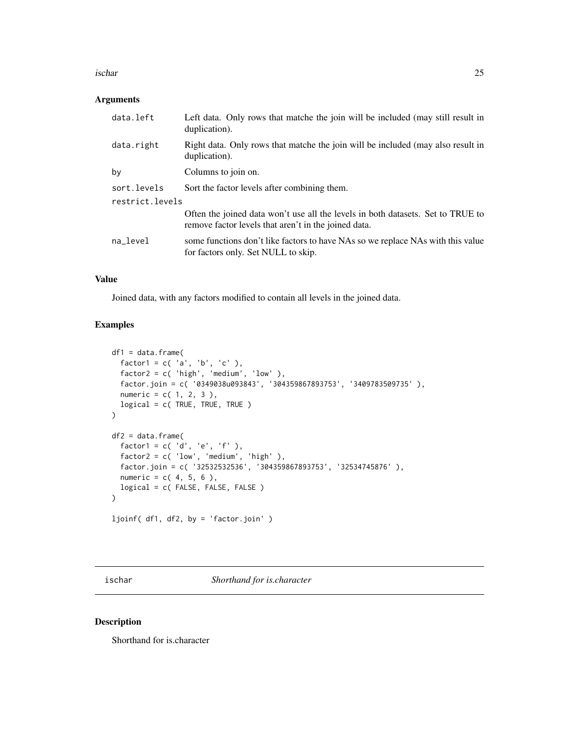### Arguments

| | |
|---|---|
| data.left | Left data. Only rows that matche the join will be included (may still result in duplication). |
| data.right | Right data. Only rows that matche the join will be included (may also result in duplication). |
| by | Columns to join on. |
| sort.levels | Sort the factor levels after combining them. |
| restrict.levels | Often the joined data won't use all the levels in both datasets. Set to TRUE to remove factor levels that aren't in the joined data. |
| na_level | some functions don't like factors to have NAs so we replace NAs with this value for factors only. Set NULL to skip. |

### Value

Joined data, with any factors modified to contain all levels in the joined data.

### Examples

```
df1 = data.frame(
  factor1 = c( 'a', 'b', 'c' ),
  factor2 = c( 'high', 'medium', 'low' ),
  factor.join = c( '0349038u093843', '304359867893753', '3409783509735' ),
  numeric = c( 1, 2, 3 ),
  logical = c( TRUE, TRUE, TRUE )
)

df2 = data.frame(
  factor1 = c( 'd', 'e', 'f' ),
  factor2 = c( 'low', 'medium', 'high' ),
  factor.join = c( '32532532536', '304359867893753', '32534745876' ),
  numeric = c( 4, 5, 6 ),
  logical = c( FALSE, FALSE, FALSE )
)

ljoinf( df1, df2, by = 'factor.join' )
```

---

## ischar *Shorthand for is.character*

### Description

Shorthand for is.character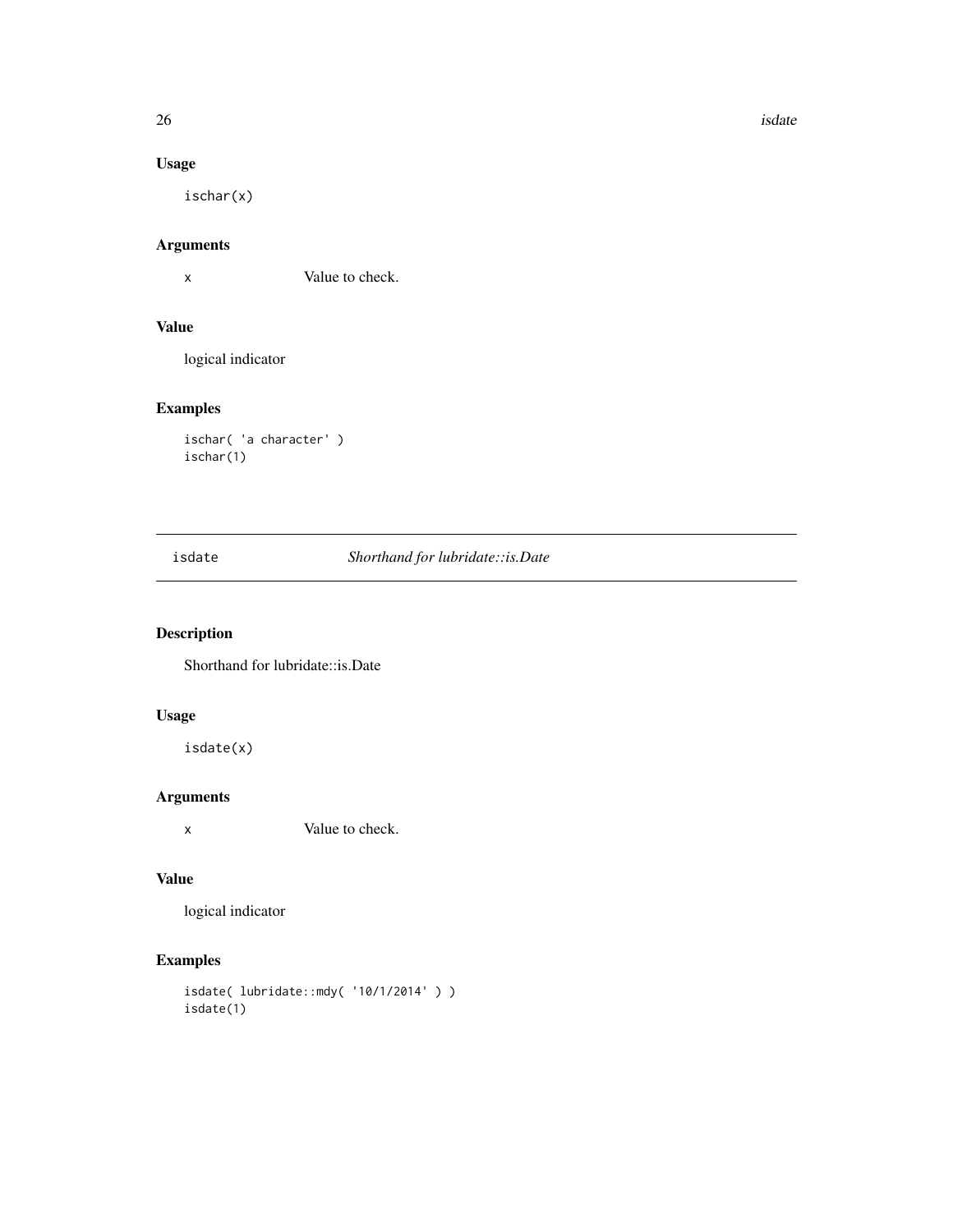## Usage

```
ischar(x)
```

## Arguments

x	Value to check.

## Value

logical indicator

## Examples

```
ischar( 'a character' )
ischar(1)
```

---

# isdate *Shorthand for lubridate::is.Date*

## Description

Shorthand for lubridate::is.Date

## Usage

```
isdate(x)
```

## Arguments

x	Value to check.

## Value

logical indicator

## Examples

```
isdate( lubridate::mdy( '10/1/2014' ) )
isdate(1)
```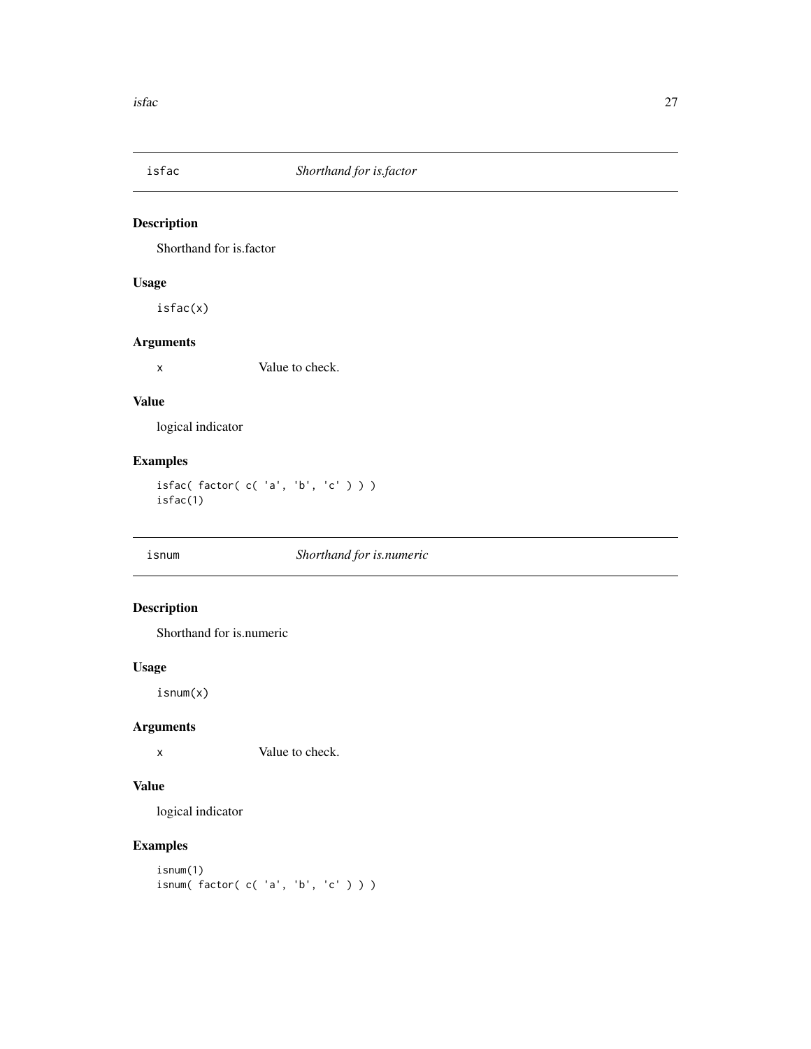## isfac — *Shorthand for is.factor*

### Description

Shorthand for is.factor

### Usage

```
isfac(x)
```

### Arguments

x	Value to check.

### Value

logical indicator

### Examples

```
isfac( factor( c( 'a', 'b', 'c' ) ) )
isfac(1)
```

## isnum — *Shorthand for is.numeric*

### Description

Shorthand for is.numeric

### Usage

```
isnum(x)
```

### Arguments

x	Value to check.

### Value

logical indicator

### Examples

```
isnum(1)
isnum( factor( c( 'a', 'b', 'c' ) ) )
```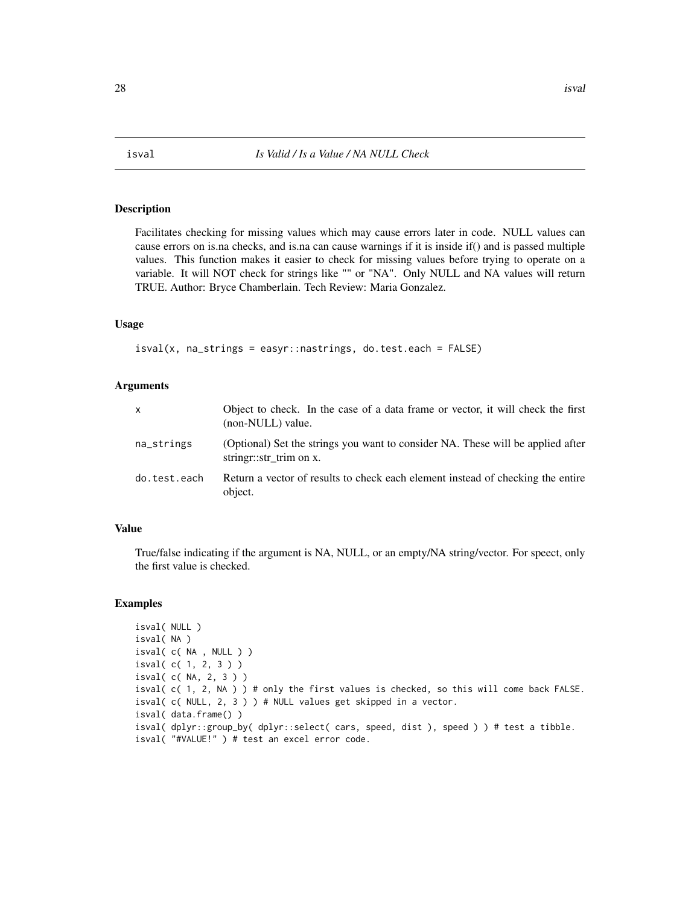# isval — *Is Valid / Is a Value / NA NULL Check*

## Description

Facilitates checking for missing values which may cause errors later in code. NULL values can cause errors on is.na checks, and is.na can cause warnings if it is inside if() and is passed multiple values. This function makes it easier to check for missing values before trying to operate on a variable. It will NOT check for strings like "" or "NA". Only NULL and NA values will return TRUE. Author: Bryce Chamberlain. Tech Review: Maria Gonzalez.

## Usage

```
isval(x, na_strings = easyr::nastrings, do.test.each = FALSE)
```

## Arguments

| | |
|---|---|
| x | Object to check. In the case of a data frame or vector, it will check the first (non-NULL) value. |
| na_strings | (Optional) Set the strings you want to consider NA. These will be applied after stringr::str_trim on x. |
| do.test.each | Return a vector of results to check each element instead of checking the entire object. |

## Value

True/false indicating if the argument is NA, NULL, or an empty/NA string/vector. For speect, only the first value is checked.

## Examples

```
isval( NULL )
isval( NA )
isval( c( NA , NULL ) )
isval( c( 1, 2, 3 ) )
isval( c( NA, 2, 3 ) )
isval( c( 1, 2, NA ) ) # only the first values is checked, so this will come back FALSE.
isval( c( NULL, 2, 3 ) ) # NULL values get skipped in a vector.
isval( data.frame() )
isval( dplyr::group_by( dplyr::select( cars, speed, dist ), speed ) ) # test a tibble.
isval( "#VALUE!" ) # test an excel error code.
```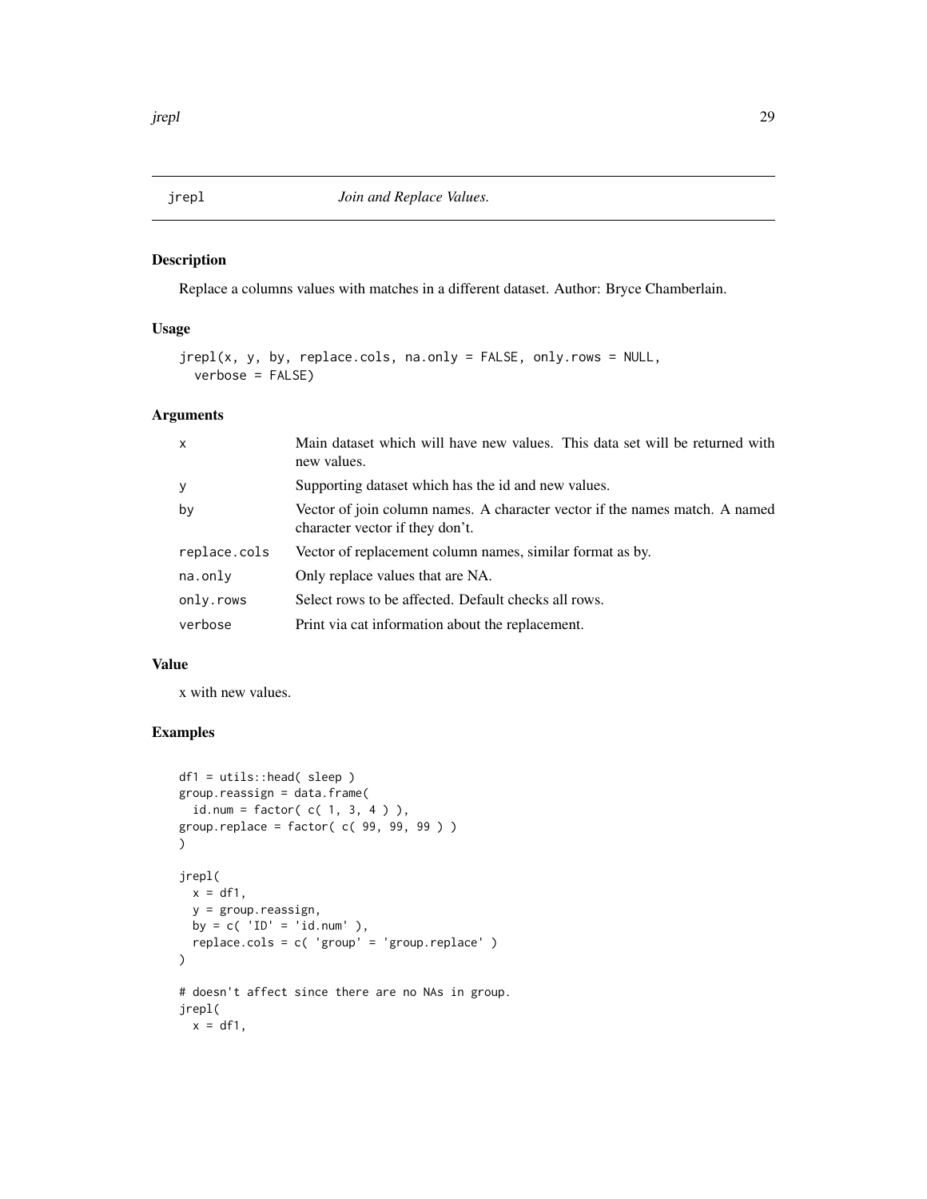## jrepl — *Join and Replace Values.*

### Description

Replace a columns values with matches in a different dataset. Author: Bryce Chamberlain.

### Usage

```
jrepl(x, y, by, replace.cols, na.only = FALSE, only.rows = NULL,
  verbose = FALSE)
```

### Arguments

| | |
|---|---|
| x | Main dataset which will have new values. This data set will be returned with new values. |
| y | Supporting dataset which has the id and new values. |
| by | Vector of join column names. A character vector if the names match. A named character vector if they don't. |
| replace.cols | Vector of replacement column names, similar format as by. |
| na.only | Only replace values that are NA. |
| only.rows | Select rows to be affected. Default checks all rows. |
| verbose | Print via cat information about the replacement. |

### Value

x with new values.

### Examples

```
df1 = utils::head( sleep )
group.reassign = data.frame(
  id.num = factor( c( 1, 3, 4 ) ),
group.replace = factor( c( 99, 99, 99 ) )
)

jrepl(
  x = df1,
  y = group.reassign,
  by = c( 'ID' = 'id.num' ),
  replace.cols = c( 'group' = 'group.replace' )
)

# doesn't affect since there are no NAs in group.
jrepl(
  x = df1,
```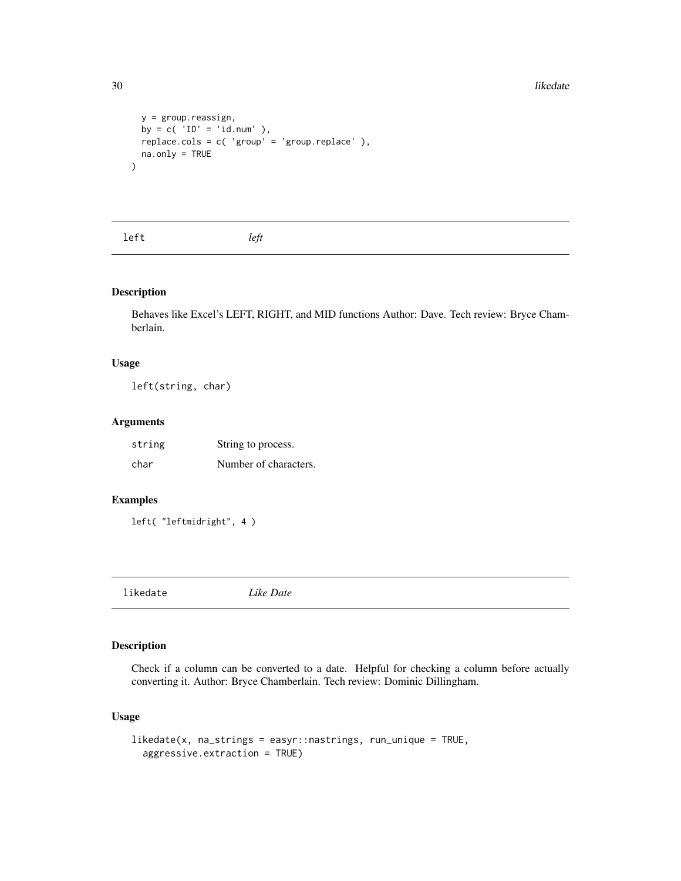```
  y = group.reassign,
  by = c( 'ID' = 'id.num' ),
  replace.cols = c( 'group' = 'group.replace' ),
  na.only = TRUE
)
```

## left *left*

### Description

Behaves like Excel's LEFT, RIGHT, and MID functions Author: Dave. Tech review: Bryce Chamberlain.

### Usage

```
left(string, char)
```

### Arguments

| | |
|---|---|
| string | String to process. |
| char | Number of characters. |

### Examples

```
left( "leftmidright", 4 )
```

## likedate *Like Date*

### Description

Check if a column can be converted to a date. Helpful for checking a column before actually converting it. Author: Bryce Chamberlain. Tech review: Dominic Dillingham.

### Usage

```
likedate(x, na_strings = easyr::nastrings, run_unique = TRUE,
  aggressive.extraction = TRUE)
```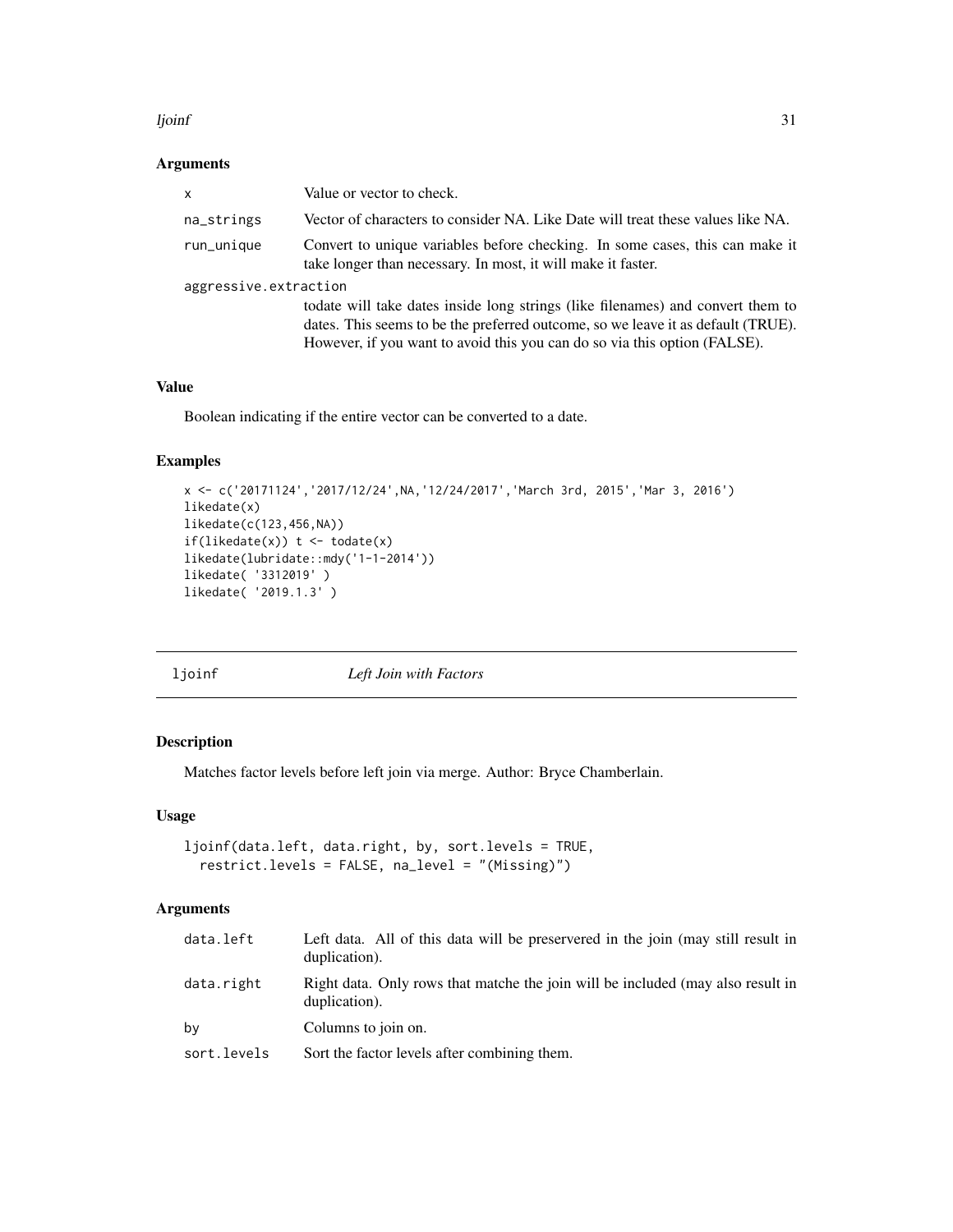## Arguments

| | |
|---|---|
| x | Value or vector to check. |
| na_strings | Vector of characters to consider NA. Like Date will treat these values like NA. |
| run_unique | Convert to unique variables before checking. In some cases, this can make it take longer than necessary. In most, it will make it faster. |
| aggressive.extraction | todate will take dates inside long strings (like filenames) and convert them to dates. This seems to be the preferred outcome, so we leave it as default (TRUE). However, if you want to avoid this you can do so via this option (FALSE). |

## Value

Boolean indicating if the entire vector can be converted to a date.

## Examples

```
x <- c('20171124','2017/12/24',NA,'12/24/2017','March 3rd, 2015','Mar 3, 2016')
likedate(x)
likedate(c(123,456,NA))
if(likedate(x)) t <- todate(x)
likedate(lubridate::mdy('1-1-2014'))
likedate( '3312019' )
likedate( '2019.1.3' )
```

# ljoinf *Left Join with Factors*

## Description

Matches factor levels before left join via merge. Author: Bryce Chamberlain.

## Usage

```
ljoinf(data.left, data.right, by, sort.levels = TRUE,
  restrict.levels = FALSE, na_level = "(Missing)")
```

## Arguments

| | |
|---|---|
| data.left | Left data. All of this data will be preservered in the join (may still result in duplication). |
| data.right | Right data. Only rows that matche the join will be included (may also result in duplication). |
| by | Columns to join on. |
| sort.levels | Sort the factor levels after combining them. |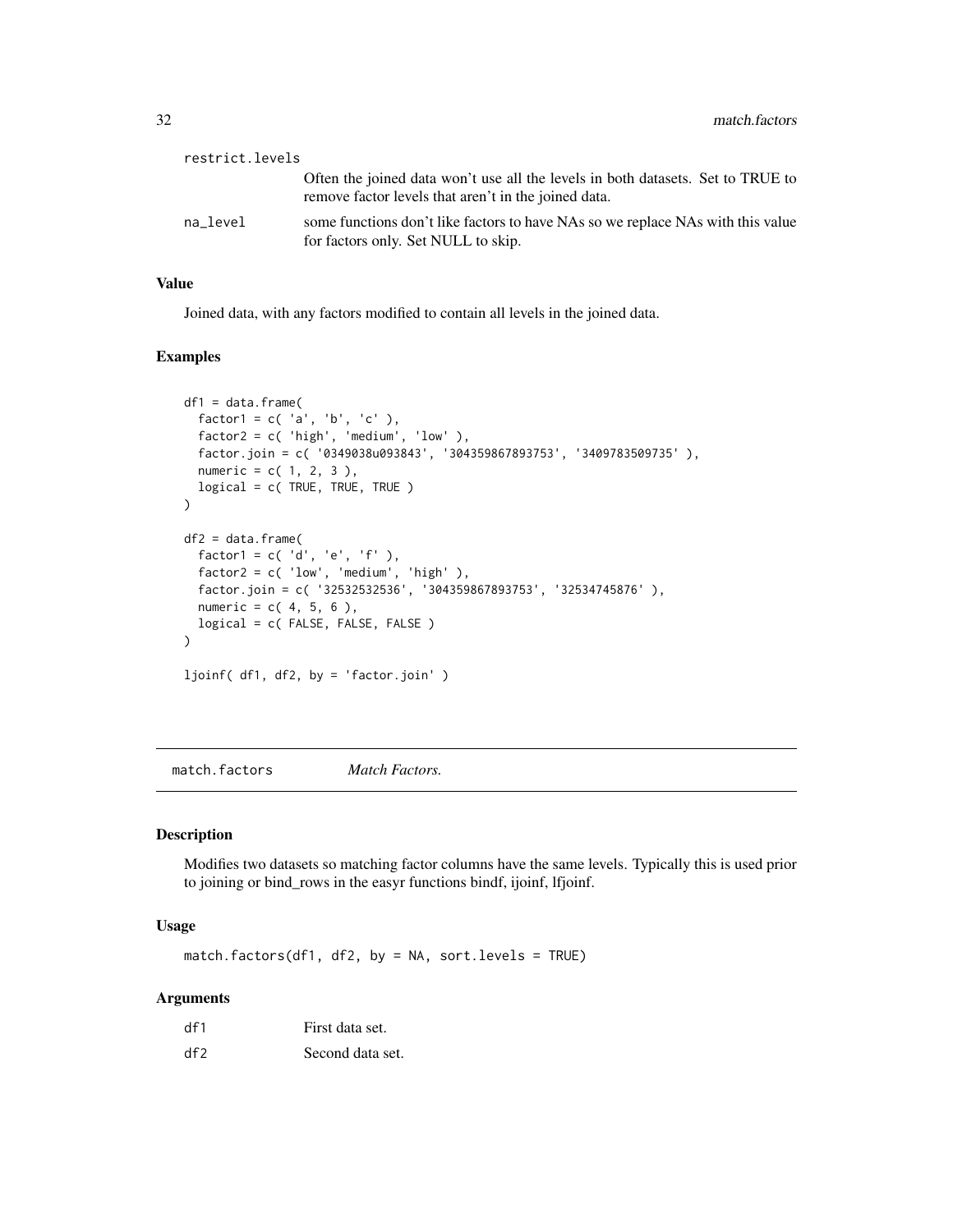restrict.levels
: Often the joined data won't use all the levels in both datasets. Set to TRUE to remove factor levels that aren't in the joined data.

na_level
: some functions don't like factors to have NAs so we replace NAs with this value for factors only. Set NULL to skip.

### Value

Joined data, with any factors modified to contain all levels in the joined data.

### Examples

```
df1 = data.frame(
  factor1 = c( 'a', 'b', 'c' ),
  factor2 = c( 'high', 'medium', 'low' ),
  factor.join = c( '0349038u093843', '304359867893753', '3409783509735' ),
  numeric = c( 1, 2, 3 ),
  logical = c( TRUE, TRUE, TRUE )
)

df2 = data.frame(
  factor1 = c( 'd', 'e', 'f' ),
  factor2 = c( 'low', 'medium', 'high' ),
  factor.join = c( '32532532536', '304359867893753', '32534745876' ),
  numeric = c( 4, 5, 6 ),
  logical = c( FALSE, FALSE, FALSE )
)

ljoinf( df1, df2, by = 'factor.join' )
```

## match.factors — *Match Factors.*

### Description

Modifies two datasets so matching factor columns have the same levels. Typically this is used prior to joining or bind_rows in the easyr functions bindf, ijoinf, lfjoinf.

### Usage

```
match.factors(df1, df2, by = NA, sort.levels = TRUE)
```

### Arguments

df1
: First data set.

df2
: Second data set.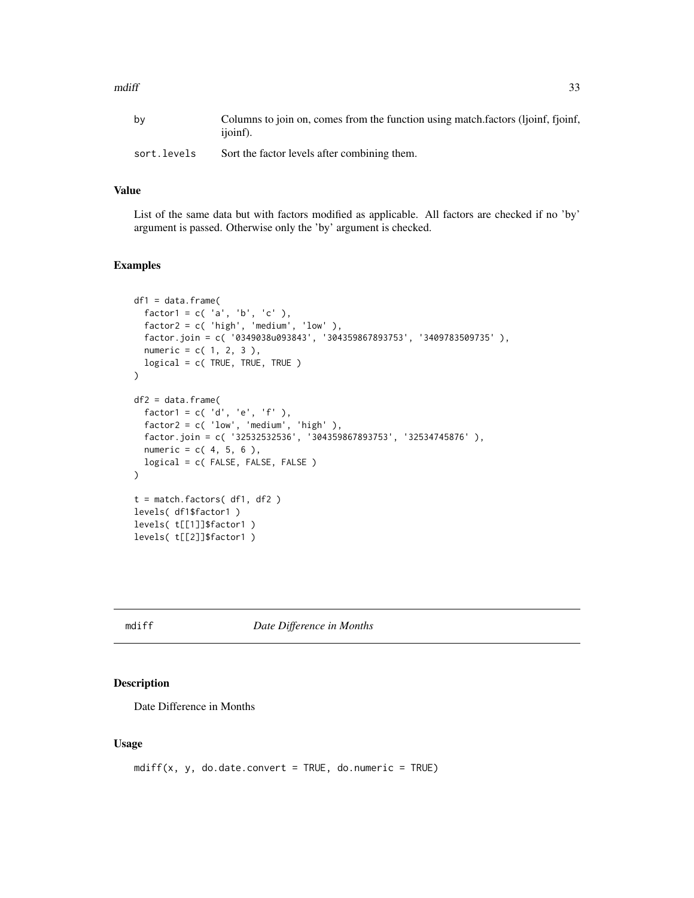| | |
|---|---|
| by | Columns to join on, comes from the function using match.factors (ljoinf, fjoinf, ijoinf). |
| sort.levels | Sort the factor levels after combining them. |

## Value

List of the same data but with factors modified as applicable. All factors are checked if no 'by' argument is passed. Otherwise only the 'by' argument is checked.

## Examples

```
df1 = data.frame(
  factor1 = c( 'a', 'b', 'c' ),
  factor2 = c( 'high', 'medium', 'low' ),
  factor.join = c( '0349038u093843', '304359867893753', '3409783509735' ),
  numeric = c( 1, 2, 3 ),
  logical = c( TRUE, TRUE, TRUE )
)

df2 = data.frame(
  factor1 = c( 'd', 'e', 'f' ),
  factor2 = c( 'low', 'medium', 'high' ),
  factor.join = c( '32532532536', '304359867893753', '32534745876' ),
  numeric = c( 4, 5, 6 ),
  logical = c( FALSE, FALSE, FALSE )
)

t = match.factors( df1, df2 )
levels( df1$factor1 )
levels( t[[1]]$factor1 )
levels( t[[2]]$factor1 )
```

---

# mdiff — *Date Difference in Months*

## Description

Date Difference in Months

## Usage

```
mdiff(x, y, do.date.convert = TRUE, do.numeric = TRUE)
```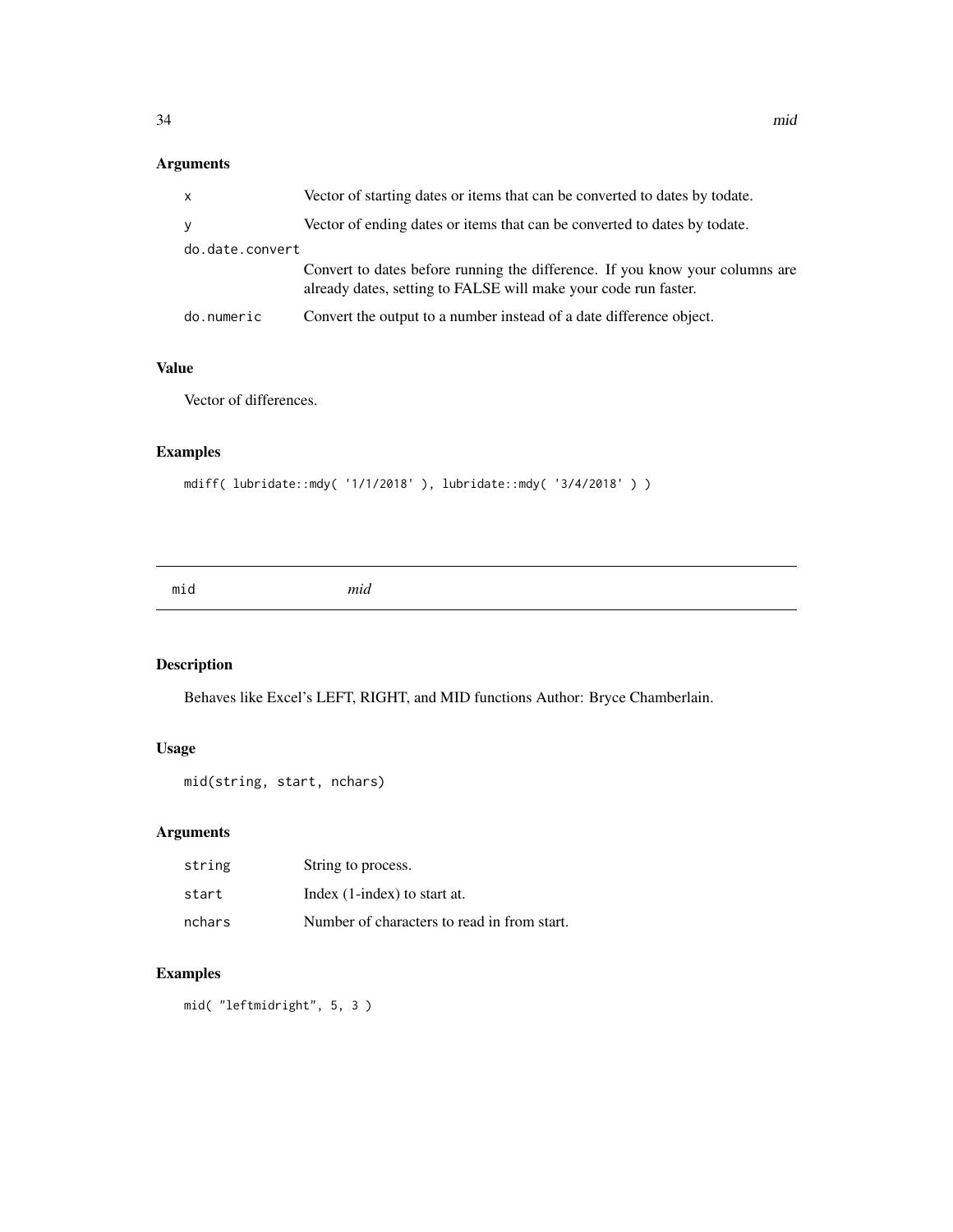### Arguments

| | |
|---|---|
| x | Vector of starting dates or items that can be converted to dates by todate. |
| y | Vector of ending dates or items that can be converted to dates by todate. |
| do.date.convert | Convert to dates before running the difference. If you know your columns are already dates, setting to FALSE will make your code run faster. |
| do.numeric | Convert the output to a number instead of a date difference object. |

### Value

Vector of differences.

### Examples

```
mdiff( lubridate::mdy( '1/1/2018' ), lubridate::mdy( '3/4/2018' ) )
```

---

## mid *mid*

---

### Description

Behaves like Excel's LEFT, RIGHT, and MID functions Author: Bryce Chamberlain.

### Usage

```
mid(string, start, nchars)
```

### Arguments

| | |
|---|---|
| string | String to process. |
| start | Index (1-index) to start at. |
| nchars | Number of characters to read in from start. |

### Examples

```
mid( "leftmidright", 5, 3 )
```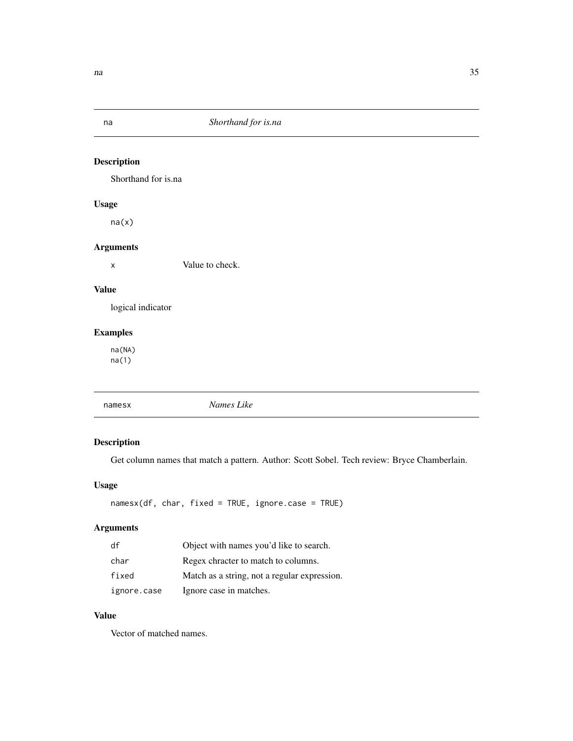## na — *Shorthand for is.na*

### Description

Shorthand for is.na

### Usage

```
na(x)
```

### Arguments

| | |
|---|---|
| x | Value to check. |

### Value

logical indicator

### Examples

```
na(NA)
na(1)
```

## namesx — *Names Like*

### Description

Get column names that match a pattern. Author: Scott Sobel. Tech review: Bryce Chamberlain.

### Usage

```
namesx(df, char, fixed = TRUE, ignore.case = TRUE)
```

### Arguments

| | |
|---|---|
| df | Object with names you'd like to search. |
| char | Regex chracter to match to columns. |
| fixed | Match as a string, not a regular expression. |
| ignore.case | Ignore case in matches. |

### Value

Vector of matched names.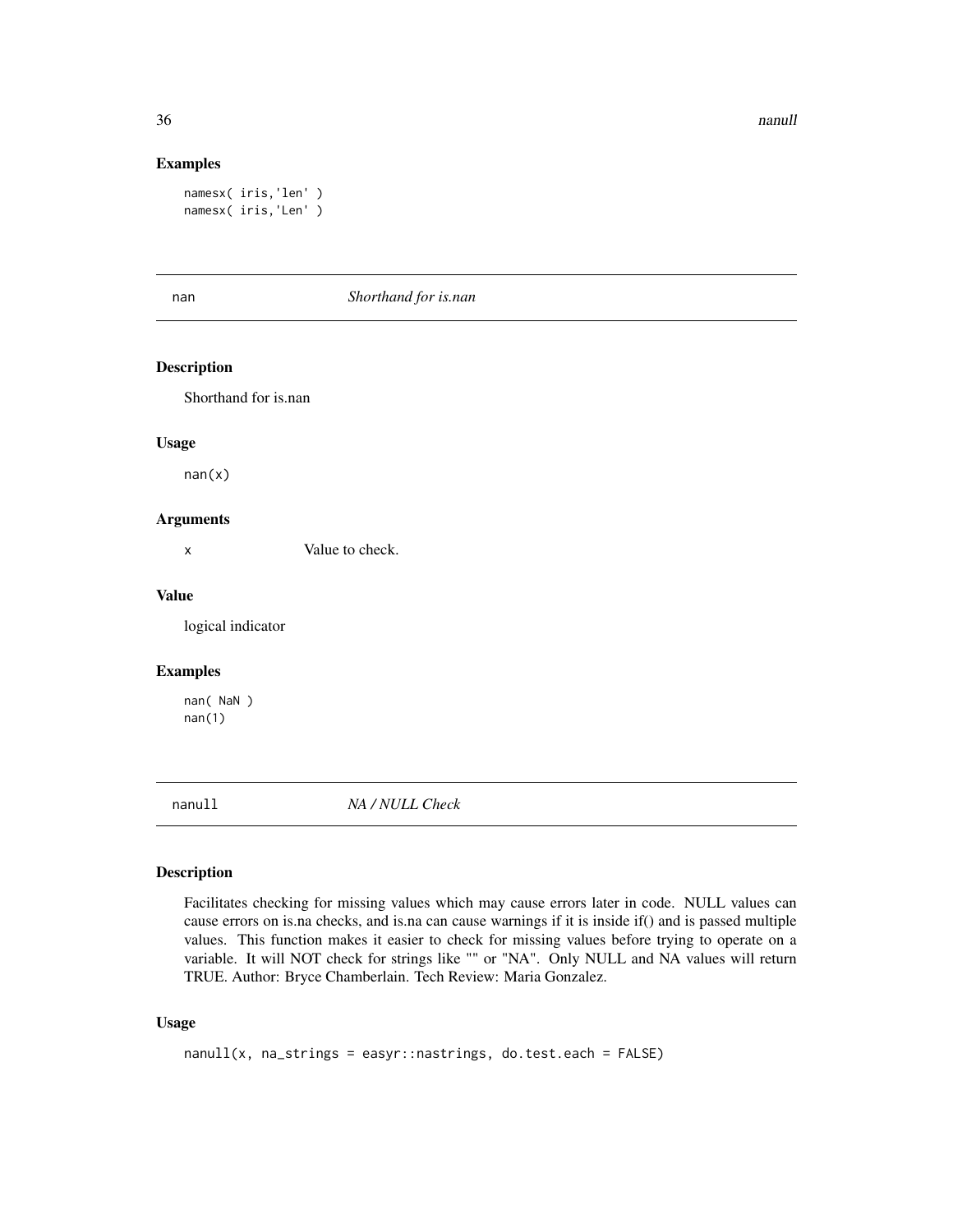## Examples

```
namesx( iris,'len' )
namesx( iris,'Len' )
```

---

## nan *Shorthand for is.nan*

### Description

Shorthand for is.nan

### Usage

```
nan(x)
```

### Arguments

x Value to check.

### Value

logical indicator

### Examples

```
nan( NaN )
nan(1)
```

---

## nanull *NA / NULL Check*

### Description

Facilitates checking for missing values which may cause errors later in code. NULL values can cause errors on is.na checks, and is.na can cause warnings if it is inside if() and is passed multiple values. This function makes it easier to check for missing values before trying to operate on a variable. It will NOT check for strings like "" or "NA". Only NULL and NA values will return TRUE. Author: Bryce Chamberlain. Tech Review: Maria Gonzalez.

### Usage

```
nanull(x, na_strings = easyr::nastrings, do.test.each = FALSE)
```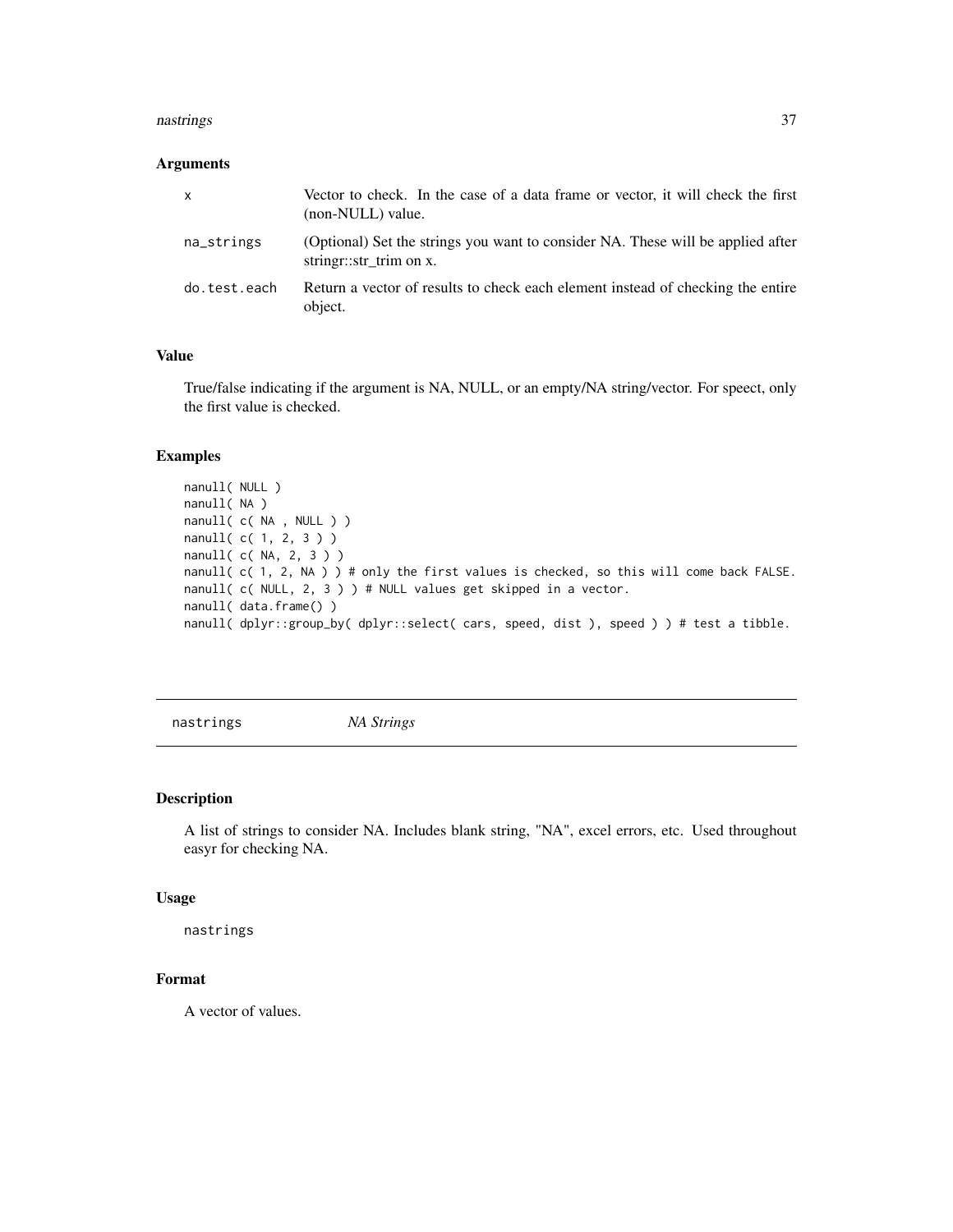### Arguments

| | |
|---|---|
| x | Vector to check. In the case of a data frame or vector, it will check the first (non-NULL) value. |
| na_strings | (Optional) Set the strings you want to consider NA. These will be applied after stringr::str_trim on x. |
| do.test.each | Return a vector of results to check each element instead of checking the entire object. |

### Value

True/false indicating if the argument is NA, NULL, or an empty/NA string/vector. For speect, only the first value is checked.

### Examples

```
nanull( NULL )
nanull( NA )
nanull( c( NA , NULL ) )
nanull( c( 1, 2, 3 ) )
nanull( c( NA, 2, 3 ) )
nanull( c( 1, 2, NA ) ) # only the first values is checked, so this will come back FALSE.
nanull( c( NULL, 2, 3 ) ) # NULL values get skipped in a vector.
nanull( data.frame() )
nanull( dplyr::group_by( dplyr::select( cars, speed, dist ), speed ) ) # test a tibble.
```

---

## nastrings *NA Strings*

---

### Description

A list of strings to consider NA. Includes blank string, "NA", excel errors, etc. Used throughout easyr for checking NA.

### Usage

```
nastrings
```

### Format

A vector of values.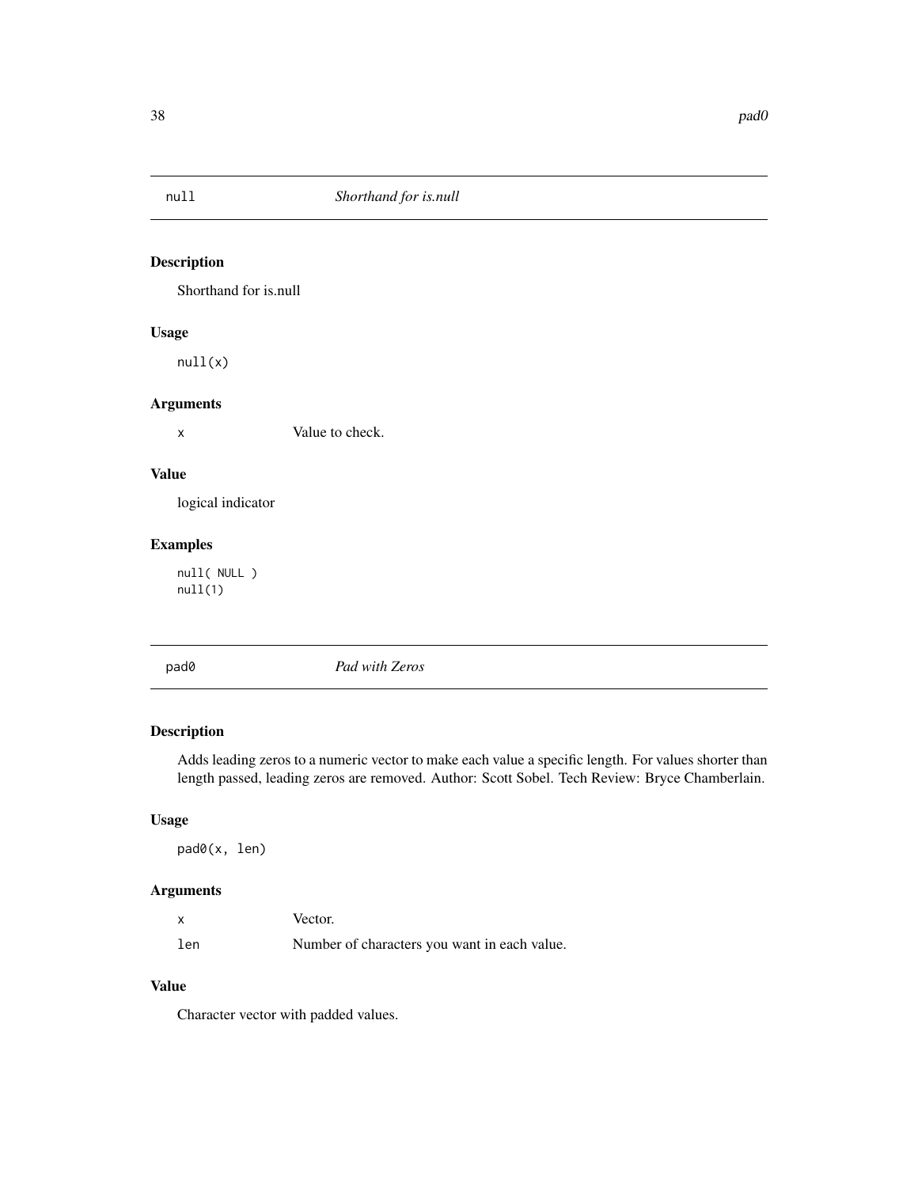## null *Shorthand for is.null*

### Description

Shorthand for is.null

### Usage

```
null(x)
```

### Arguments

| | |
|---|---|
| x | Value to check. |

### Value

logical indicator

### Examples

```
null( NULL )
null(1)
```

## pad0 *Pad with Zeros*

### Description

Adds leading zeros to a numeric vector to make each value a specific length. For values shorter than length passed, leading zeros are removed. Author: Scott Sobel. Tech Review: Bryce Chamberlain.

### Usage

```
pad0(x, len)
```

### Arguments

| | |
|---|---|
| x | Vector. |
| len | Number of characters you want in each value. |

### Value

Character vector with padded values.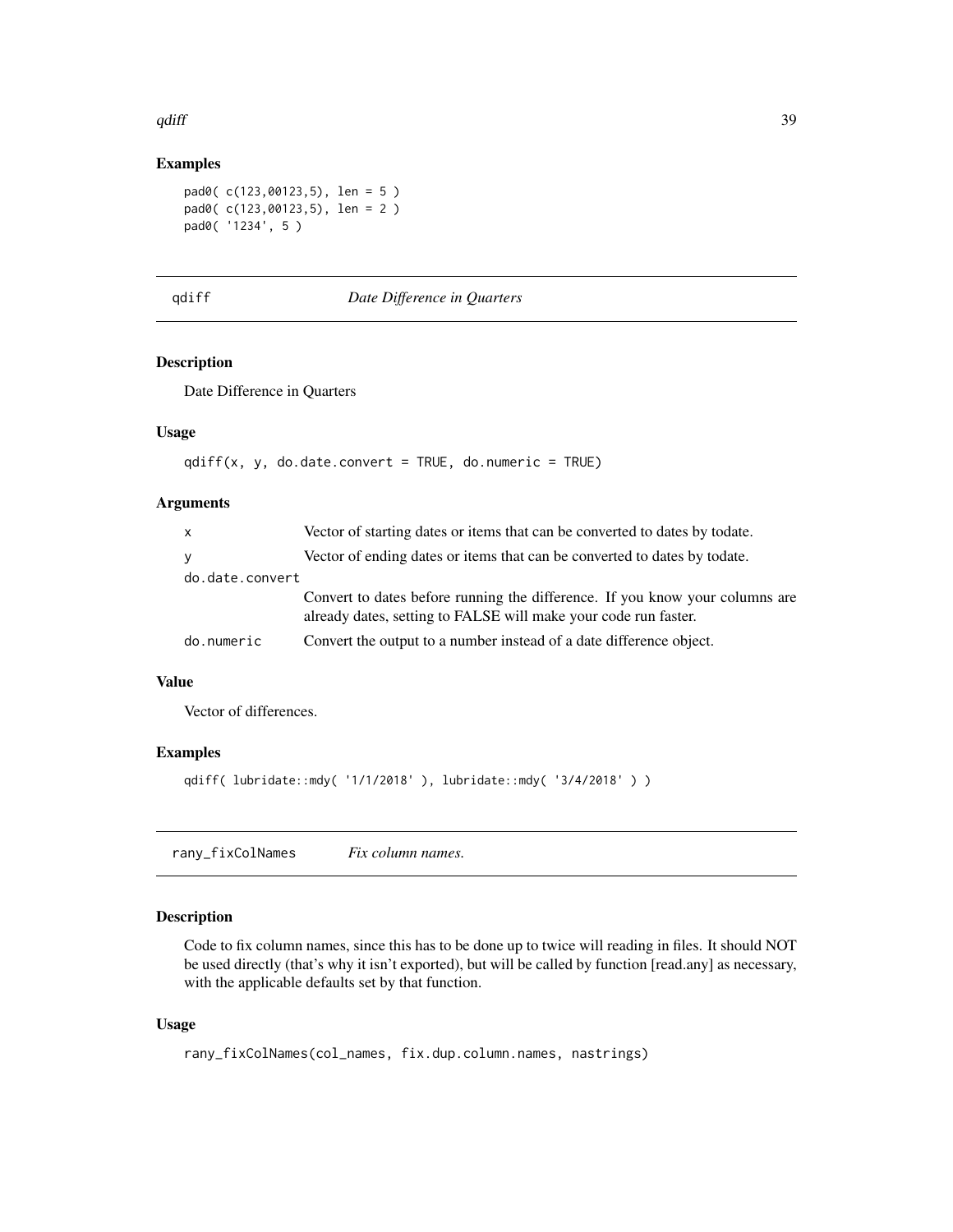### Examples

```
pad0( c(123,00123,5), len = 5 )
pad0( c(123,00123,5), len = 2 )
pad0( '1234', 5 )
```

---

## qdiff *Date Difference in Quarters*

---

### Description

Date Difference in Quarters

### Usage

```
qdiff(x, y, do.date.convert = TRUE, do.numeric = TRUE)
```

### Arguments

| | |
|---|---|
| x | Vector of starting dates or items that can be converted to dates by todate. |
| y | Vector of ending dates or items that can be converted to dates by todate. |
| do.date.convert | Convert to dates before running the difference. If you know your columns are already dates, setting to FALSE will make your code run faster. |
| do.numeric | Convert the output to a number instead of a date difference object. |

### Value

Vector of differences.

### Examples

```
qdiff( lubridate::mdy( '1/1/2018' ), lubridate::mdy( '3/4/2018' ) )
```

---

## rany_fixColNames *Fix column names.*

---

### Description

Code to fix column names, since this has to be done up to twice will reading in files. It should NOT be used directly (that's why it isn't exported), but will be called by function [read.any] as necessary, with the applicable defaults set by that function.

### Usage

```
rany_fixColNames(col_names, fix.dup.column.names, nastrings)
```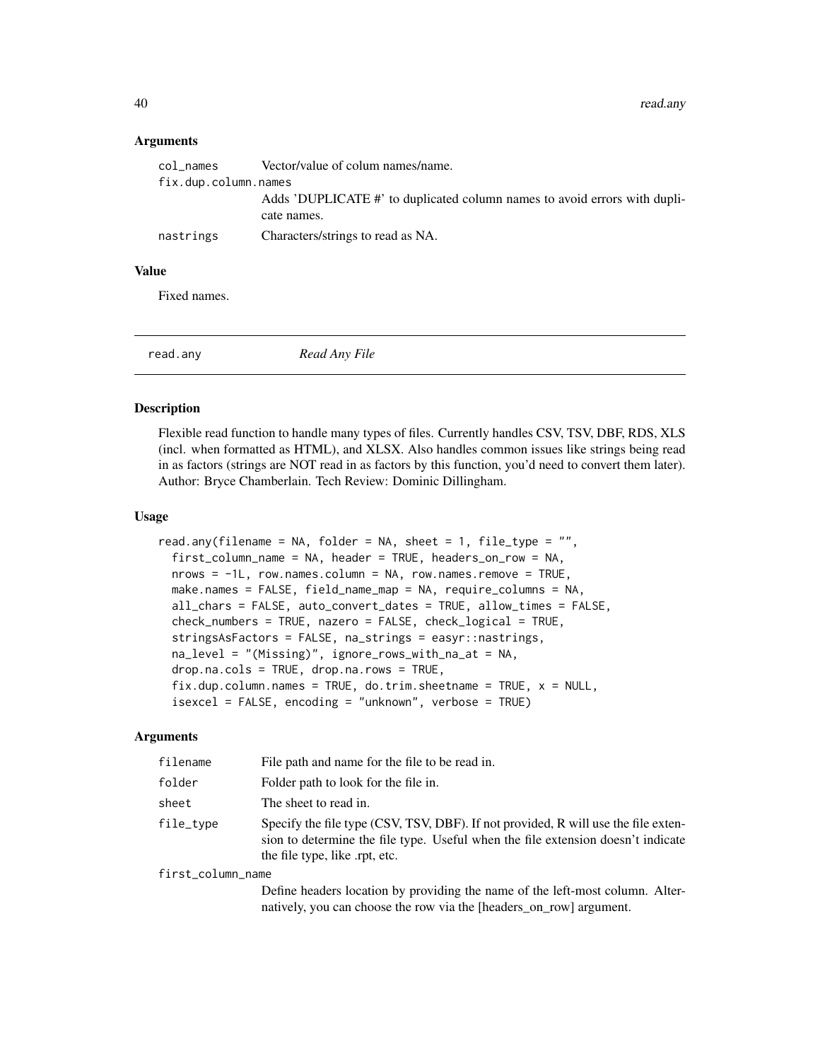### Arguments

| | |
|---|---|
| col_names | Vector/value of colum names/name. |
| fix.dup.column.names | Adds 'DUPLICATE #' to duplicated column names to avoid errors with duplicate names. |
| nastrings | Characters/strings to read as NA. |

### Value

Fixed names.

---

## read.any *Read Any File*

### Description

Flexible read function to handle many types of files. Currently handles CSV, TSV, DBF, RDS, XLS (incl. when formatted as HTML), and XLSX. Also handles common issues like strings being read in as factors (strings are NOT read in as factors by this function, you'd need to convert them later). Author: Bryce Chamberlain. Tech Review: Dominic Dillingham.

### Usage

```
read.any(filename = NA, folder = NA, sheet = 1, file_type = "",
  first_column_name = NA, header = TRUE, headers_on_row = NA,
  nrows = -1L, row.names.column = NA, row.names.remove = TRUE,
  make.names = FALSE, field_name_map = NA, require_columns = NA,
  all_chars = FALSE, auto_convert_dates = TRUE, allow_times = FALSE,
  check_numbers = TRUE, nazero = FALSE, check_logical = TRUE,
  stringsAsFactors = FALSE, na_strings = easyr::nastrings,
  na_level = "(Missing)", ignore_rows_with_na_at = NA,
  drop.na.cols = TRUE, drop.na.rows = TRUE,
  fix.dup.column.names = TRUE, do.trim.sheetname = TRUE, x = NULL,
  isexcel = FALSE, encoding = "unknown", verbose = TRUE)
```

### Arguments

| | |
|---|---|
| filename | File path and name for the file to be read in. |
| folder | Folder path to look for the file in. |
| sheet | The sheet to read in. |
| file_type | Specify the file type (CSV, TSV, DBF). If not provided, R will use the file extension to determine the file type. Useful when the file extension doesn't indicate the file type, like .rpt, etc. |
| first_column_name | Define headers location by providing the name of the left-most column. Alternatively, you can choose the row via the [headers_on_row] argument. |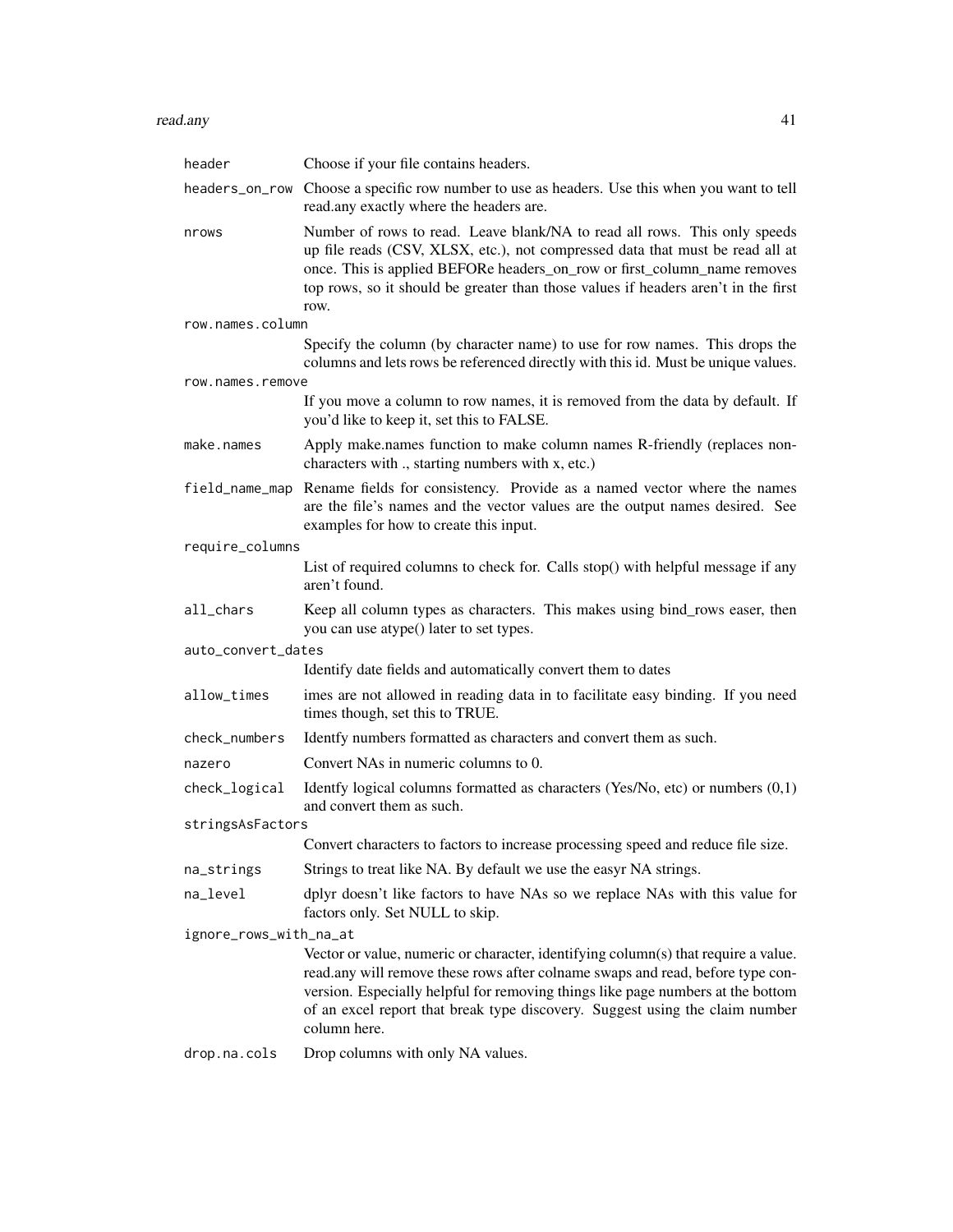| | |
|---|---|
| `header` | Choose if your file contains headers. |
| `headers_on_row` | Choose a specific row number to use as headers. Use this when you want to tell read.any exactly where the headers are. |
| `nrows` | Number of rows to read. Leave blank/NA to read all rows. This only speeds up file reads (CSV, XLSX, etc.), not compressed data that must be read all at once. This is applied BEFORe headers_on_row or first_column_name removes top rows, so it should be greater than those values if headers aren't in the first row. |
| `row.names.column` | Specify the column (by character name) to use for row names. This drops the columns and lets rows be referenced directly with this id. Must be unique values. |
| `row.names.remove` | If you move a column to row names, it is removed from the data by default. If you'd like to keep it, set this to FALSE. |
| `make.names` | Apply make.names function to make column names R-friendly (replaces non-characters with ., starting numbers with x, etc.) |
| `field_name_map` | Rename fields for consistency. Provide as a named vector where the names are the file's names and the vector values are the output names desired. See examples for how to create this input. |
| `require_columns` | List of required columns to check for. Calls stop() with helpful message if any aren't found. |
| `all_chars` | Keep all column types as characters. This makes using bind_rows easer, then you can use atype() later to set types. |
| `auto_convert_dates` | Identify date fields and automatically convert them to dates |
| `allow_times` | imes are not allowed in reading data in to facilitate easy binding. If you need times though, set this to TRUE. |
| `check_numbers` | Identfy numbers formatted as characters and convert them as such. |
| `nazero` | Convert NAs in numeric columns to 0. |
| `check_logical` | Identfy logical columns formatted as characters (Yes/No, etc) or numbers (0,1) and convert them as such. |
| `stringsAsFactors` | Convert characters to factors to increase processing speed and reduce file size. |
| `na_strings` | Strings to treat like NA. By default we use the easyr NA strings. |
| `na_level` | dplyr doesn't like factors to have NAs so we replace NAs with this value for factors only. Set NULL to skip. |
| `ignore_rows_with_na_at` | Vector or value, numeric or character, identifying column(s) that require a value. read.any will remove these rows after colname swaps and read, before type conversion. Especially helpful for removing things like page numbers at the bottom of an excel report that break type discovery. Suggest using the claim number column here. |
| `drop.na.cols` | Drop columns with only NA values. |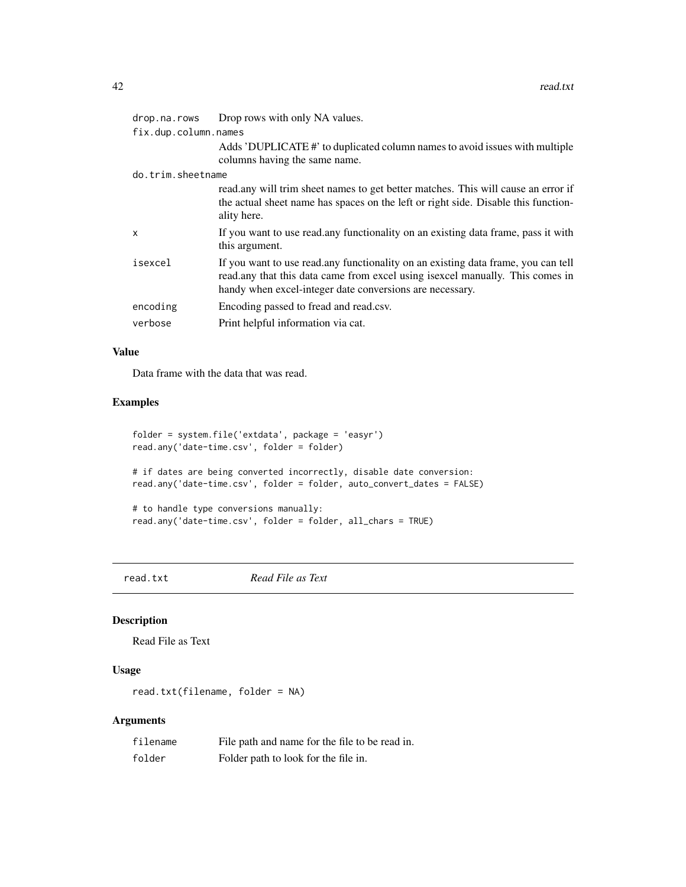| | |
|---|---|
| drop.na.rows | Drop rows with only NA values. |
| fix.dup.column.names | Adds 'DUPLICATE #' to duplicated column names to avoid issues with multiple columns having the same name. |
| do.trim.sheetname | read.any will trim sheet names to get better matches. This will cause an error if the actual sheet name has spaces on the left or right side. Disable this functionality here. |
| x | If you want to use read.any functionality on an existing data frame, pass it with this argument. |
| isexcel | If you want to use read.any functionality on an existing data frame, you can tell read.any that this data came from excel using isexcel manually. This comes in handy when excel-integer date conversions are necessary. |
| encoding | Encoding passed to fread and read.csv. |
| verbose | Print helpful information via cat. |

### Value

Data frame with the data that was read.

### Examples

```
folder = system.file('extdata', package = 'easyr')
read.any('date-time.csv', folder = folder)

# if dates are being converted incorrectly, disable date conversion:
read.any('date-time.csv', folder = folder, auto_convert_dates = FALSE)

# to handle type conversions manually:
read.any('date-time.csv', folder = folder, all_chars = TRUE)
```

---

## read.txt *Read File as Text*

### Description

Read File as Text

### Usage

```
read.txt(filename, folder = NA)
```

### Arguments

| | |
|---|---|
| filename | File path and name for the file to be read in. |
| folder | Folder path to look for the file in. |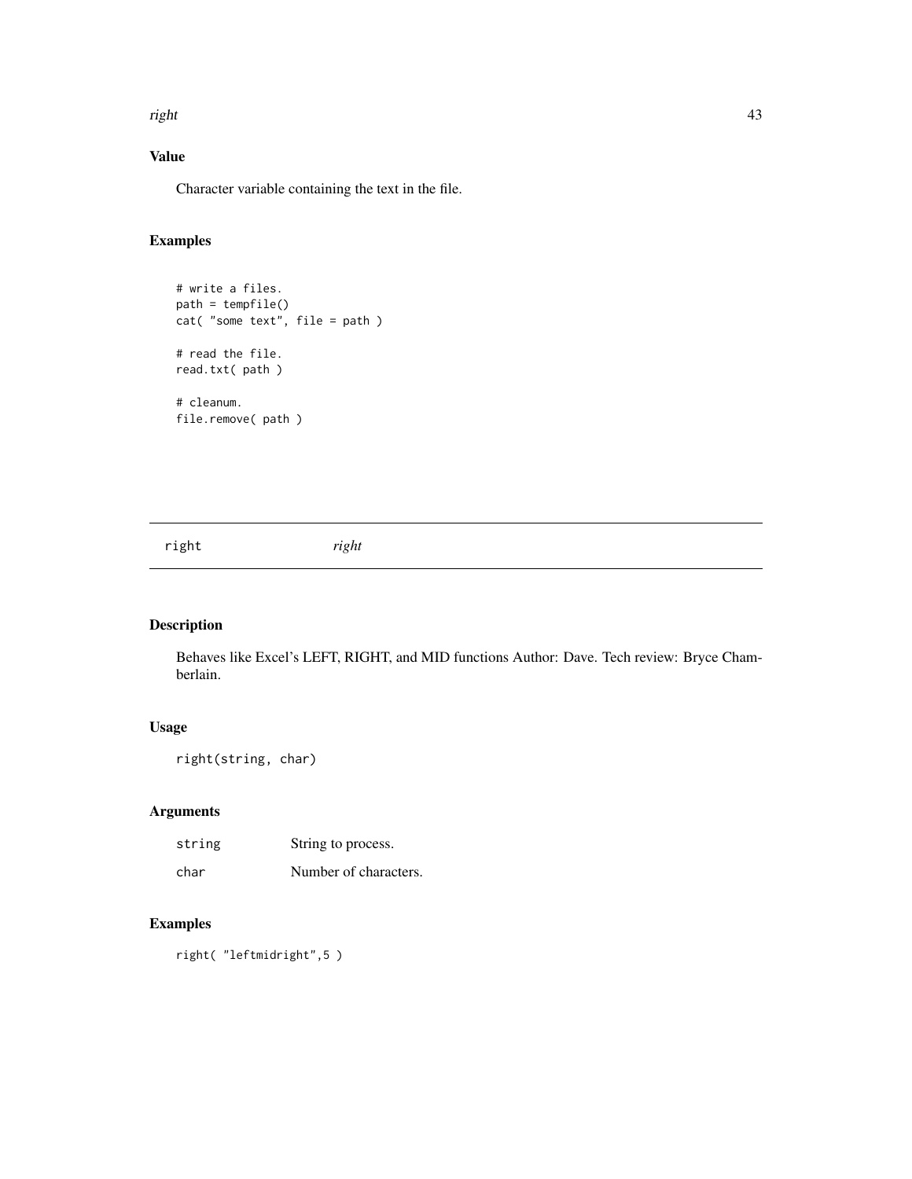### Value

Character variable containing the text in the file.

### Examples

```
# write a files.
path = tempfile()
cat( "some text", file = path )

# read the file.
read.txt( path )

# cleanum.
file.remove( path )
```

---

## right &nbsp;&nbsp;&nbsp;&nbsp; *right*

---

### Description

Behaves like Excel's LEFT, RIGHT, and MID functions Author: Dave. Tech review: Bryce Chamberlain.

### Usage

```
right(string, char)
```

### Arguments

| | |
|---|---|
| string | String to process. |
| char | Number of characters. |

### Examples

```
right( "leftmidright",5 )
```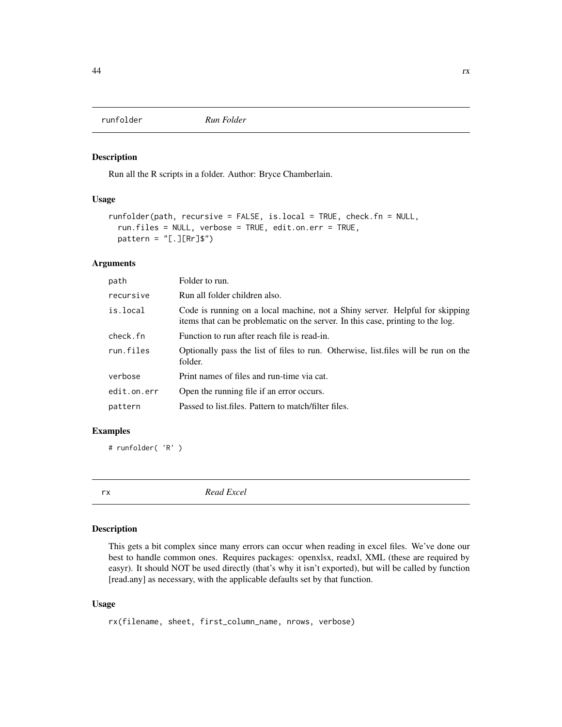## runfolder *Run Folder*

### Description

Run all the R scripts in a folder. Author: Bryce Chamberlain.

### Usage

```
runfolder(path, recursive = FALSE, is.local = TRUE, check.fn = NULL,
  run.files = NULL, verbose = TRUE, edit.on.err = TRUE,
  pattern = "[.][Rr]$")
```

### Arguments

| | |
|---|---|
| path | Folder to run. |
| recursive | Run all folder children also. |
| is.local | Code is running on a local machine, not a Shiny server. Helpful for skipping items that can be problematic on the server. In this case, printing to the log. |
| check.fn | Function to run after reach file is read-in. |
| run.files | Optionally pass the list of files to run. Otherwise, list.files will be run on the folder. |
| verbose | Print names of files and run-time via cat. |
| edit.on.err | Open the running file if an error occurs. |
| pattern | Passed to list.files. Pattern to match/filter files. |

### Examples

```
# runfolder( 'R' )
```

## rx *Read Excel*

### Description

This gets a bit complex since many errors can occur when reading in excel files. We've done our best to handle common ones. Requires packages: openxlsx, readxl, XML (these are required by easyr). It should NOT be used directly (that's why it isn't exported), but will be called by function [read.any] as necessary, with the applicable defaults set by that function.

### Usage

```
rx(filename, sheet, first_column_name, nrows, verbose)
```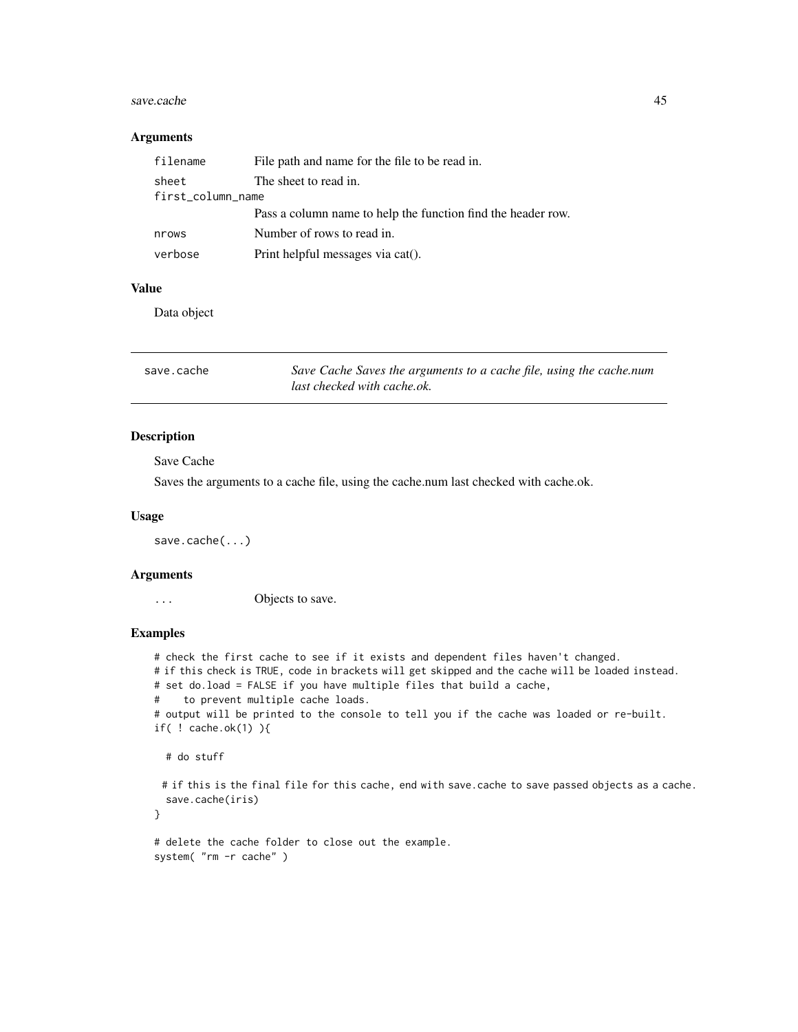### Arguments

| | |
|---|---|
| filename | File path and name for the file to be read in. |
| sheet | The sheet to read in. |
| first_column_name | Pass a column name to help the function find the header row. |
| nrows | Number of rows to read in. |
| verbose | Print helpful messages via cat(). |

### Value

Data object

---

## save.cache *Save Cache Saves the arguments to a cache file, using the cache.num last checked with cache.ok.*

---

### Description

Save Cache

Saves the arguments to a cache file, using the cache.num last checked with cache.ok.

### Usage

```
save.cache(...)
```

### Arguments

| | |
|---|---|
| ... | Objects to save. |

### Examples

```
# check the first cache to see if it exists and dependent files haven't changed.
# if this check is TRUE, code in brackets will get skipped and the cache will be loaded instead.
# set do.load = FALSE if you have multiple files that build a cache,
#    to prevent multiple cache loads.
# output will be printed to the console to tell you if the cache was loaded or re-built.
if( ! cache.ok(1) ){

  # do stuff

 # if this is the final file for this cache, end with save.cache to save passed objects as a cache.
  save.cache(iris)
}

# delete the cache folder to close out the example.
system( "rm -r cache" )
```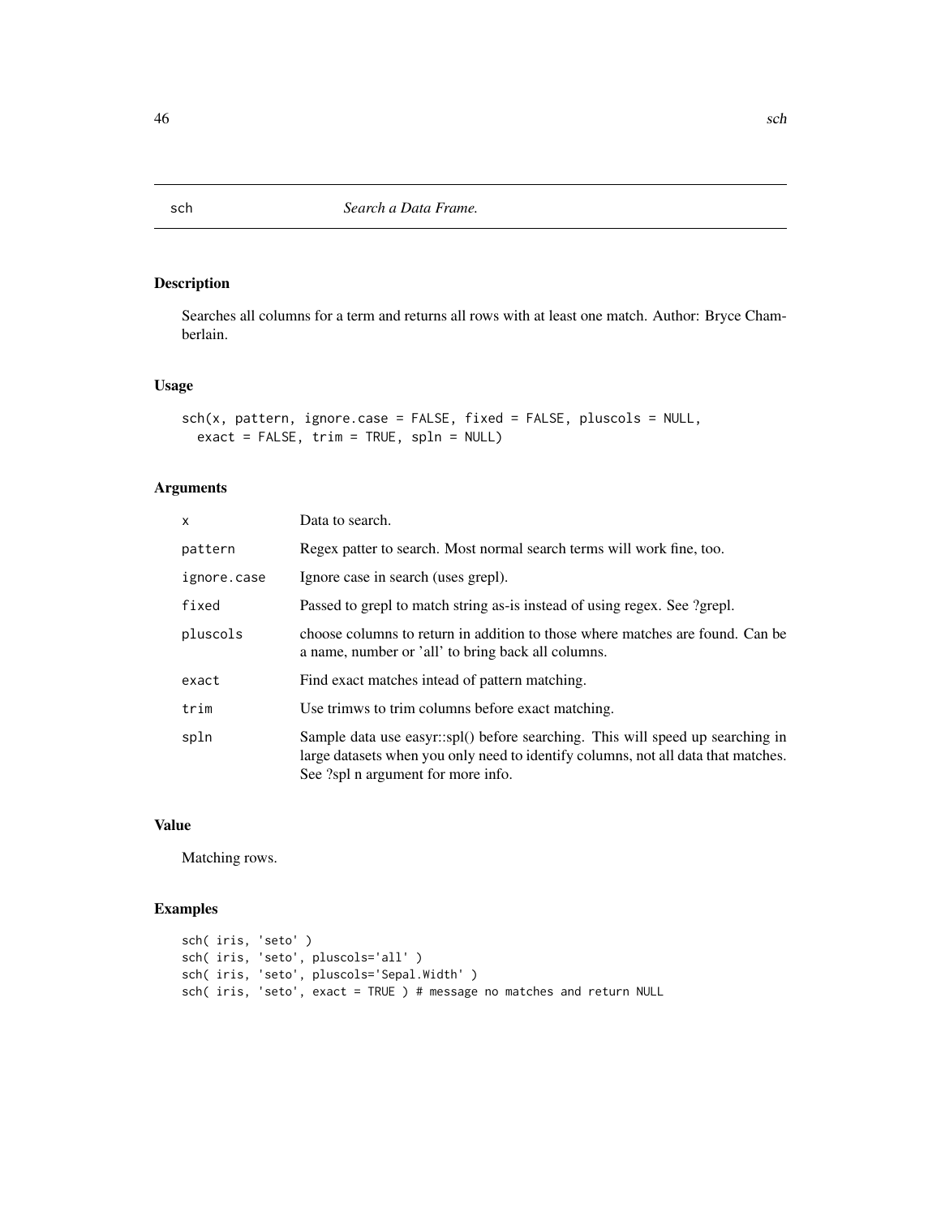# sch — *Search a Data Frame.*

## Description

Searches all columns for a term and returns all rows with at least one match. Author: Bryce Chamberlain.

## Usage

```
sch(x, pattern, ignore.case = FALSE, fixed = FALSE, pluscols = NULL,
  exact = FALSE, trim = TRUE, spln = NULL)
```

## Arguments

| | |
|---|---|
| x | Data to search. |
| pattern | Regex patter to search. Most normal search terms will work fine, too. |
| ignore.case | Ignore case in search (uses grepl). |
| fixed | Passed to grepl to match string as-is instead of using regex. See ?grepl. |
| pluscols | choose columns to return in addition to those where matches are found. Can be a name, number or 'all' to bring back all columns. |
| exact | Find exact matches intead of pattern matching. |
| trim | Use trimws to trim columns before exact matching. |
| spln | Sample data use easyr::spl() before searching. This will speed up searching in large datasets when you only need to identify columns, not all data that matches. See ?spl n argument for more info. |

## Value

Matching rows.

## Examples

```
sch( iris, 'seto' )
sch( iris, 'seto', pluscols='all' )
sch( iris, 'seto', pluscols='Sepal.Width' )
sch( iris, 'seto', exact = TRUE ) # message no matches and return NULL
```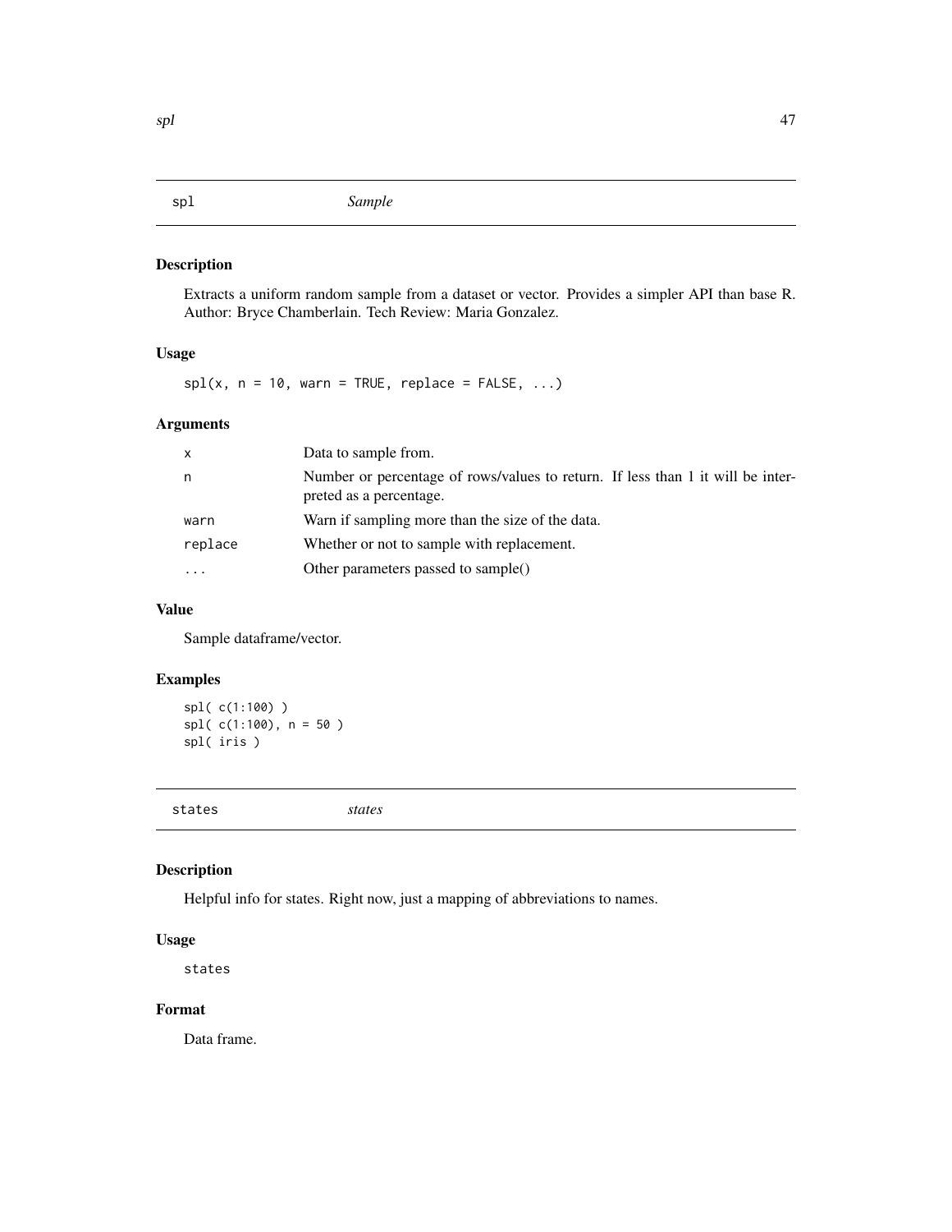## spl — *Sample*

### Description

Extracts a uniform random sample from a dataset or vector. Provides a simpler API than base R. Author: Bryce Chamberlain. Tech Review: Maria Gonzalez.

### Usage

```
spl(x, n = 10, warn = TRUE, replace = FALSE, ...)
```

### Arguments

| | |
|---|---|
| x | Data to sample from. |
| n | Number or percentage of rows/values to return. If less than 1 it will be interpreted as a percentage. |
| warn | Warn if sampling more than the size of the data. |
| replace | Whether or not to sample with replacement. |
| ... | Other parameters passed to sample() |

### Value

Sample dataframe/vector.

### Examples

```
spl( c(1:100) )
spl( c(1:100), n = 50 )
spl( iris )
```

## states — *states*

### Description

Helpful info for states. Right now, just a mapping of abbreviations to names.

### Usage

```
states
```

### Format

Data frame.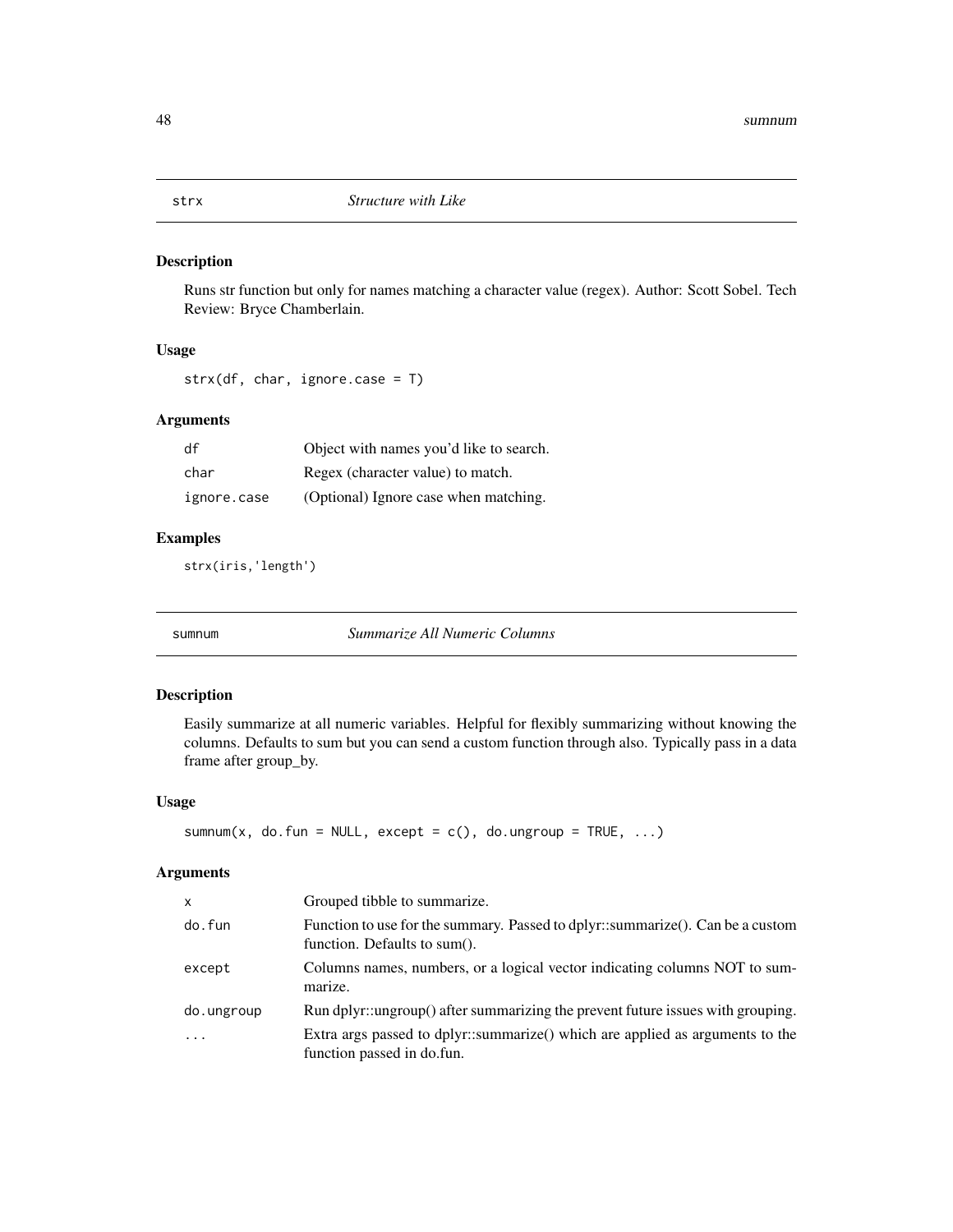## strx — *Structure with Like*

### Description

Runs str function but only for names matching a character value (regex). Author: Scott Sobel. Tech Review: Bryce Chamberlain.

### Usage

```
strx(df, char, ignore.case = T)
```

### Arguments

| | |
|---|---|
| `df` | Object with names you'd like to search. |
| `char` | Regex (character value) to match. |
| `ignore.case` | (Optional) Ignore case when matching. |

### Examples

```
strx(iris,'length')
```

## sumnum — *Summarize All Numeric Columns*

### Description

Easily summarize at all numeric variables. Helpful for flexibly summarizing without knowing the columns. Defaults to sum but you can send a custom function through also. Typically pass in a data frame after group_by.

### Usage

```
sumnum(x, do.fun = NULL, except = c(), do.ungroup = TRUE, ...)
```

### Arguments

| | |
|---|---|
| `x` | Grouped tibble to summarize. |
| `do.fun` | Function to use for the summary. Passed to dplyr::summarize(). Can be a custom function. Defaults to sum(). |
| `except` | Columns names, numbers, or a logical vector indicating columns NOT to summarize. |
| `do.ungroup` | Run dplyr::ungroup() after summarizing the prevent future issues with grouping. |
| `...` | Extra args passed to dplyr::summarize() which are applied as arguments to the function passed in do.fun. |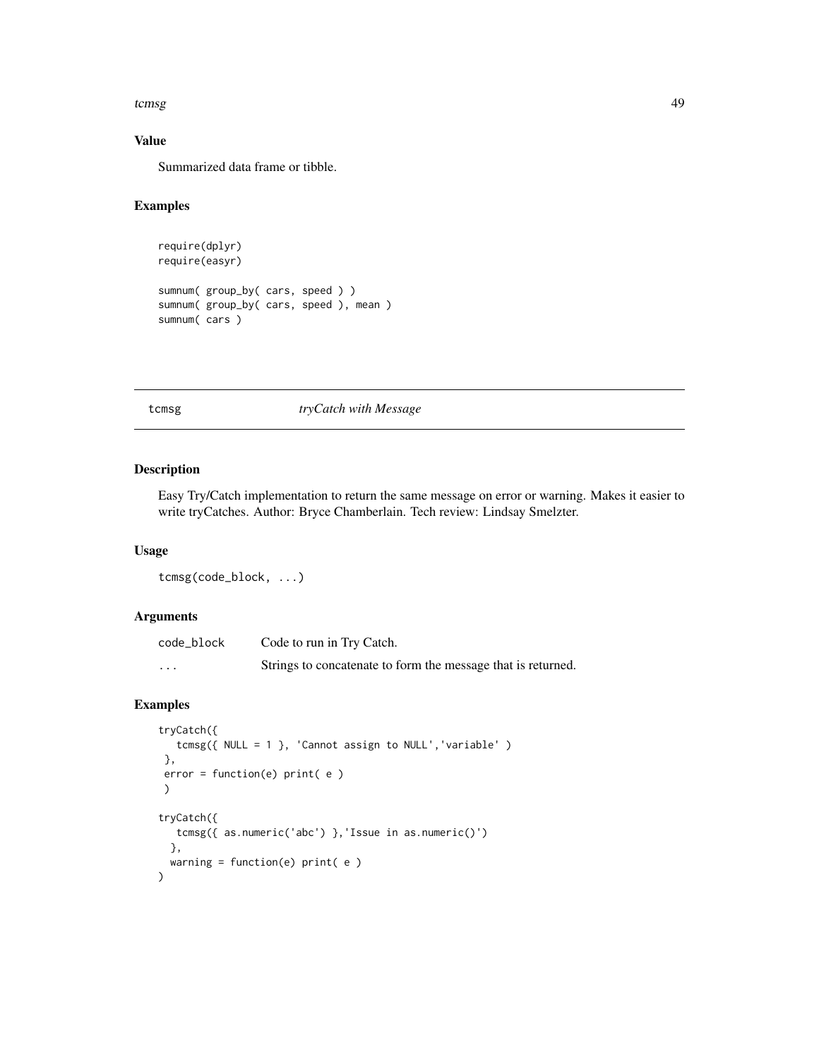## Value

Summarized data frame or tibble.

## Examples

```
require(dplyr)
require(easyr)

sumnum( group_by( cars, speed ) )
sumnum( group_by( cars, speed ), mean )
sumnum( cars )
```

---

# tcmsg *tryCatch with Message*

## Description

Easy Try/Catch implementation to return the same message on error or warning. Makes it easier to write tryCatches. Author: Bryce Chamberlain. Tech review: Lindsay Smelzter.

## Usage

```
tcmsg(code_block, ...)
```

## Arguments

| | |
|---|---|
| code_block | Code to run in Try Catch. |
| ... | Strings to concatenate to form the message that is returned. |

## Examples

```
tryCatch({
   tcmsg({ NULL = 1 }, 'Cannot assign to NULL','variable' )
 },
 error = function(e) print( e )
 )

tryCatch({
   tcmsg({ as.numeric('abc') },'Issue in as.numeric()')
  },
  warning = function(e) print( e )
)
```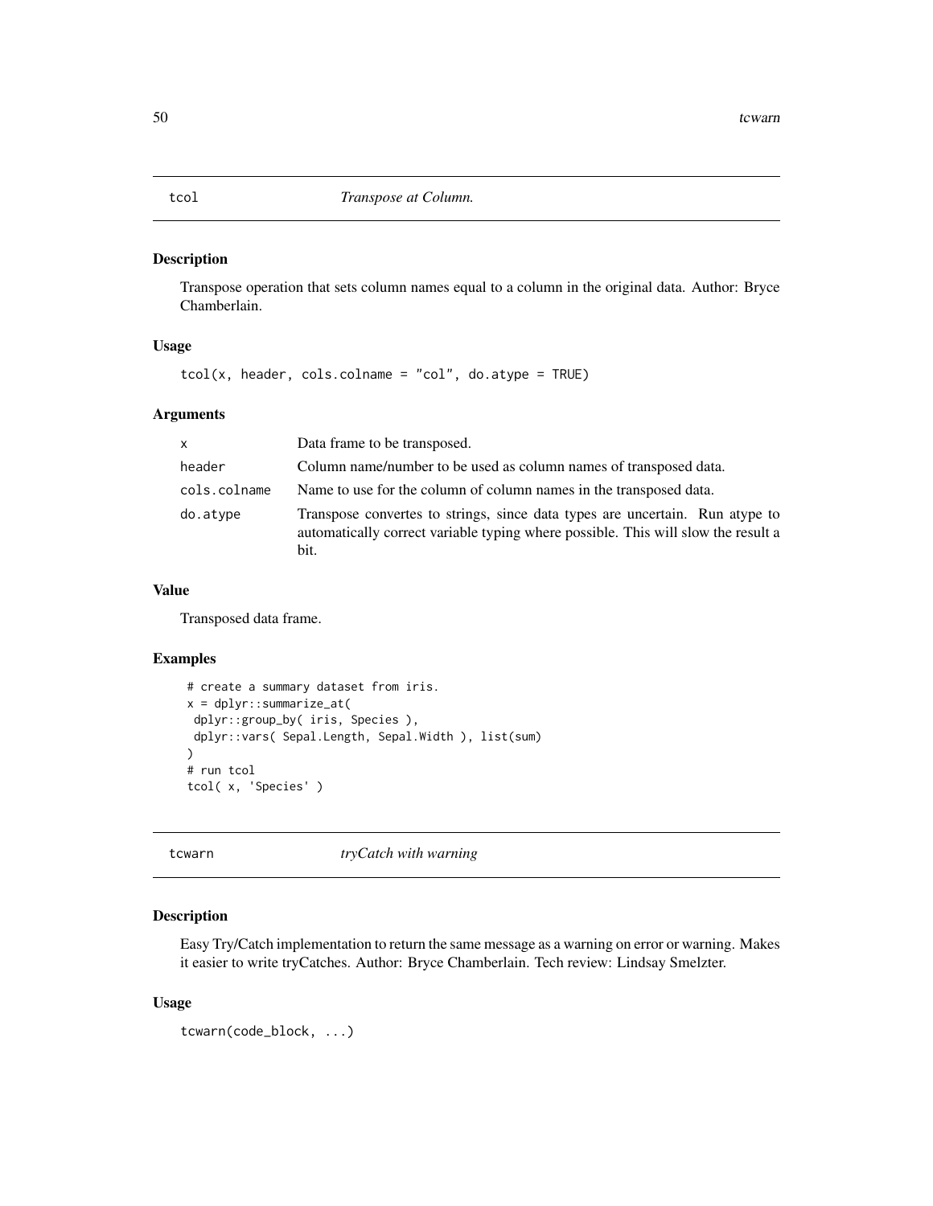## tcol — *Transpose at Column.*

### Description

Transpose operation that sets column names equal to a column in the original data. Author: Bryce Chamberlain.

### Usage

```
tcol(x, header, cols.colname = "col", do.atype = TRUE)
```

### Arguments

| | |
|---|---|
| x | Data frame to be transposed. |
| header | Column name/number to be used as column names of transposed data. |
| cols.colname | Name to use for the column of column names in the transposed data. |
| do.atype | Transpose convertes to strings, since data types are uncertain. Run atype to automatically correct variable typing where possible. This will slow the result a bit. |

### Value

Transposed data frame.

### Examples

```
# create a summary dataset from iris.
x = dplyr::summarize_at(
 dplyr::group_by( iris, Species ),
 dplyr::vars( Sepal.Length, Sepal.Width ), list(sum)
)
# run tcol
tcol( x, 'Species' )
```

## tcwarn — *tryCatch with warning*

### Description

Easy Try/Catch implementation to return the same message as a warning on error or warning. Makes it easier to write tryCatches. Author: Bryce Chamberlain. Tech review: Lindsay Smelzter.

### Usage

```
tcwarn(code_block, ...)
```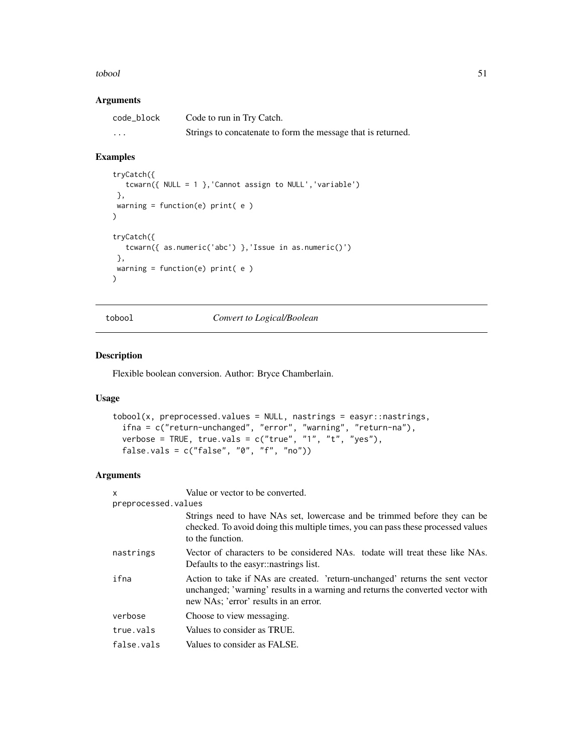### Arguments

| | |
|---|---|
| code_block | Code to run in Try Catch. |
| ... | Strings to concatenate to form the message that is returned. |

### Examples

```
tryCatch({
   tcwarn({ NULL = 1 },'Cannot assign to NULL','variable')
 },
 warning = function(e) print( e )
)

tryCatch({
   tcwarn({ as.numeric('abc') },'Issue in as.numeric()')
 },
 warning = function(e) print( e )
)
```

---

## tobool    *Convert to Logical/Boolean*

---

### Description

Flexible boolean conversion. Author: Bryce Chamberlain.

### Usage

```
tobool(x, preprocessed.values = NULL, nastrings = easyr::nastrings,
  ifna = c("return-unchanged", "error", "warning", "return-na"),
  verbose = TRUE, true.vals = c("true", "1", "t", "yes"),
  false.vals = c("false", "0", "f", "no"))
```

### Arguments

| | |
|---|---|
| x | Value or vector to be converted. |
| preprocessed.values | Strings need to have NAs set, lowercase and be trimmed before they can be checked. To avoid doing this multiple times, you can pass these processed values to the function. |
| nastrings | Vector of characters to be considered NAs. todate will treat these like NAs. Defaults to the easyr::nastrings list. |
| ifna | Action to take if NAs are created. 'return-unchanged' returns the sent vector unchanged; 'warning' results in a warning and returns the converted vector with new NAs; 'error' results in an error. |
| verbose | Choose to view messaging. |
| true.vals | Values to consider as TRUE. |
| false.vals | Values to consider as FALSE. |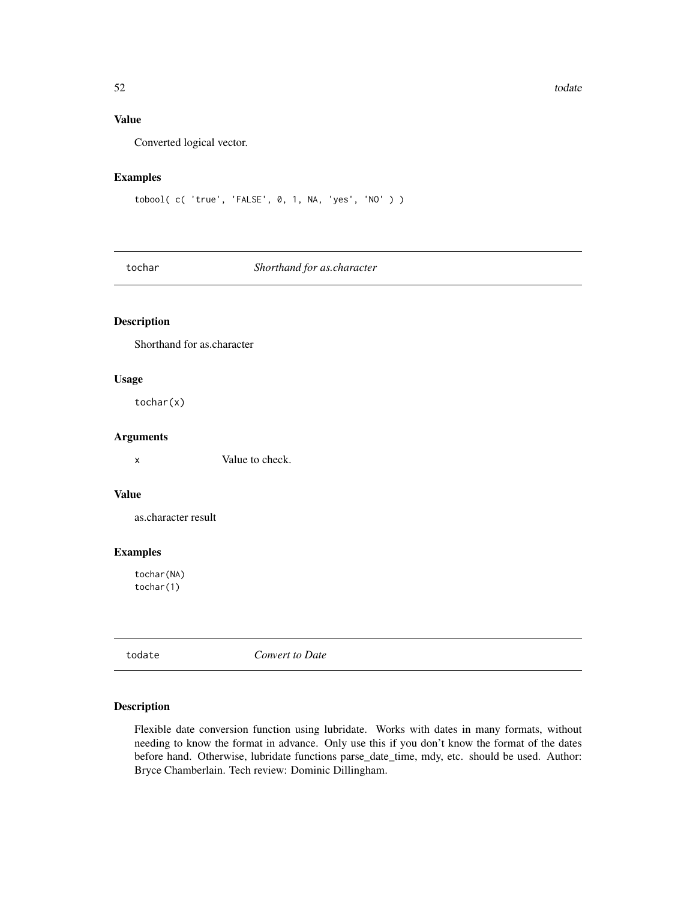### Value

Converted logical vector.

### Examples

```
tobool( c( 'true', 'FALSE', 0, 1, NA, 'yes', 'NO' ) )
```

## tochar *Shorthand for as.character*

### Description

Shorthand for as.character

### Usage

```
tochar(x)
```

### Arguments

| | |
|---|---|
| x | Value to check. |

### Value

as.character result

### Examples

```
tochar(NA)
tochar(1)
```

## todate *Convert to Date*

### Description

Flexible date conversion function using lubridate. Works with dates in many formats, without needing to know the format in advance. Only use this if you don't know the format of the dates before hand. Otherwise, lubridate functions parse_date_time, mdy, etc. should be used. Author: Bryce Chamberlain. Tech review: Dominic Dillingham.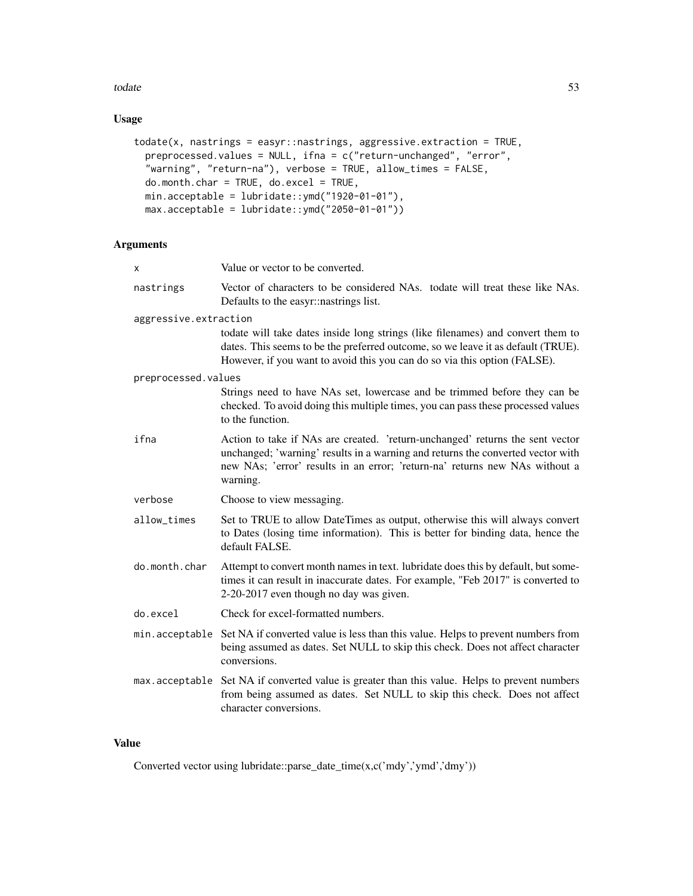## Usage

```
todate(x, nastrings = easyr::nastrings, aggressive.extraction = TRUE,
  preprocessed.values = NULL, ifna = c("return-unchanged", "error",
  "warning", "return-na"), verbose = TRUE, allow_times = FALSE,
  do.month.char = TRUE, do.excel = TRUE,
  min.acceptable = lubridate::ymd("1920-01-01"),
  max.acceptable = lubridate::ymd("2050-01-01"))
```

## Arguments

| | |
|---|---|
| x | Value or vector to be converted. |
| nastrings | Vector of characters to be considered NAs. todate will treat these like NAs. Defaults to the easyr::nastrings list. |
| aggressive.extraction | todate will take dates inside long strings (like filenames) and convert them to dates. This seems to be the preferred outcome, so we leave it as default (TRUE). However, if you want to avoid this you can do so via this option (FALSE). |
| preprocessed.values | Strings need to have NAs set, lowercase and be trimmed before they can be checked. To avoid doing this multiple times, you can pass these processed values to the function. |
| ifna | Action to take if NAs are created. 'return-unchanged' returns the sent vector unchanged; 'warning' results in a warning and returns the converted vector with new NAs; 'error' results in an error; 'return-na' returns new NAs without a warning. |
| verbose | Choose to view messaging. |
| allow_times | Set to TRUE to allow DateTimes as output, otherwise this will always convert to Dates (losing time information). This is better for binding data, hence the default FALSE. |
| do.month.char | Attempt to convert month names in text. lubridate does this by default, but sometimes it can result in inaccurate dates. For example, "Feb 2017" is converted to 2-20-2017 even though no day was given. |
| do.excel | Check for excel-formatted numbers. |
| min.acceptable | Set NA if converted value is less than this value. Helps to prevent numbers from being assumed as dates. Set NULL to skip this check. Does not affect character conversions. |
| max.acceptable | Set NA if converted value is greater than this value. Helps to prevent numbers from being assumed as dates. Set NULL to skip this check. Does not affect character conversions. |

## Value

Converted vector using lubridate::parse_date_time(x,c('mdy','ymd','dmy'))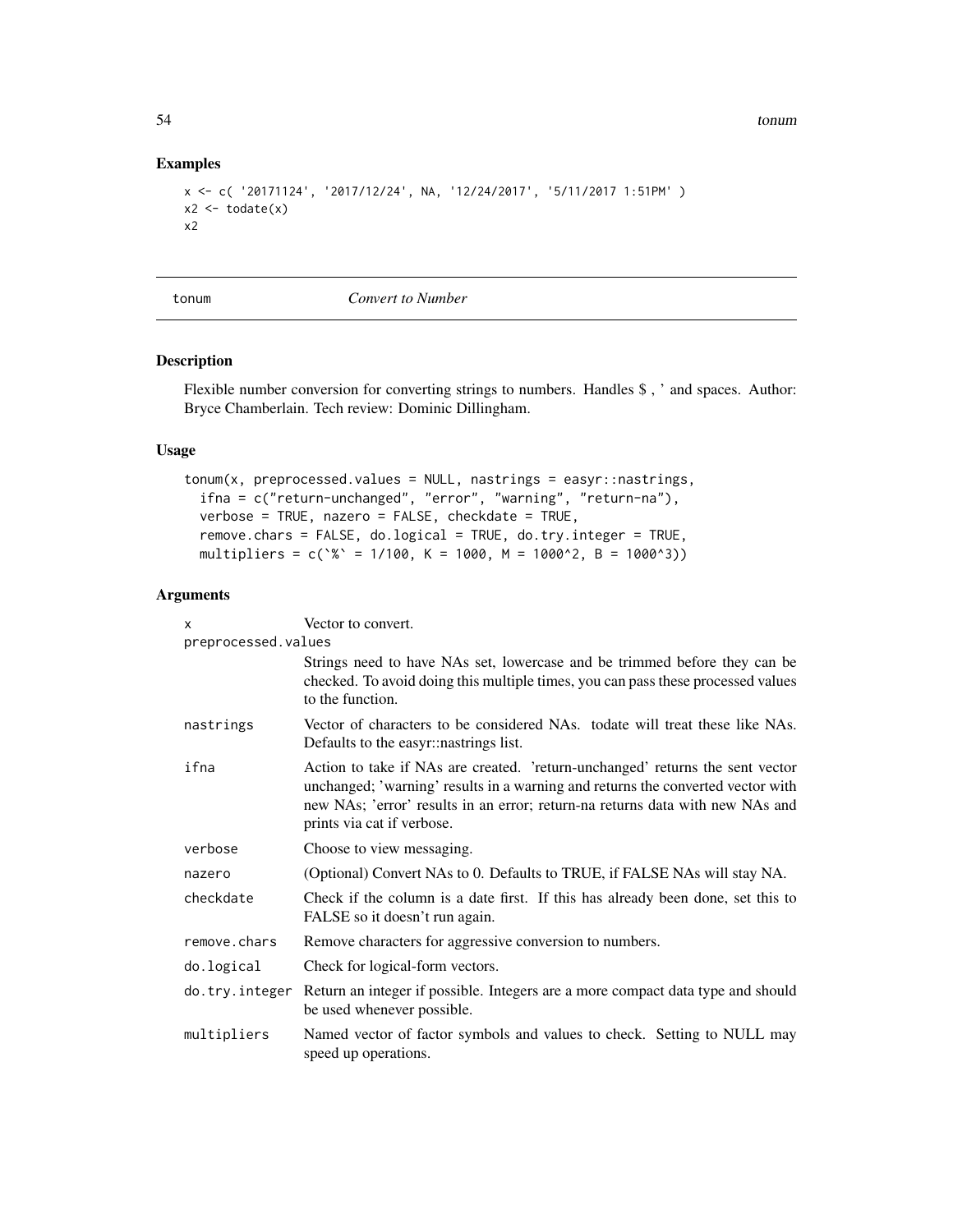## Examples

```
x <- c( '20171124', '2017/12/24', NA, '12/24/2017', '5/11/2017 1:51PM' )
x2 <- todate(x)
x2
```

---

## tonum *Convert to Number*

### Description

Flexible number conversion for converting strings to numbers. Handles $ , ' and spaces. Author: Bryce Chamberlain. Tech review: Dominic Dillingham.

### Usage

```
tonum(x, preprocessed.values = NULL, nastrings = easyr::nastrings,
  ifna = c("return-unchanged", "error", "warning", "return-na"),
  verbose = TRUE, nazero = FALSE, checkdate = TRUE,
  remove.chars = FALSE, do.logical = TRUE, do.try.integer = TRUE,
  multipliers = c(`%` = 1/100, K = 1000, M = 1000^2, B = 1000^3))
```

### Arguments

| | |
|---|---|
| `x` | Vector to convert. |
| `preprocessed.values` | Strings need to have NAs set, lowercase and be trimmed before they can be checked. To avoid doing this multiple times, you can pass these processed values to the function. |
| `nastrings` | Vector of characters to be considered NAs. todate will treat these like NAs. Defaults to the easyr::nastrings list. |
| `ifna` | Action to take if NAs are created. 'return-unchanged' returns the sent vector unchanged; 'warning' results in a warning and returns the converted vector with new NAs; 'error' results in an error; return-na returns data with new NAs and prints via cat if verbose. |
| `verbose` | Choose to view messaging. |
| `nazero` | (Optional) Convert NAs to 0. Defaults to TRUE, if FALSE NAs will stay NA. |
| `checkdate` | Check if the column is a date first. If this has already been done, set this to FALSE so it doesn't run again. |
| `remove.chars` | Remove characters for aggressive conversion to numbers. |
| `do.logical` | Check for logical-form vectors. |
| `do.try.integer` | Return an integer if possible. Integers are a more compact data type and should be used whenever possible. |
| `multipliers` | Named vector of factor symbols and values to check. Setting to NULL may speed up operations. |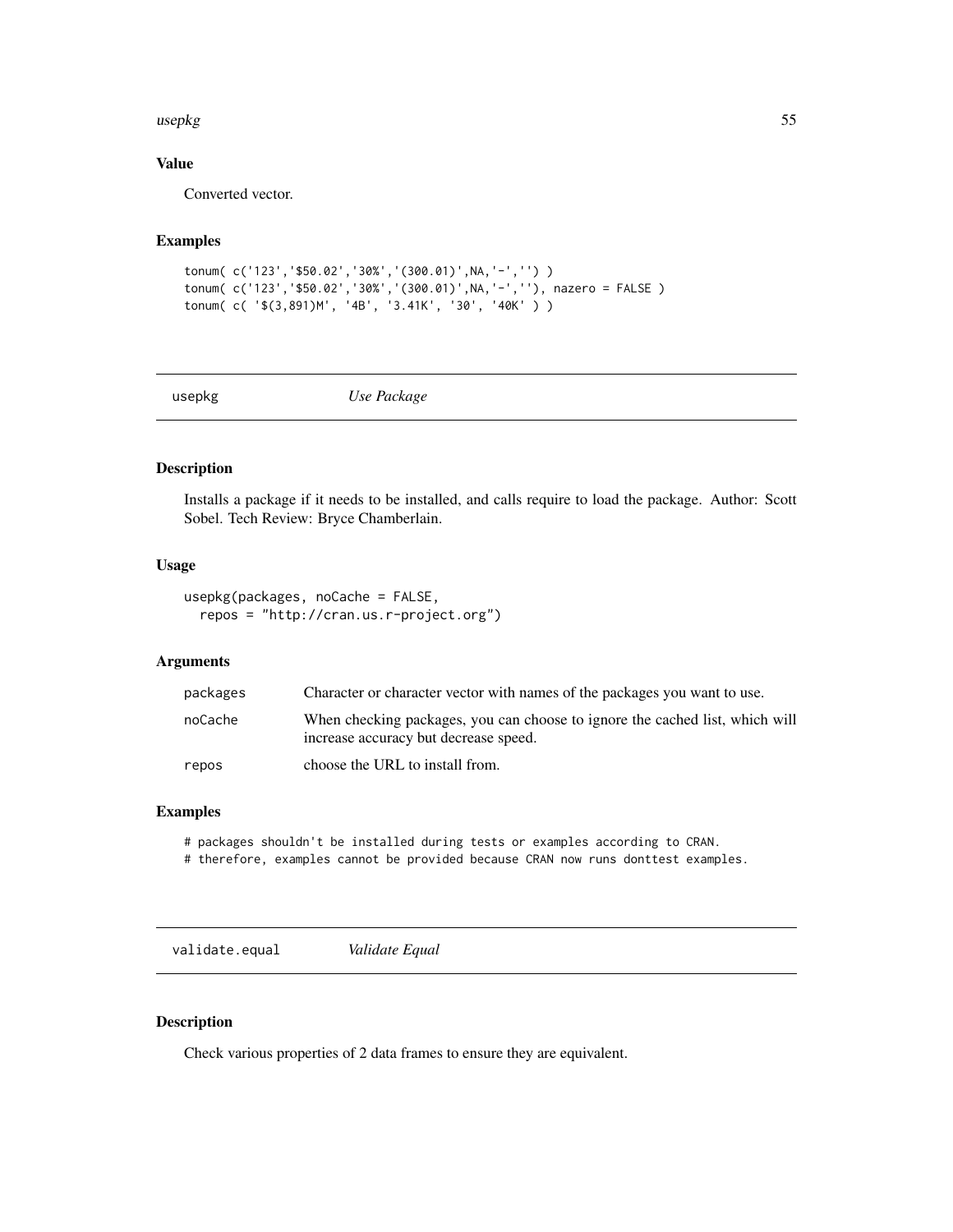### Value

Converted vector.

### Examples

```
tonum( c('123','$50.02','30%','(300.01)',NA,'-','') )
tonum( c('123','$50.02','30%','(300.01)',NA,'-',''), nazero = FALSE )
tonum( c( '$(3,891)M', '4B', '3.41K', '30', '40K' ) )
```

## usepkg *Use Package*

### Description

Installs a package if it needs to be installed, and calls require to load the package. Author: Scott Sobel. Tech Review: Bryce Chamberlain.

### Usage

```
usepkg(packages, noCache = FALSE,
  repos = "http://cran.us.r-project.org")
```

### Arguments

| | |
|---|---|
| packages | Character or character vector with names of the packages you want to use. |
| noCache | When checking packages, you can choose to ignore the cached list, which will increase accuracy but decrease speed. |
| repos | choose the URL to install from. |

### Examples

```
# packages shouldn't be installed during tests or examples according to CRAN.
# therefore, examples cannot be provided because CRAN now runs donttest examples.
```

## validate.equal *Validate Equal*

### Description

Check various properties of 2 data frames to ensure they are equivalent.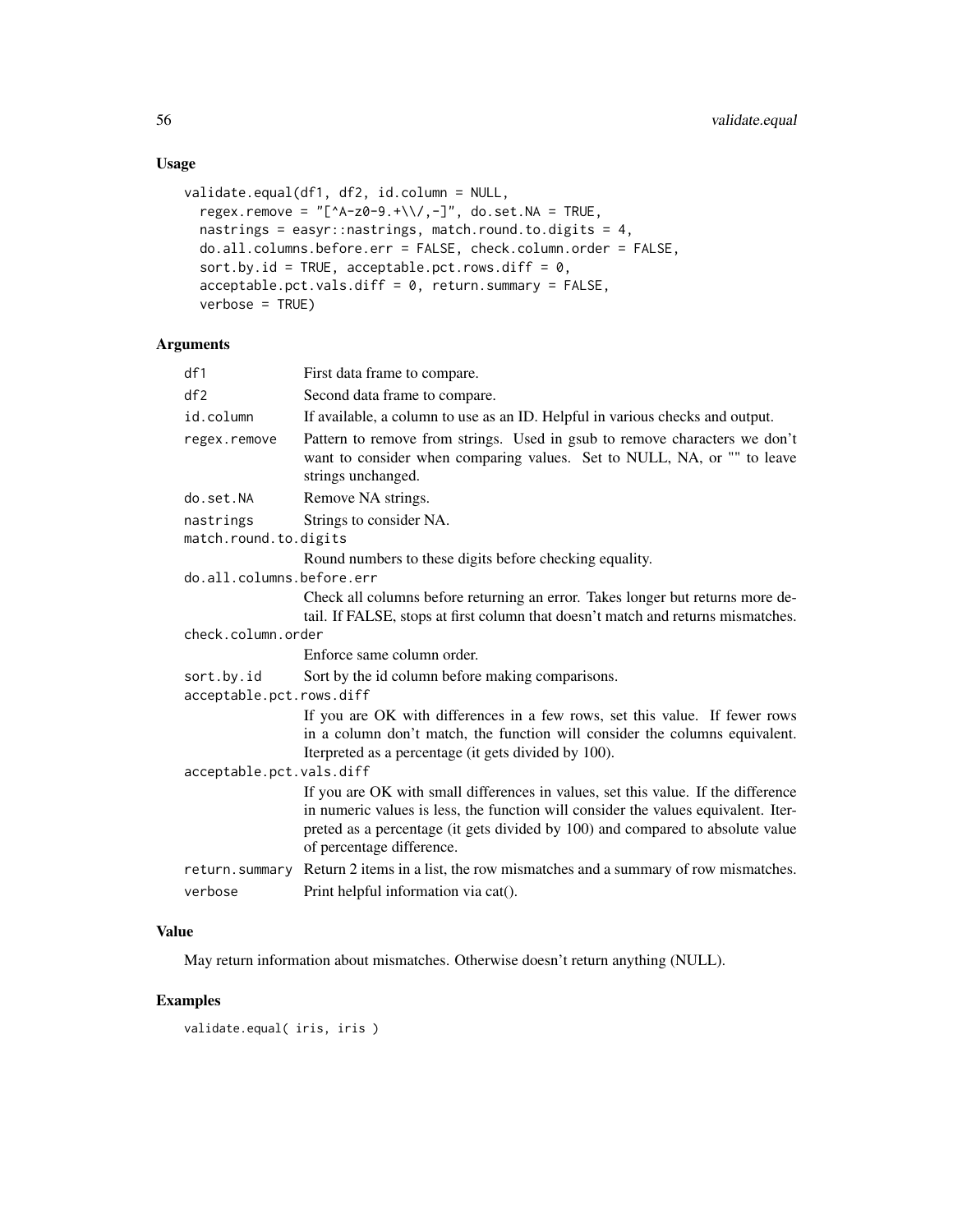## Usage

```
validate.equal(df1, df2, id.column = NULL,
  regex.remove = "[^A-z0-9.+\\/,-]", do.set.NA = TRUE,
  nastrings = easyr::nastrings, match.round.to.digits = 4,
  do.all.columns.before.err = FALSE, check.column.order = FALSE,
  sort.by.id = TRUE, acceptable.pct.rows.diff = 0,
  acceptable.pct.vals.diff = 0, return.summary = FALSE,
  verbose = TRUE)
```

## Arguments

| Argument | Description |
|---|---|
| `df1` | First data frame to compare. |
| `df2` | Second data frame to compare. |
| `id.column` | If available, a column to use as an ID. Helpful in various checks and output. |
| `regex.remove` | Pattern to remove from strings. Used in gsub to remove characters we don't want to consider when comparing values. Set to NULL, NA, or "" to leave strings unchanged. |
| `do.set.NA` | Remove NA strings. |
| `nastrings` | Strings to consider NA. |
| `match.round.to.digits` | Round numbers to these digits before checking equality. |
| `do.all.columns.before.err` | Check all columns before returning an error. Takes longer but returns more detail. If FALSE, stops at first column that doesn't match and returns mismatches. |
| `check.column.order` | Enforce same column order. |
| `sort.by.id` | Sort by the id column before making comparisons. |
| `acceptable.pct.rows.diff` | If you are OK with differences in a few rows, set this value. If fewer rows in a column don't match, the function will consider the columns equivalent. Iterpreted as a percentage (it gets divided by 100). |
| `acceptable.pct.vals.diff` | If you are OK with small differences in values, set this value. If the difference in numeric values is less, the function will consider the values equivalent. Interpreted as a percentage (it gets divided by 100) and compared to absolute value of percentage difference. |
| `return.summary` | Return 2 items in a list, the row mismatches and a summary of row mismatches. |
| `verbose` | Print helpful information via cat(). |

## Value

May return information about mismatches. Otherwise doesn't return anything (NULL).

## Examples

```
validate.equal( iris, iris )
```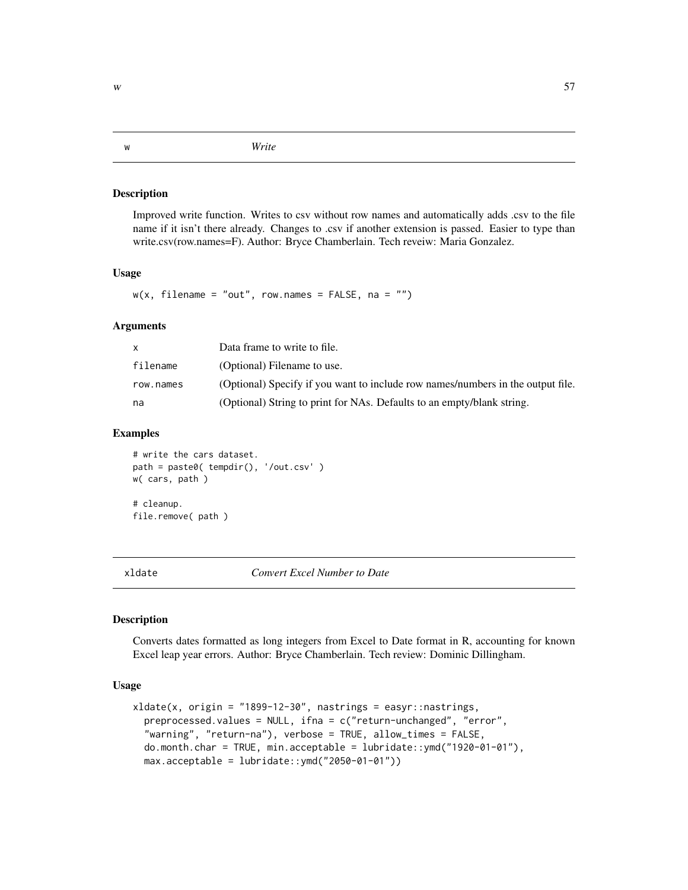## w — *Write*

### Description

Improved write function. Writes to csv without row names and automatically adds .csv to the file name if it isn't there already. Changes to .csv if another extension is passed. Easier to type than write.csv(row.names=F). Author: Bryce Chamberlain. Tech reveiw: Maria Gonzalez.

### Usage

```
w(x, filename = "out", row.names = FALSE, na = "")
```

### Arguments

| | |
|---|---|
| x | Data frame to write to file. |
| filename | (Optional) Filename to use. |
| row.names | (Optional) Specify if you want to include row names/numbers in the output file. |
| na | (Optional) String to print for NAs. Defaults to an empty/blank string. |

### Examples

```
# write the cars dataset.
path = paste0( tempdir(), '/out.csv' )
w( cars, path )

# cleanup.
file.remove( path )
```

## xldate — *Convert Excel Number to Date*

### Description

Converts dates formatted as long integers from Excel to Date format in R, accounting for known Excel leap year errors. Author: Bryce Chamberlain. Tech review: Dominic Dillingham.

### Usage

```
xldate(x, origin = "1899-12-30", nastrings = easyr::nastrings,
  preprocessed.values = NULL, ifna = c("return-unchanged", "error",
  "warning", "return-na"), verbose = TRUE, allow_times = FALSE,
  do.month.char = TRUE, min.acceptable = lubridate::ymd("1920-01-01"),
  max.acceptable = lubridate::ymd("2050-01-01"))
```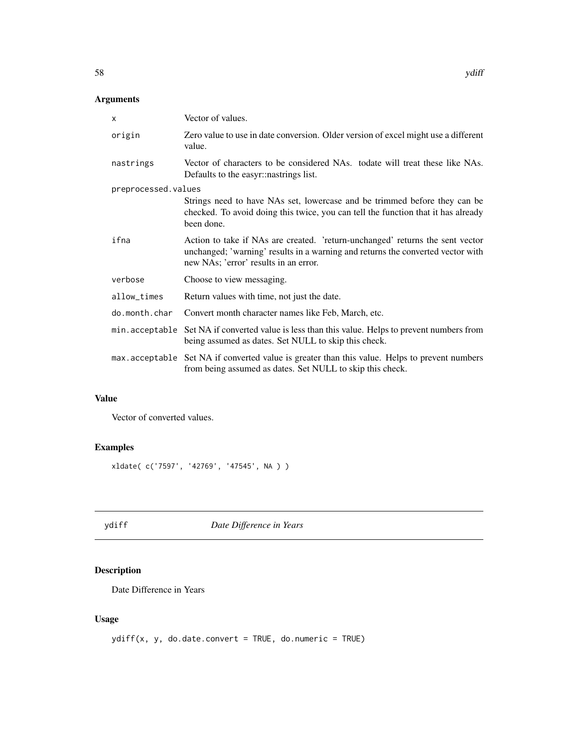## Arguments

| | |
|---|---|
| x | Vector of values. |
| origin | Zero value to use in date conversion. Older version of excel might use a different value. |
| nastrings | Vector of characters to be considered NAs. todate will treat these like NAs. Defaults to the easyr::nastrings list. |
| preprocessed.values | Strings need to have NAs set, lowercase and be trimmed before they can be checked. To avoid doing this twice, you can tell the function that it has already been done. |
| ifna | Action to take if NAs are created. 'return-unchanged' returns the sent vector unchanged; 'warning' results in a warning and returns the converted vector with new NAs; 'error' results in an error. |
| verbose | Choose to view messaging. |
| allow_times | Return values with time, not just the date. |
| do.month.char | Convert month character names like Feb, March, etc. |
| min.acceptable | Set NA if converted value is less than this value. Helps to prevent numbers from being assumed as dates. Set NULL to skip this check. |
| max.acceptable | Set NA if converted value is greater than this value. Helps to prevent numbers from being assumed as dates. Set NULL to skip this check. |

## Value

Vector of converted values.

## Examples

```
xldate( c('7597', '42769', '47545', NA ) )
```

---

# ydiff *Date Difference in Years*

## Description

Date Difference in Years

## Usage

```
ydiff(x, y, do.date.convert = TRUE, do.numeric = TRUE)
```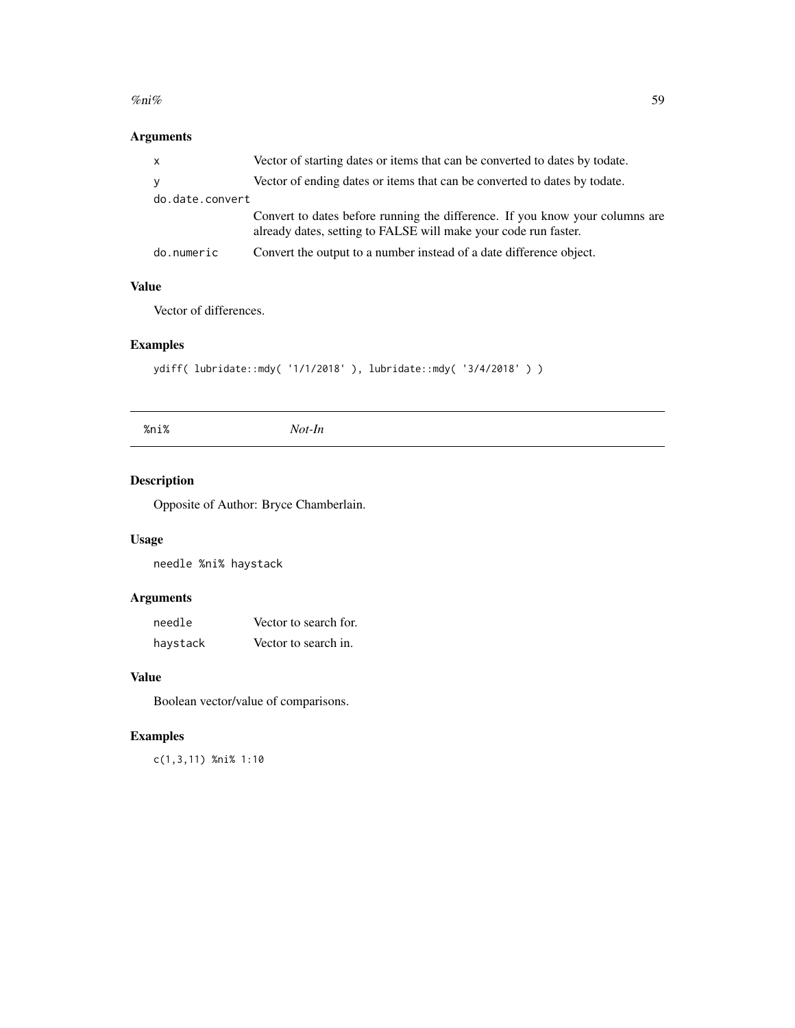## Arguments

| | |
|---|---|
| x | Vector of starting dates or items that can be converted to dates by todate. |
| y | Vector of ending dates or items that can be converted to dates by todate. |
| do.date.convert | Convert to dates before running the difference. If you know your columns are already dates, setting to FALSE will make your code run faster. |
| do.numeric | Convert the output to a number instead of a date difference object. |

## Value

Vector of differences.

## Examples

```
ydiff( lubridate::mdy( '1/1/2018' ), lubridate::mdy( '3/4/2018' ) )
```

---

# %ni% *Not-In*

---

## Description

Opposite of Author: Bryce Chamberlain.

## Usage

```
needle %ni% haystack
```

## Arguments

| | |
|---|---|
| needle | Vector to search for. |
| haystack | Vector to search in. |

## Value

Boolean vector/value of comparisons.

## Examples

```
c(1,3,11) %ni% 1:10
```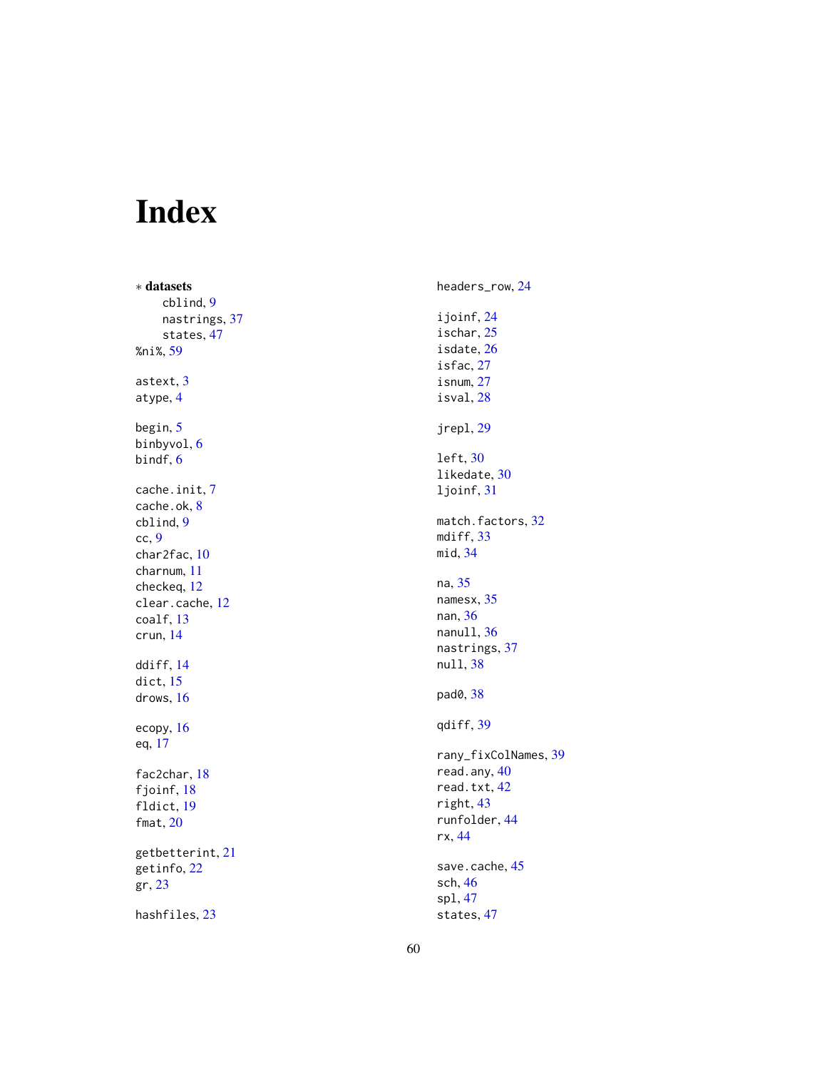# Index

∗ **datasets**
  cblind, 9
  nastrings, 37
  states, 47

%ni%, 59

astext, 3
atype, 4

begin, 5
binbyvol, 6
bindf, 6

cache.init, 7
cache.ok, 8
cblind, 9
cc, 9
char2fac, 10
charnum, 11
checkeq, 12
clear.cache, 12
coalf, 13
crun, 14

ddiff, 14
dict, 15
drows, 16

ecopy, 16
eq, 17

fac2char, 18
fjoinf, 18
fldict, 19
fmat, 20

getbetterint, 21
getinfo, 22
gr, 23

hashfiles, 23
headers_row, 24

ijoinf, 24
ischar, 25
isdate, 26
isfac, 27
isnum, 27
isval, 28

jrepl, 29

left, 30
likedate, 30
ljoinf, 31

match.factors, 32
mdiff, 33
mid, 34

na, 35
namesx, 35
nan, 36
nanull, 36
nastrings, 37
null, 38

pad0, 38

qdiff, 39

rany_fixColNames, 39
read.any, 40
read.txt, 42
right, 43
runfolder, 44
rx, 44

save.cache, 45
sch, 46
spl, 47
states, 47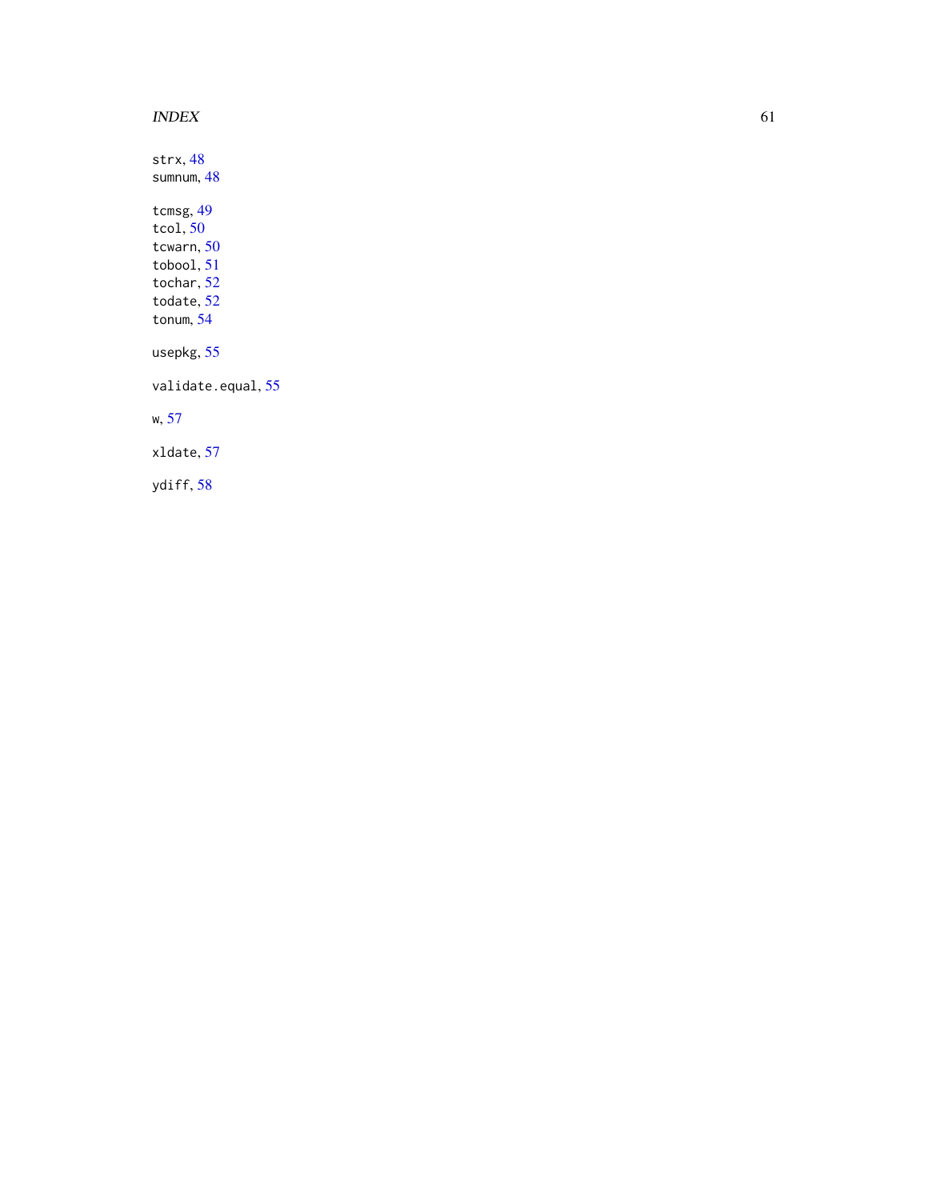strx, 48
sumnum, 48

tcmsg, 49
tcol, 50
tcwarn, 50
tobool, 51
tochar, 52
todate, 52
tonum, 54

usepkg, 55

validate.equal, 55

w, 57

xldate, 57

ydiff, 58